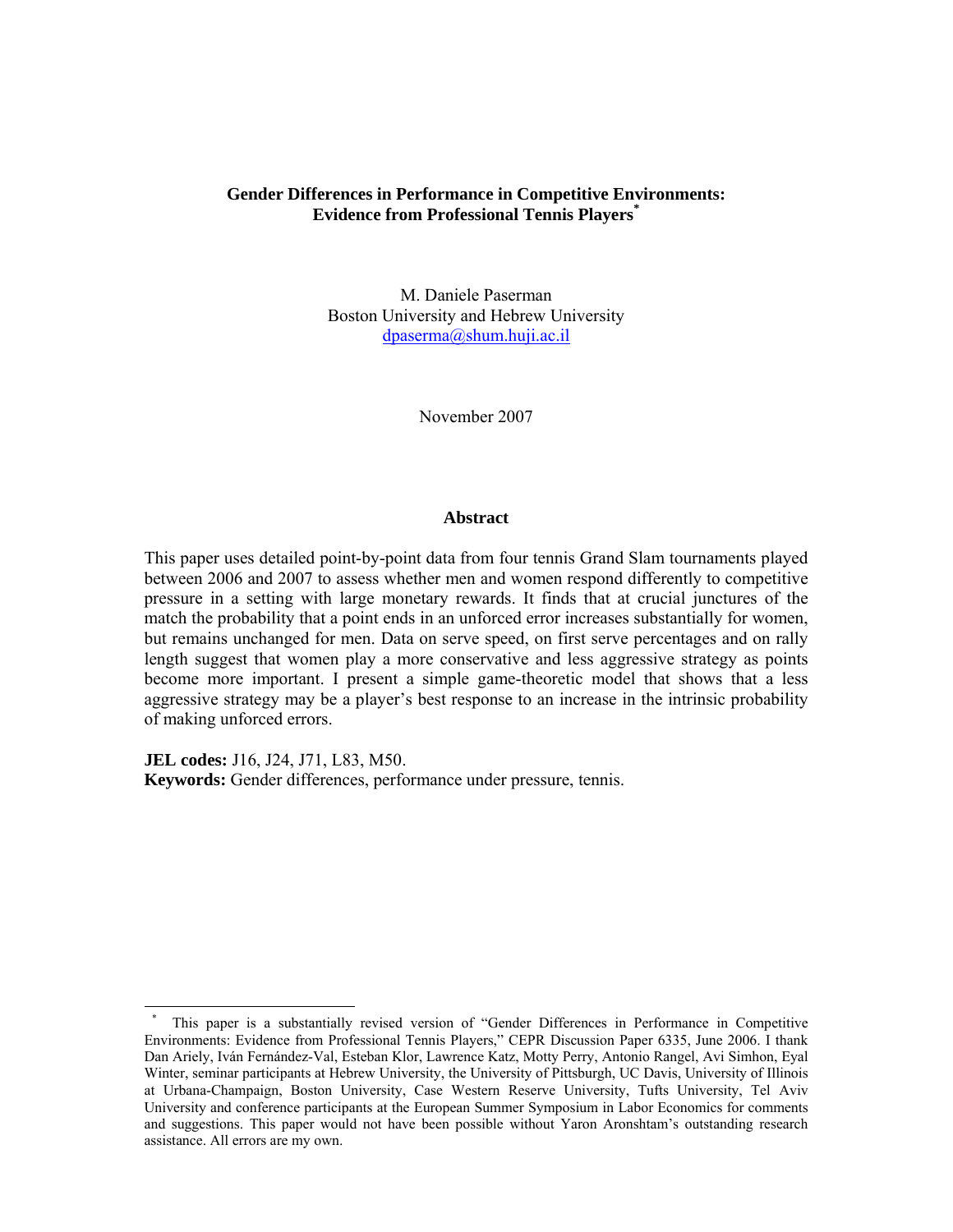# Gender Differences in Performance in Competitive Environments: Evidence from Professional Tennis Players[*]

M. Daniele Paserman
Boston University and Hebrew University
dpaserma@shum.huji.ac.il

November 2007

## Abstract

This paper uses detailed point-by-point data from four tennis Grand Slam tournaments played between 2006 and 2007 to assess whether men and women respond differently to competitive pressure in a setting with large monetary rewards. It finds that at crucial junctures of the match the probability that a point ends in an unforced error increases substantially for women, but remains unchanged for men. Data on serve speed, on first serve percentages and on rally length suggest that women play a more conservative and less aggressive strategy as points become more important. I present a simple game-theoretic model that shows that a less aggressive strategy may be a player's best response to an increase in the intrinsic probability of making unforced errors.

**JEL codes:** J16, J24, J71, L83, M50.
**Keywords:** Gender differences, performance under pressure, tennis.

[*] This paper is a substantially revised version of "Gender Differences in Performance in Competitive Environments: Evidence from Professional Tennis Players," CEPR Discussion Paper 6335, June 2006. I thank Dan Ariely, Iván Fernández-Val, Esteban Klor, Lawrence Katz, Motty Perry, Antonio Rangel, Avi Simhon, Eyal Winter, seminar participants at Hebrew University, the University of Pittsburgh, UC Davis, University of Illinois at Urbana-Champaign, Boston University, Case Western Reserve University, Tufts University, Tel Aviv University and conference participants at the European Summer Symposium in Labor Economics for comments and suggestions. This paper would not have been possible without Yaron Aronshtam's outstanding research assistance. All errors are my own.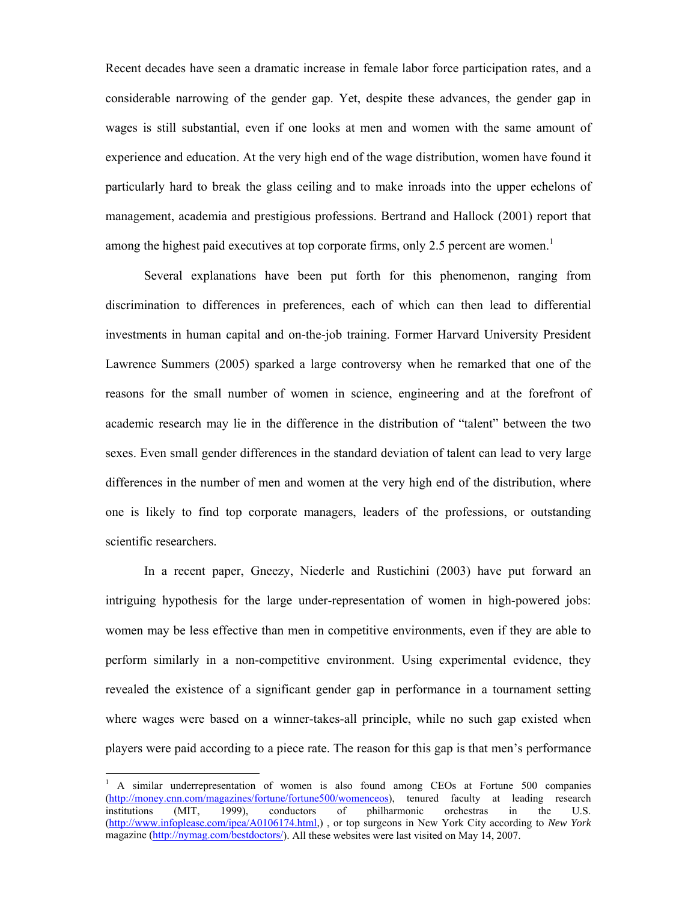Recent decades have seen a dramatic increase in female labor force participation rates, and a considerable narrowing of the gender gap. Yet, despite these advances, the gender gap in wages is still substantial, even if one looks at men and women with the same amount of experience and education. At the very high end of the wage distribution, women have found it particularly hard to break the glass ceiling and to make inroads into the upper echelons of management, academia and prestigious professions. Bertrand and Hallock (2001) report that among the highest paid executives at top corporate firms, only 2.5 percent are women.[1]

Several explanations have been put forth for this phenomenon, ranging from discrimination to differences in preferences, each of which can then lead to differential investments in human capital and on-the-job training. Former Harvard University President Lawrence Summers (2005) sparked a large controversy when he remarked that one of the reasons for the small number of women in science, engineering and at the forefront of academic research may lie in the difference in the distribution of "talent" between the two sexes. Even small gender differences in the standard deviation of talent can lead to very large differences in the number of men and women at the very high end of the distribution, where one is likely to find top corporate managers, leaders of the professions, or outstanding scientific researchers.

In a recent paper, Gneezy, Niederle and Rustichini (2003) have put forward an intriguing hypothesis for the large under-representation of women in high-powered jobs: women may be less effective than men in competitive environments, even if they are able to perform similarly in a non-competitive environment. Using experimental evidence, they revealed the existence of a significant gender gap in performance in a tournament setting where wages were based on a winner-takes-all principle, while no such gap existed when players were paid according to a piece rate. The reason for this gap is that men's performance

---

[1] A similar underrepresentation of women is also found among CEOs at Fortune 500 companies (http://money.cnn.com/magazines/fortune/fortune500/womenceos), tenured faculty at leading research institutions (MIT, 1999), conductors of philharmonic orchestras in the U.S. (http://www.infoplease.com/ipea/A0106174.html,) , or top surgeons in New York City according to *New York* magazine (http://nymag.com/bestdoctors/). All these websites were last visited on May 14, 2007.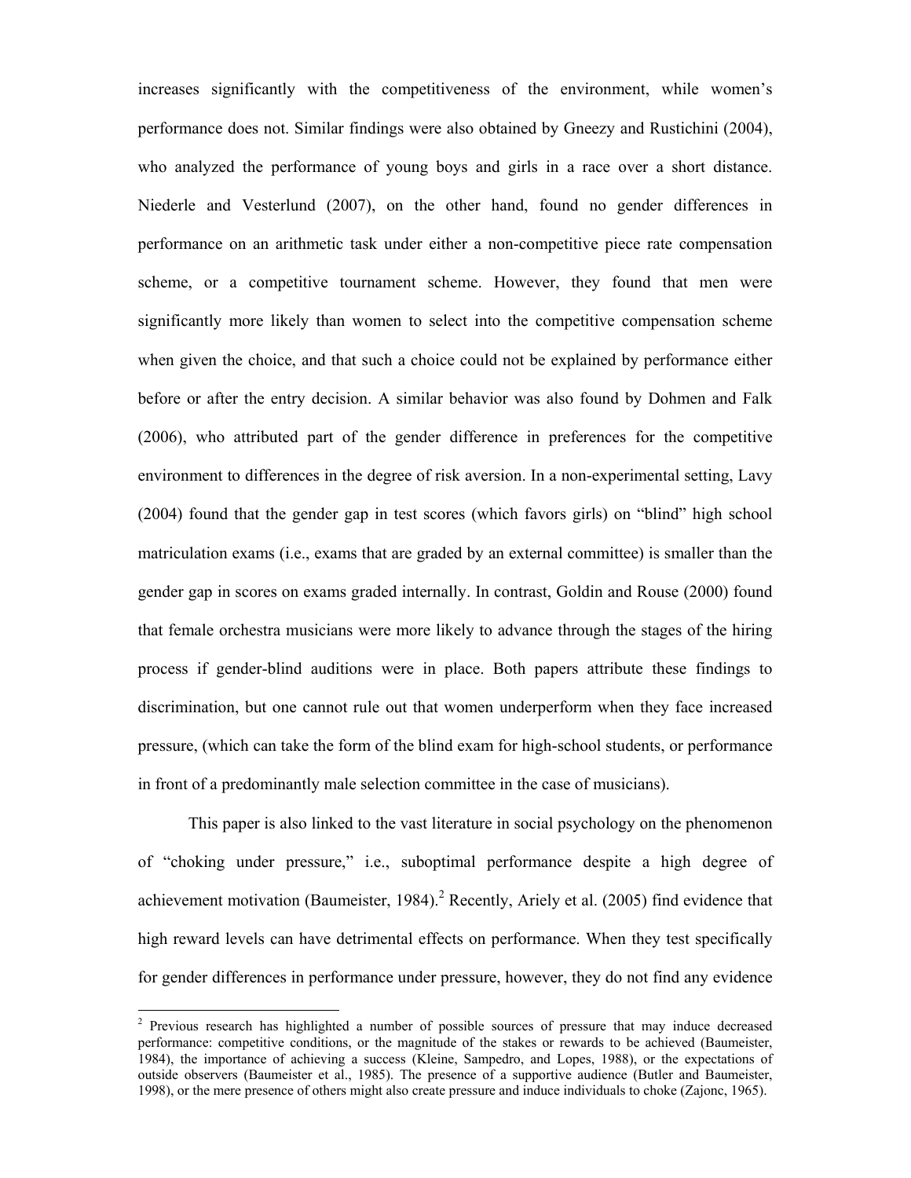increases significantly with the competitiveness of the environment, while women's performance does not. Similar findings were also obtained by Gneezy and Rustichini (2004), who analyzed the performance of young boys and girls in a race over a short distance. Niederle and Vesterlund (2007), on the other hand, found no gender differences in performance on an arithmetic task under either a non-competitive piece rate compensation scheme, or a competitive tournament scheme. However, they found that men were significantly more likely than women to select into the competitive compensation scheme when given the choice, and that such a choice could not be explained by performance either before or after the entry decision. A similar behavior was also found by Dohmen and Falk (2006), who attributed part of the gender difference in preferences for the competitive environment to differences in the degree of risk aversion. In a non-experimental setting, Lavy (2004) found that the gender gap in test scores (which favors girls) on "blind" high school matriculation exams (i.e., exams that are graded by an external committee) is smaller than the gender gap in scores on exams graded internally. In contrast, Goldin and Rouse (2000) found that female orchestra musicians were more likely to advance through the stages of the hiring process if gender-blind auditions were in place. Both papers attribute these findings to discrimination, but one cannot rule out that women underperform when they face increased pressure, (which can take the form of the blind exam for high-school students, or performance in front of a predominantly male selection committee in the case of musicians).

This paper is also linked to the vast literature in social psychology on the phenomenon of "choking under pressure," i.e., suboptimal performance despite a high degree of achievement motivation (Baumeister, 1984).[2] Recently, Ariely et al. (2005) find evidence that high reward levels can have detrimental effects on performance. When they test specifically for gender differences in performance under pressure, however, they do not find any evidence

[2] Previous research has highlighted a number of possible sources of pressure that may induce decreased performance: competitive conditions, or the magnitude of the stakes or rewards to be achieved (Baumeister, 1984), the importance of achieving a success (Kleine, Sampedro, and Lopes, 1988), or the expectations of outside observers (Baumeister et al., 1985). The presence of a supportive audience (Butler and Baumeister, 1998), or the mere presence of others might also create pressure and induce individuals to choke (Zajonc, 1965).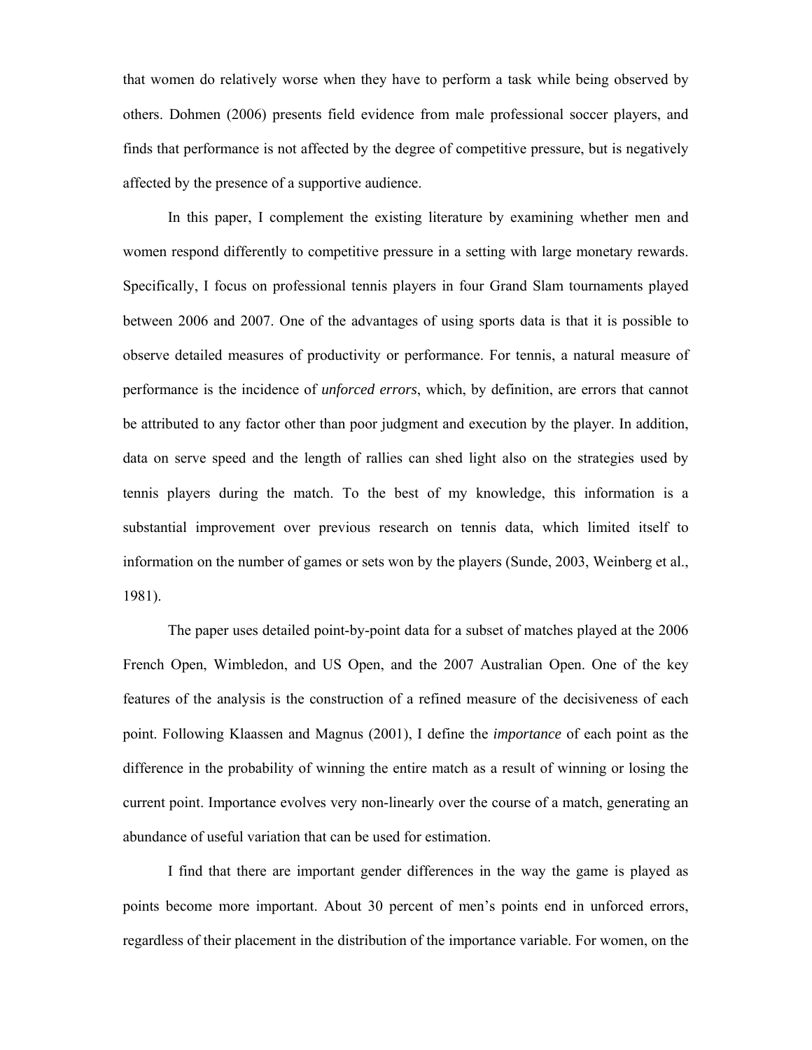that women do relatively worse when they have to perform a task while being observed by others. Dohmen (2006) presents field evidence from male professional soccer players, and finds that performance is not affected by the degree of competitive pressure, but is negatively affected by the presence of a supportive audience.

In this paper, I complement the existing literature by examining whether men and women respond differently to competitive pressure in a setting with large monetary rewards. Specifically, I focus on professional tennis players in four Grand Slam tournaments played between 2006 and 2007. One of the advantages of using sports data is that it is possible to observe detailed measures of productivity or performance. For tennis, a natural measure of performance is the incidence of *unforced errors*, which, by definition, are errors that cannot be attributed to any factor other than poor judgment and execution by the player. In addition, data on serve speed and the length of rallies can shed light also on the strategies used by tennis players during the match. To the best of my knowledge, this information is a substantial improvement over previous research on tennis data, which limited itself to information on the number of games or sets won by the players (Sunde, 2003, Weinberg et al., 1981).

The paper uses detailed point-by-point data for a subset of matches played at the 2006 French Open, Wimbledon, and US Open, and the 2007 Australian Open. One of the key features of the analysis is the construction of a refined measure of the decisiveness of each point. Following Klaassen and Magnus (2001), I define the *importance* of each point as the difference in the probability of winning the entire match as a result of winning or losing the current point. Importance evolves very non-linearly over the course of a match, generating an abundance of useful variation that can be used for estimation.

I find that there are important gender differences in the way the game is played as points become more important. About 30 percent of men's points end in unforced errors, regardless of their placement in the distribution of the importance variable. For women, on the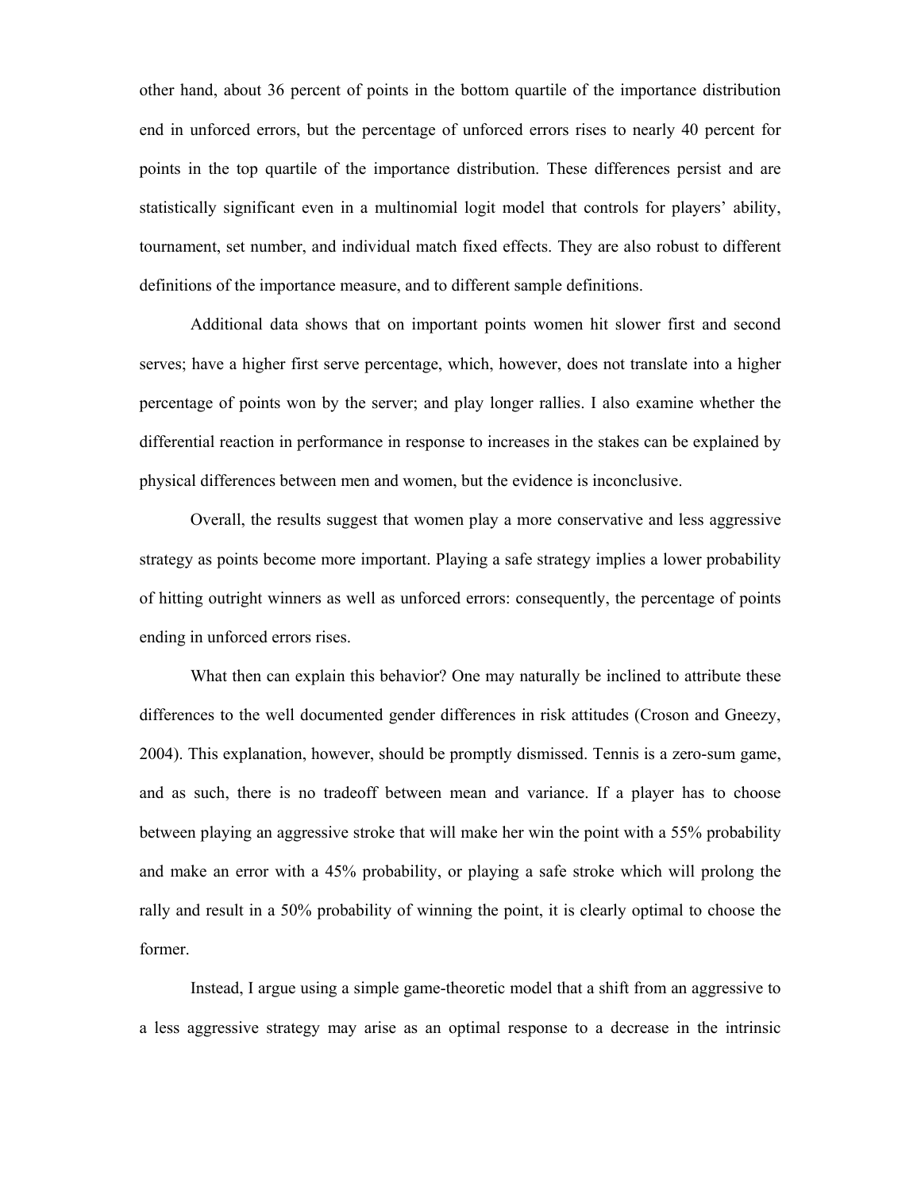other hand, about 36 percent of points in the bottom quartile of the importance distribution end in unforced errors, but the percentage of unforced errors rises to nearly 40 percent for points in the top quartile of the importance distribution. These differences persist and are statistically significant even in a multinomial logit model that controls for players' ability, tournament, set number, and individual match fixed effects. They are also robust to different definitions of the importance measure, and to different sample definitions.

Additional data shows that on important points women hit slower first and second serves; have a higher first serve percentage, which, however, does not translate into a higher percentage of points won by the server; and play longer rallies. I also examine whether the differential reaction in performance in response to increases in the stakes can be explained by physical differences between men and women, but the evidence is inconclusive.

Overall, the results suggest that women play a more conservative and less aggressive strategy as points become more important. Playing a safe strategy implies a lower probability of hitting outright winners as well as unforced errors: consequently, the percentage of points ending in unforced errors rises.

What then can explain this behavior? One may naturally be inclined to attribute these differences to the well documented gender differences in risk attitudes (Croson and Gneezy, 2004). This explanation, however, should be promptly dismissed. Tennis is a zero-sum game, and as such, there is no tradeoff between mean and variance. If a player has to choose between playing an aggressive stroke that will make her win the point with a 55% probability and make an error with a 45% probability, or playing a safe stroke which will prolong the rally and result in a 50% probability of winning the point, it is clearly optimal to choose the former.

Instead, I argue using a simple game-theoretic model that a shift from an aggressive to a less aggressive strategy may arise as an optimal response to a decrease in the intrinsic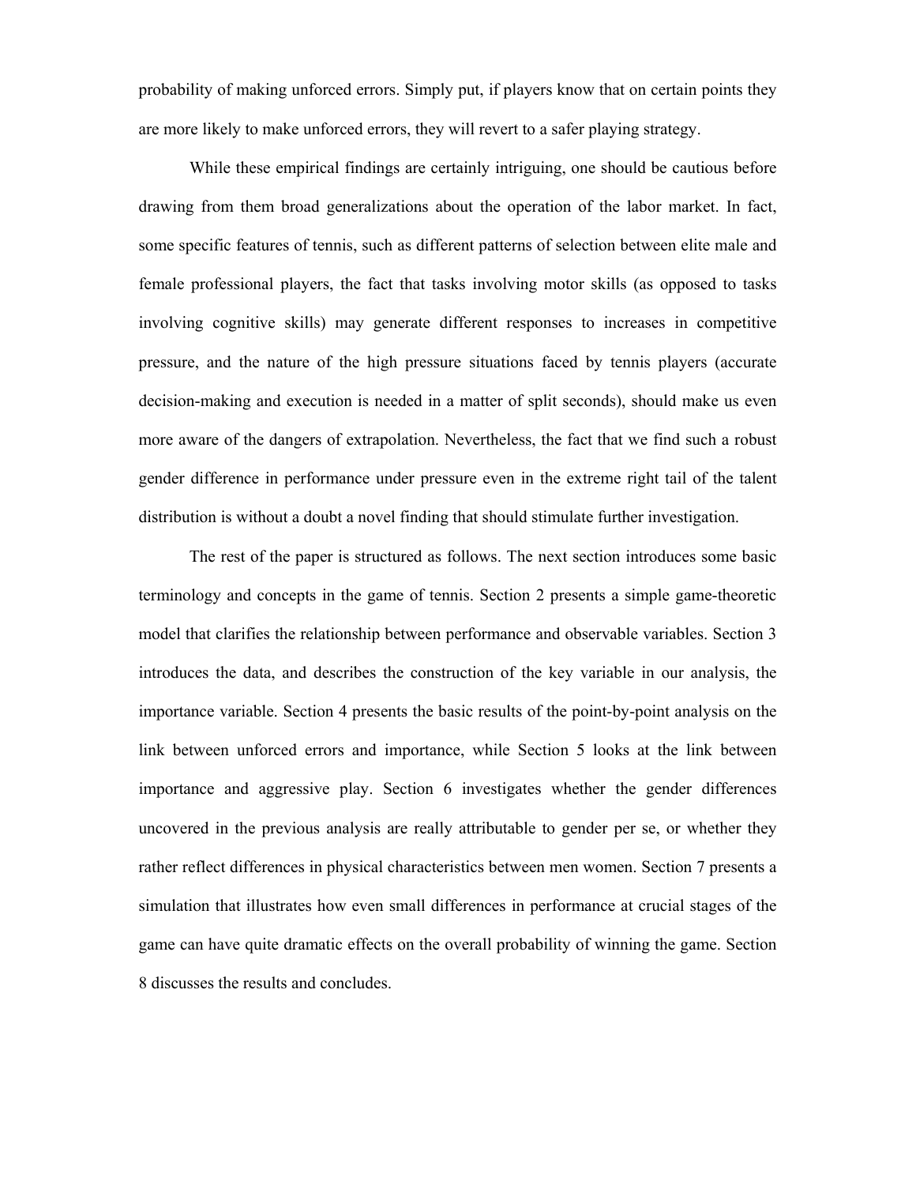probability of making unforced errors. Simply put, if players know that on certain points they are more likely to make unforced errors, they will revert to a safer playing strategy.

While these empirical findings are certainly intriguing, one should be cautious before drawing from them broad generalizations about the operation of the labor market. In fact, some specific features of tennis, such as different patterns of selection between elite male and female professional players, the fact that tasks involving motor skills (as opposed to tasks involving cognitive skills) may generate different responses to increases in competitive pressure, and the nature of the high pressure situations faced by tennis players (accurate decision-making and execution is needed in a matter of split seconds), should make us even more aware of the dangers of extrapolation. Nevertheless, the fact that we find such a robust gender difference in performance under pressure even in the extreme right tail of the talent distribution is without a doubt a novel finding that should stimulate further investigation.

The rest of the paper is structured as follows. The next section introduces some basic terminology and concepts in the game of tennis. Section 2 presents a simple game-theoretic model that clarifies the relationship between performance and observable variables. Section 3 introduces the data, and describes the construction of the key variable in our analysis, the importance variable. Section 4 presents the basic results of the point-by-point analysis on the link between unforced errors and importance, while Section 5 looks at the link between importance and aggressive play. Section 6 investigates whether the gender differences uncovered in the previous analysis are really attributable to gender per se, or whether they rather reflect differences in physical characteristics between men women. Section 7 presents a simulation that illustrates how even small differences in performance at crucial stages of the game can have quite dramatic effects on the overall probability of winning the game. Section 8 discusses the results and concludes.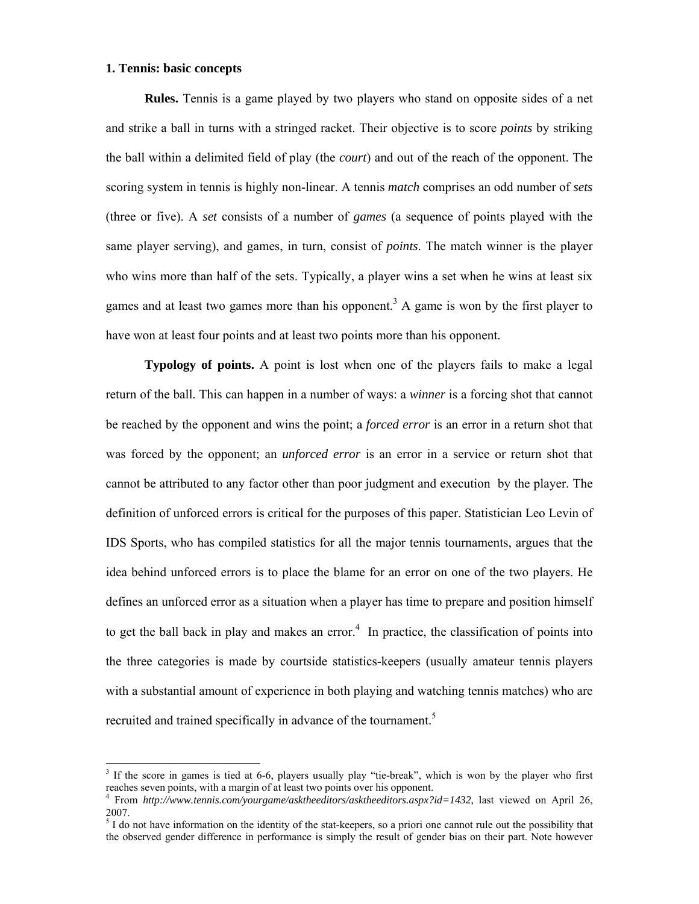## 1. Tennis: basic concepts

**Rules.** Tennis is a game played by two players who stand on opposite sides of a net and strike a ball in turns with a stringed racket. Their objective is to score *points* by striking the ball within a delimited field of play (the *court*) and out of the reach of the opponent. The scoring system in tennis is highly non-linear. A tennis *match* comprises an odd number of *sets* (three or five). A *set* consists of a number of *games* (a sequence of points played with the same player serving), and games, in turn, consist of *points*. The match winner is the player who wins more than half of the sets. Typically, a player wins a set when he wins at least six games and at least two games more than his opponent.[3] A game is won by the first player to have won at least four points and at least two points more than his opponent.

**Typology of points.** A point is lost when one of the players fails to make a legal return of the ball. This can happen in a number of ways: a *winner* is a forcing shot that cannot be reached by the opponent and wins the point; a *forced error* is an error in a return shot that was forced by the opponent; an *unforced error* is an error in a service or return shot that cannot be attributed to any factor other than poor judgment and execution by the player. The definition of unforced errors is critical for the purposes of this paper. Statistician Leo Levin of IDS Sports, who has compiled statistics for all the major tennis tournaments, argues that the idea behind unforced errors is to place the blame for an error on one of the two players. He defines an unforced error as a situation when a player has time to prepare and position himself to get the ball back in play and makes an error.[4] In practice, the classification of points into the three categories is made by courtside statistics-keepers (usually amateur tennis players with a substantial amount of experience in both playing and watching tennis matches) who are recruited and trained specifically in advance of the tournament.[5]

---

[3] If the score in games is tied at 6-6, players usually play "tie-break", which is won by the player who first reaches seven points, with a margin of at least two points over his opponent.

[4] From *http://www.tennis.com/yourgame/asktheeditors/asktheeditors.aspx?id=1432*, last viewed on April 26, 2007.

[5] I do not have information on the identity of the stat-keepers, so a priori one cannot rule out the possibility that the observed gender difference in performance is simply the result of gender bias on their part. Note however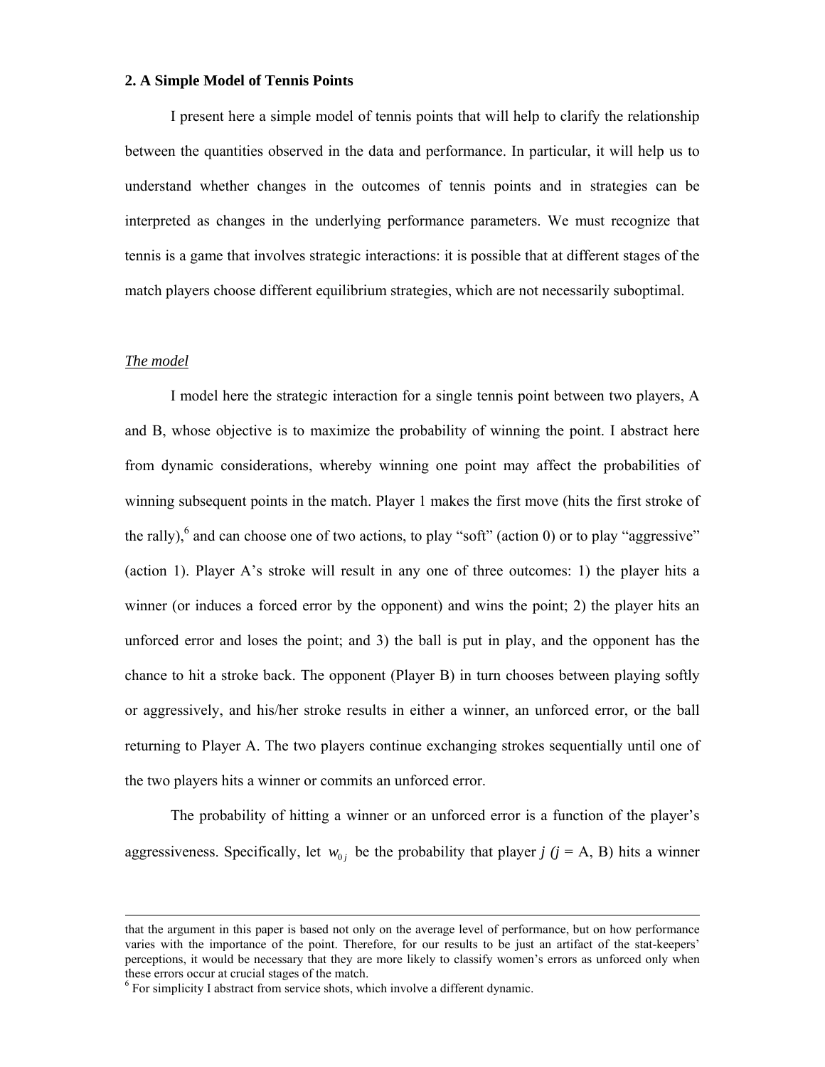## 2. A Simple Model of Tennis Points

I present here a simple model of tennis points that will help to clarify the relationship between the quantities observed in the data and performance. In particular, it will help us to understand whether changes in the outcomes of tennis points and in strategies can be interpreted as changes in the underlying performance parameters. We must recognize that tennis is a game that involves strategic interactions: it is possible that at different stages of the match players choose different equilibrium strategies, which are not necessarily suboptimal.

### *The model*

I model here the strategic interaction for a single tennis point between two players, A and B, whose objective is to maximize the probability of winning the point. I abstract here from dynamic considerations, whereby winning one point may affect the probabilities of winning subsequent points in the match. Player 1 makes the first move (hits the first stroke of the rally),[6] and can choose one of two actions, to play "soft" (action 0) or to play "aggressive" (action 1). Player A's stroke will result in any one of three outcomes: 1) the player hits a winner (or induces a forced error by the opponent) and wins the point; 2) the player hits an unforced error and loses the point; and 3) the ball is put in play, and the opponent has the chance to hit a stroke back. The opponent (Player B) in turn chooses between playing softly or aggressively, and his/her stroke results in either a winner, an unforced error, or the ball returning to Player A. The two players continue exchanging strokes sequentially until one of the two players hits a winner or commits an unforced error.

The probability of hitting a winner or an unforced error is a function of the player's aggressiveness. Specifically, let $w_{0j}$ be the probability that player *j (j* = A, B) hits a winner

---

that the argument in this paper is based not only on the average level of performance, but on how performance varies with the importance of the point. Therefore, for our results to be just an artifact of the stat-keepers' perceptions, it would be necessary that they are more likely to classify women's errors as unforced only when these errors occur at crucial stages of the match.

[6] For simplicity I abstract from service shots, which involve a different dynamic.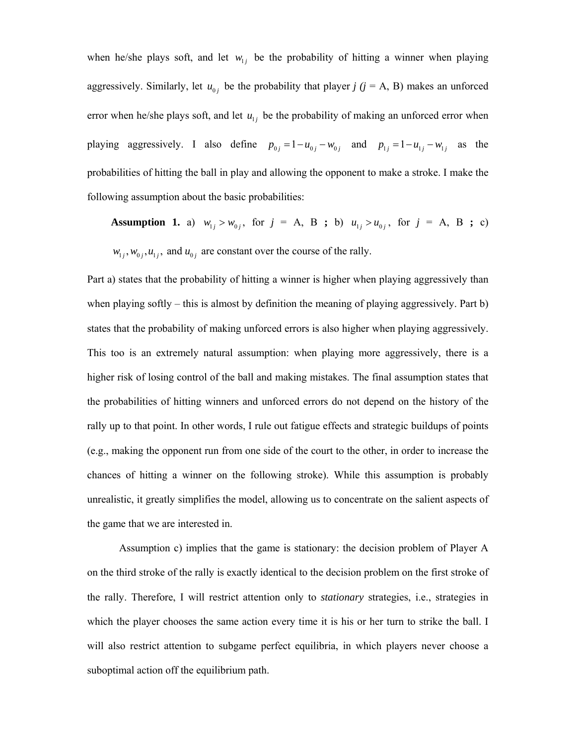when he/she plays soft, and let $w_{1j}$ be the probability of hitting a winner when playing aggressively. Similarly, let $u_{0j}$ be the probability that player *j (j* = A, B) makes an unforced error when he/she plays soft, and let $u_{1j}$ be the probability of making an unforced error when playing aggressively. I also define $p_{0j} = 1 - u_{0j} - w_{0j}$ and $p_{1j} = 1 - u_{1j} - w_{1j}$ as the probabilities of hitting the ball in play and allowing the opponent to make a stroke. I make the following assumption about the basic probabilities:

**Assumption 1.** a) $w_{1j} > w_{0j}$, for $j$ = A, B **;** b) $u_{1j} > u_{0j}$, for $j$ = A, B **;** c) $w_{1j}, w_{0j}, u_{1j},$ and $u_{0j}$ are constant over the course of the rally.

Part a) states that the probability of hitting a winner is higher when playing aggressively than when playing softly – this is almost by definition the meaning of playing aggressively. Part b) states that the probability of making unforced errors is also higher when playing aggressively. This too is an extremely natural assumption: when playing more aggressively, there is a higher risk of losing control of the ball and making mistakes. The final assumption states that the probabilities of hitting winners and unforced errors do not depend on the history of the rally up to that point. In other words, I rule out fatigue effects and strategic buildups of points (e.g., making the opponent run from one side of the court to the other, in order to increase the chances of hitting a winner on the following stroke). While this assumption is probably unrealistic, it greatly simplifies the model, allowing us to concentrate on the salient aspects of the game that we are interested in.

Assumption c) implies that the game is stationary: the decision problem of Player A on the third stroke of the rally is exactly identical to the decision problem on the first stroke of the rally. Therefore, I will restrict attention only to *stationary* strategies, i.e., strategies in which the player chooses the same action every time it is his or her turn to strike the ball. I will also restrict attention to subgame perfect equilibria, in which players never choose a suboptimal action off the equilibrium path.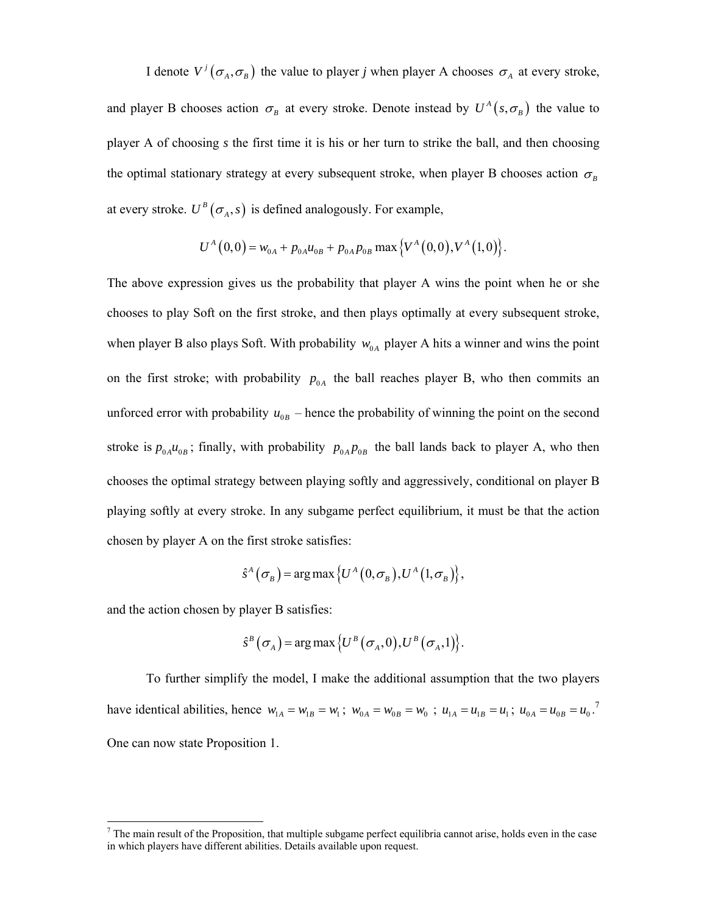I denote $V^j(\sigma_A, \sigma_B)$ the value to player *j* when player A chooses $\sigma_A$ at every stroke, and player B chooses action $\sigma_B$ at every stroke. Denote instead by $U^A(s, \sigma_B)$ the value to player A of choosing *s* the first time it is his or her turn to strike the ball, and then choosing the optimal stationary strategy at every subsequent stroke, when player B chooses action $\sigma_B$ at every stroke. $U^B(\sigma_A, s)$ is defined analogously. For example,

$$U^A(0,0) = w_{0A} + p_{0A}u_{0B} + p_{0A}p_{0B} \max\left\{V^A(0,0), V^A(1,0)\right\}.$$

The above expression gives us the probability that player A wins the point when he or she chooses to play Soft on the first stroke, and then plays optimally at every subsequent stroke, when player B also plays Soft. With probability $w_{0A}$ player A hits a winner and wins the point on the first stroke; with probability $p_{0A}$ the ball reaches player B, who then commits an unforced error with probability $u_{0B}$ – hence the probability of winning the point on the second stroke is $p_{0A}u_{0B}$; finally, with probability $p_{0A}p_{0B}$ the ball lands back to player A, who then chooses the optimal strategy between playing softly and aggressively, conditional on player B playing softly at every stroke. In any subgame perfect equilibrium, it must be that the action chosen by player A on the first stroke satisfies:

$$\hat{s}^A(\sigma_B) = \arg\max\left\{U^A(0, \sigma_B), U^A(1, \sigma_B)\right\},$$

and the action chosen by player B satisfies:

$$\hat{s}^B(\sigma_A) = \arg\max\left\{U^B(\sigma_A, 0), U^B(\sigma_A, 1)\right\}.$$

To further simplify the model, I make the additional assumption that the two players have identical abilities, hence $w_{1A} = w_{1B} = w_1$; $w_{0A} = w_{0B} = w_0$ ; $u_{1A} = u_{1B} = u_1$; $u_{0A} = u_{0B} = u_0$.[7] One can now state Proposition 1.

[7] The main result of the Proposition, that multiple subgame perfect equilibria cannot arise, holds even in the case in which players have different abilities. Details available upon request.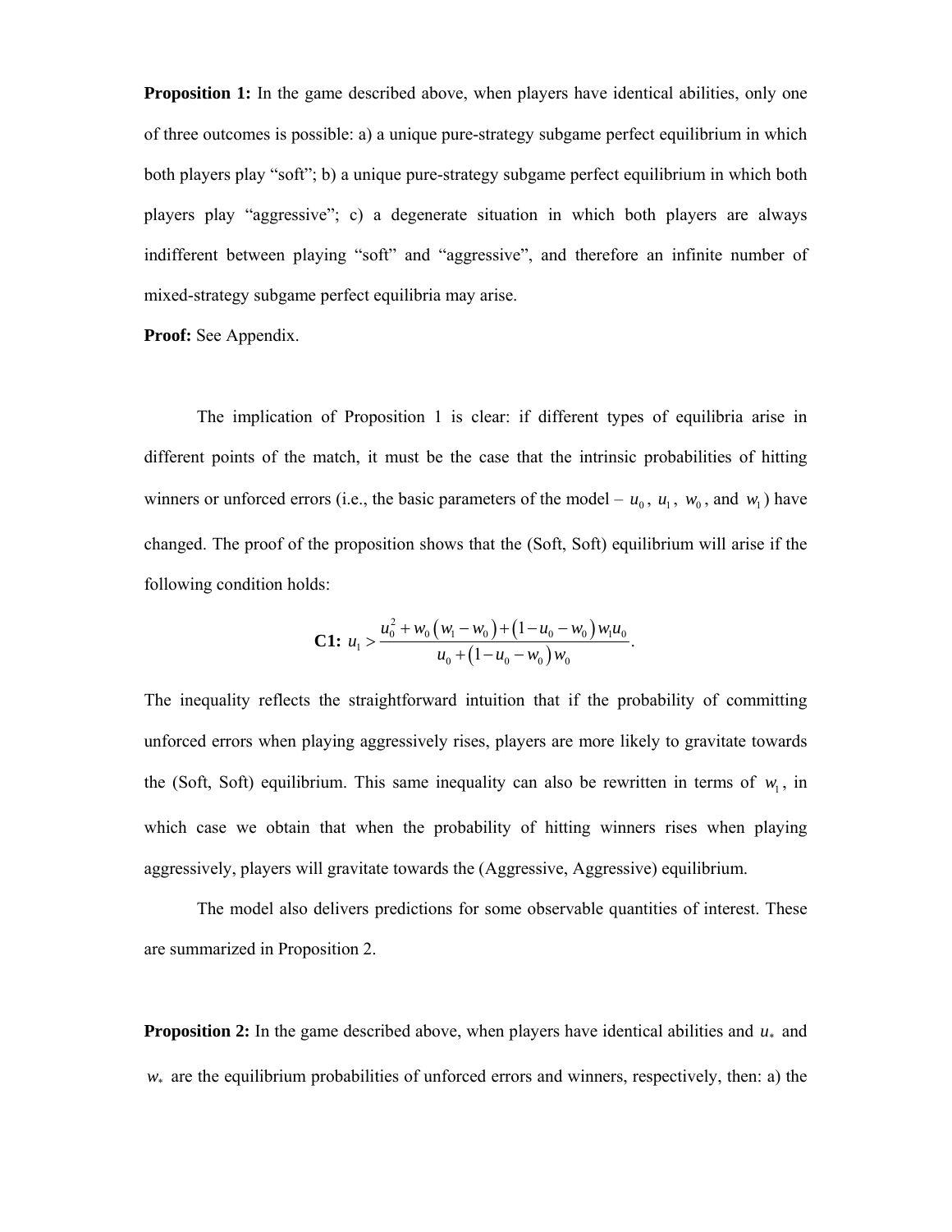**Proposition 1:** In the game described above, when players have identical abilities, only one of three outcomes is possible: a) a unique pure-strategy subgame perfect equilibrium in which both players play "soft"; b) a unique pure-strategy subgame perfect equilibrium in which both players play "aggressive"; c) a degenerate situation in which both players are always indifferent between playing "soft" and "aggressive", and therefore an infinite number of mixed-strategy subgame perfect equilibria may arise.

**Proof:** See Appendix.

The implication of Proposition 1 is clear: if different types of equilibria arise in different points of the match, it must be the case that the intrinsic probabilities of hitting winners or unforced errors (i.e., the basic parameters of the model – $u_0$, $u_1$, $w_0$, and $w_1$) have changed. The proof of the proposition shows that the (Soft, Soft) equilibrium will arise if the following condition holds:

$$\textbf{C1: } u_1 > \frac{u_0^2 + w_0\left(w_1 - w_0\right) + \left(1 - u_0 - w_0\right) w_1 u_0}{u_0 + \left(1 - u_0 - w_0\right) w_0}.$$

The inequality reflects the straightforward intuition that if the probability of committing unforced errors when playing aggressively rises, players are more likely to gravitate towards the (Soft, Soft) equilibrium. This same inequality can also be rewritten in terms of $w_1$, in which case we obtain that when the probability of hitting winners rises when playing aggressively, players will gravitate towards the (Aggressive, Aggressive) equilibrium.

The model also delivers predictions for some observable quantities of interest. These are summarized in Proposition 2.

**Proposition 2:** In the game described above, when players have identical abilities and $u_*$ and $w_*$ are the equilibrium probabilities of unforced errors and winners, respectively, then: a) the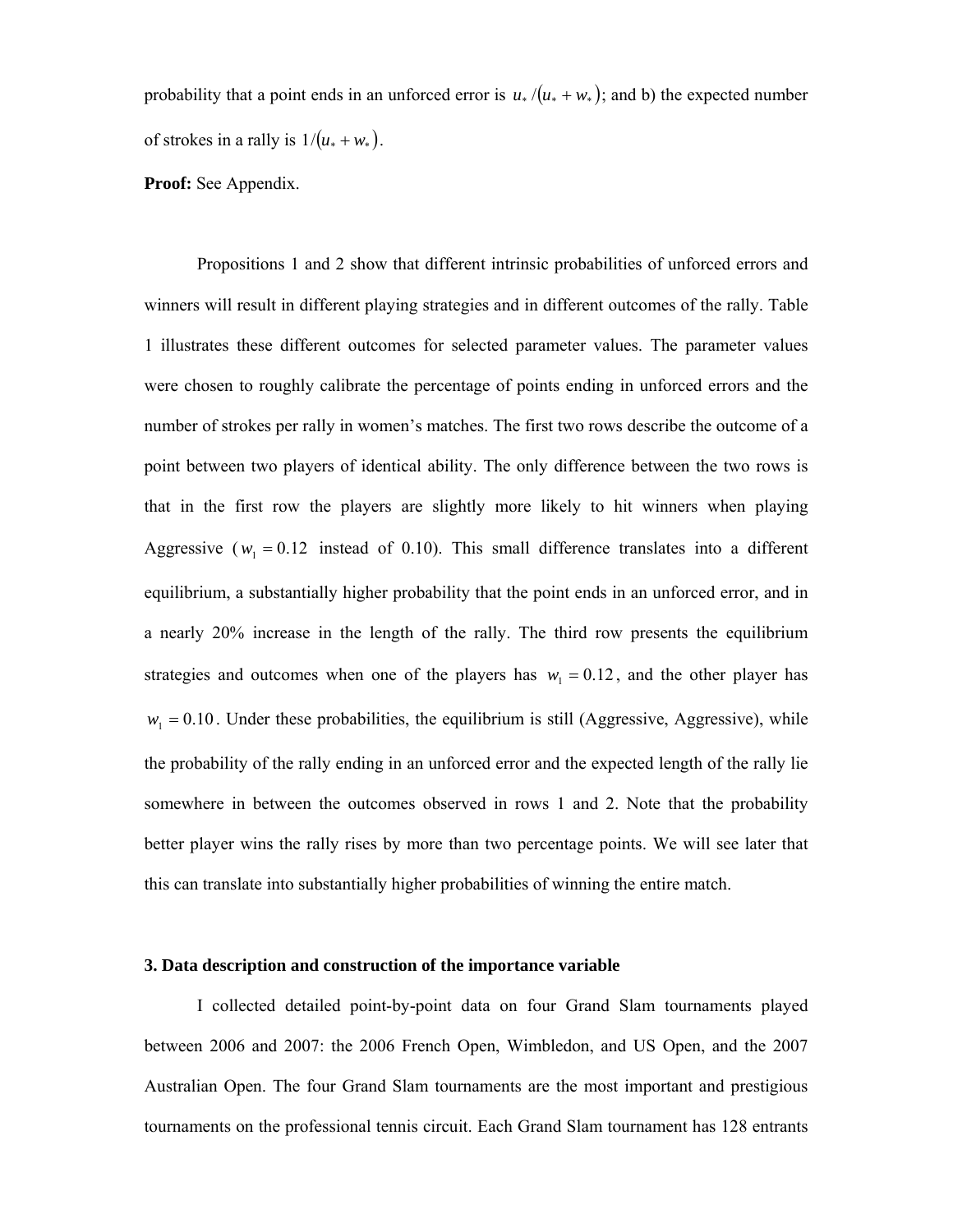probability that a point ends in an unforced error is $u_* /(u_* + w_*)$; and b) the expected number of strokes in a rally is $1/(u_* + w_*)$.

**Proof:** See Appendix.

Propositions 1 and 2 show that different intrinsic probabilities of unforced errors and winners will result in different playing strategies and in different outcomes of the rally. Table 1 illustrates these different outcomes for selected parameter values. The parameter values were chosen to roughly calibrate the percentage of points ending in unforced errors and the number of strokes per rally in women's matches. The first two rows describe the outcome of a point between two players of identical ability. The only difference between the two rows is that in the first row the players are slightly more likely to hit winners when playing Aggressive ($w_1 = 0.12$ instead of 0.10). This small difference translates into a different equilibrium, a substantially higher probability that the point ends in an unforced error, and in a nearly 20% increase in the length of the rally. The third row presents the equilibrium strategies and outcomes when one of the players has $w_1 = 0.12$, and the other player has $w_1 = 0.10$. Under these probabilities, the equilibrium is still (Aggressive, Aggressive), while the probability of the rally ending in an unforced error and the expected length of the rally lie somewhere in between the outcomes observed in rows 1 and 2. Note that the probability better player wins the rally rises by more than two percentage points. We will see later that this can translate into substantially higher probabilities of winning the entire match.

### 3. Data description and construction of the importance variable

I collected detailed point-by-point data on four Grand Slam tournaments played between 2006 and 2007: the 2006 French Open, Wimbledon, and US Open, and the 2007 Australian Open. The four Grand Slam tournaments are the most important and prestigious tournaments on the professional tennis circuit. Each Grand Slam tournament has 128 entrants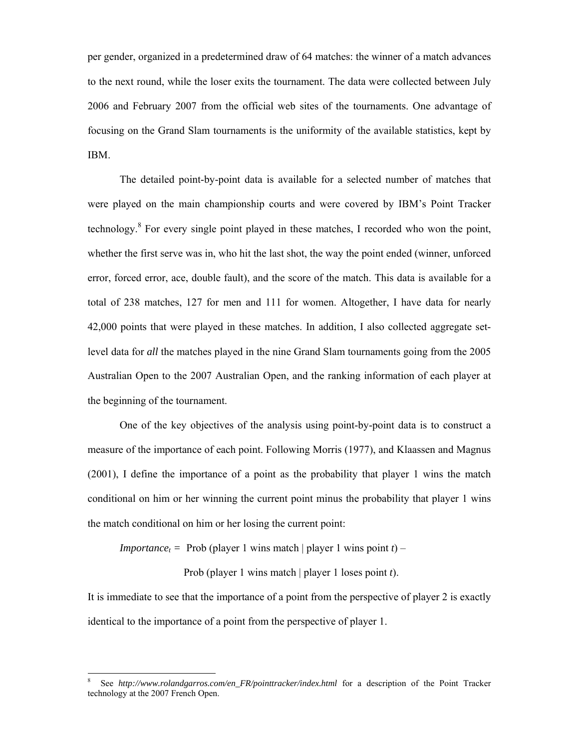per gender, organized in a predetermined draw of 64 matches: the winner of a match advances to the next round, while the loser exits the tournament. The data were collected between July 2006 and February 2007 from the official web sites of the tournaments. One advantage of focusing on the Grand Slam tournaments is the uniformity of the available statistics, kept by IBM.

The detailed point-by-point data is available for a selected number of matches that were played on the main championship courts and were covered by IBM's Point Tracker technology.[8] For every single point played in these matches, I recorded who won the point, whether the first serve was in, who hit the last shot, the way the point ended (winner, unforced error, forced error, ace, double fault), and the score of the match. This data is available for a total of 238 matches, 127 for men and 111 for women. Altogether, I have data for nearly 42,000 points that were played in these matches. In addition, I also collected aggregate set-level data for *all* the matches played in the nine Grand Slam tournaments going from the 2005 Australian Open to the 2007 Australian Open, and the ranking information of each player at the beginning of the tournament.

One of the key objectives of the analysis using point-by-point data is to construct a measure of the importance of each point. Following Morris (1977), and Klaassen and Magnus (2001), I define the importance of a point as the probability that player 1 wins the match conditional on him or her winning the current point minus the probability that player 1 wins the match conditional on him or her losing the current point:

$$Importance_t = \text{Prob (player 1 wins match | player 1 wins point } t) - \text{Prob (player 1 wins match | player 1 loses point } t).$$

It is immediate to see that the importance of a point from the perspective of player 2 is exactly identical to the importance of a point from the perspective of player 1.

[8] See *http://www.rolandgarros.com/en_FR/pointtracker/index.html* for a description of the Point Tracker technology at the 2007 French Open.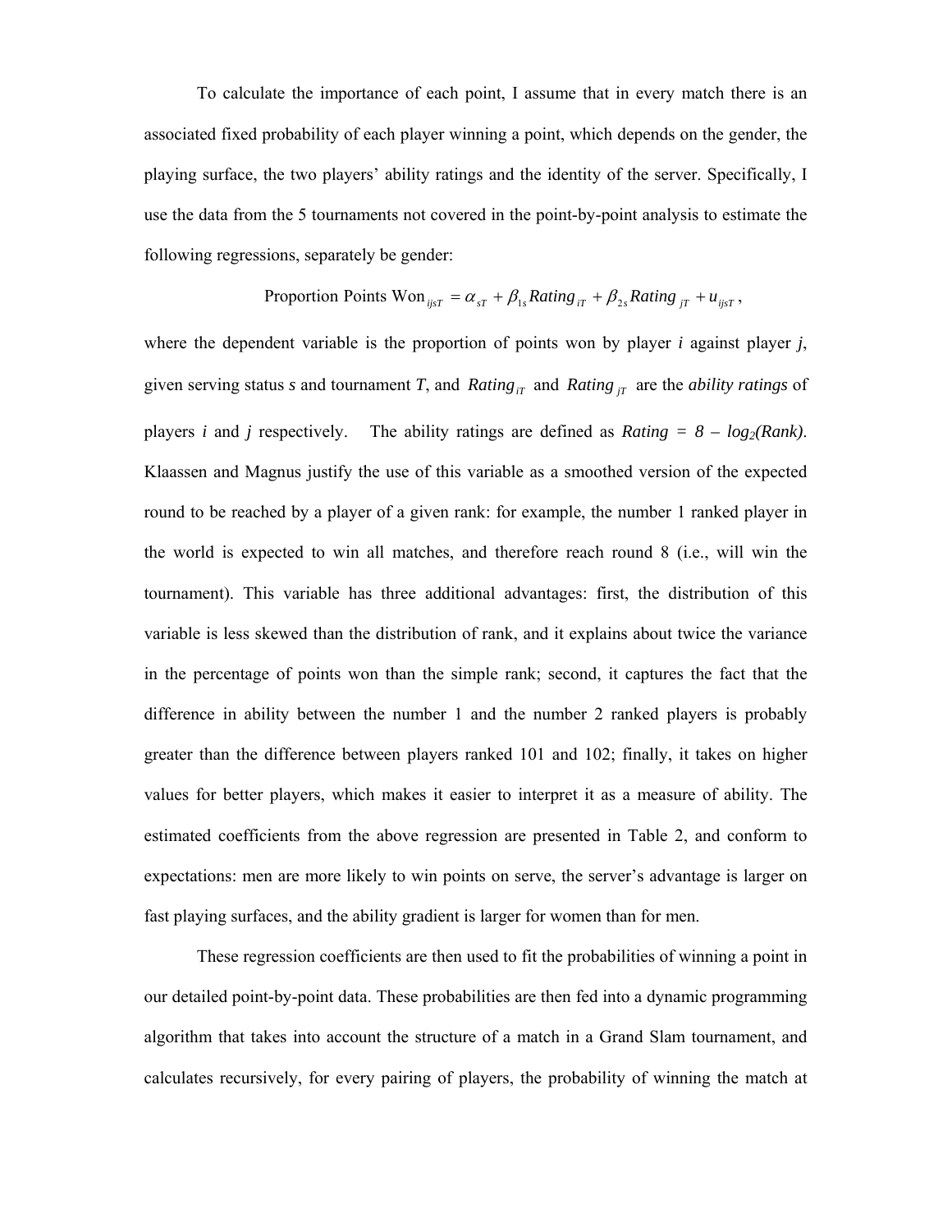To calculate the importance of each point, I assume that in every match there is an associated fixed probability of each player winning a point, which depends on the gender, the playing surface, the two players' ability ratings and the identity of the server. Specifically, I use the data from the 5 tournaments not covered in the point-by-point analysis to estimate the following regressions, separately be gender:

$$\text{Proportion Points Won}_{ijsT} = \alpha_{sT} + \beta_{1s} Rating_{iT} + \beta_{2s} Rating_{jT} + u_{ijsT},$$

where the dependent variable is the proportion of points won by player *i* against player *j*, given serving status *s* and tournament *T*, and $Rating_{iT}$ and $Rating_{jT}$ are the *ability ratings* of players *i* and *j* respectively. The ability ratings are defined as $Rating = 8 - log_2(Rank)$. Klaassen and Magnus justify the use of this variable as a smoothed version of the expected round to be reached by a player of a given rank: for example, the number 1 ranked player in the world is expected to win all matches, and therefore reach round 8 (i.e., will win the tournament). This variable has three additional advantages: first, the distribution of this variable is less skewed than the distribution of rank, and it explains about twice the variance in the percentage of points won than the simple rank; second, it captures the fact that the difference in ability between the number 1 and the number 2 ranked players is probably greater than the difference between players ranked 101 and 102; finally, it takes on higher values for better players, which makes it easier to interpret it as a measure of ability. The estimated coefficients from the above regression are presented in Table 2, and conform to expectations: men are more likely to win points on serve, the server's advantage is larger on fast playing surfaces, and the ability gradient is larger for women than for men.

These regression coefficients are then used to fit the probabilities of winning a point in our detailed point-by-point data. These probabilities are then fed into a dynamic programming algorithm that takes into account the structure of a match in a Grand Slam tournament, and calculates recursively, for every pairing of players, the probability of winning the match at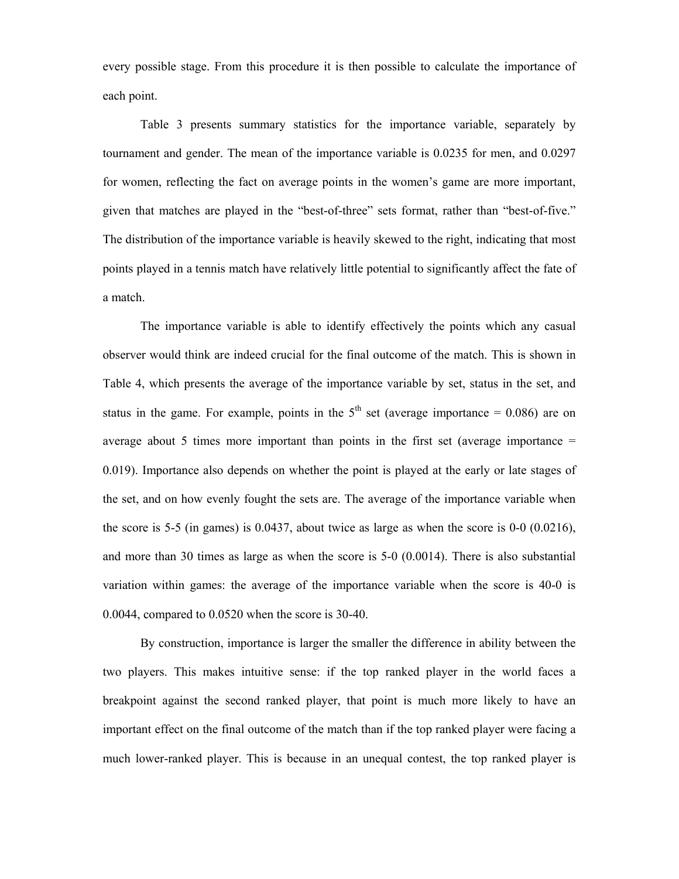every possible stage. From this procedure it is then possible to calculate the importance of each point.

Table 3 presents summary statistics for the importance variable, separately by tournament and gender. The mean of the importance variable is 0.0235 for men, and 0.0297 for women, reflecting the fact on average points in the women's game are more important, given that matches are played in the "best-of-three" sets format, rather than "best-of-five." The distribution of the importance variable is heavily skewed to the right, indicating that most points played in a tennis match have relatively little potential to significantly affect the fate of a match.

The importance variable is able to identify effectively the points which any casual observer would think are indeed crucial for the final outcome of the match. This is shown in Table 4, which presents the average of the importance variable by set, status in the set, and status in the game. For example, points in the 5$^{th}$ set (average importance = 0.086) are on average about 5 times more important than points in the first set (average importance = 0.019). Importance also depends on whether the point is played at the early or late stages of the set, and on how evenly fought the sets are. The average of the importance variable when the score is 5-5 (in games) is 0.0437, about twice as large as when the score is 0-0 (0.0216), and more than 30 times as large as when the score is 5-0 (0.0014). There is also substantial variation within games: the average of the importance variable when the score is 40-0 is 0.0044, compared to 0.0520 when the score is 30-40.

By construction, importance is larger the smaller the difference in ability between the two players. This makes intuitive sense: if the top ranked player in the world faces a breakpoint against the second ranked player, that point is much more likely to have an important effect on the final outcome of the match than if the top ranked player were facing a much lower-ranked player. This is because in an unequal contest, the top ranked player is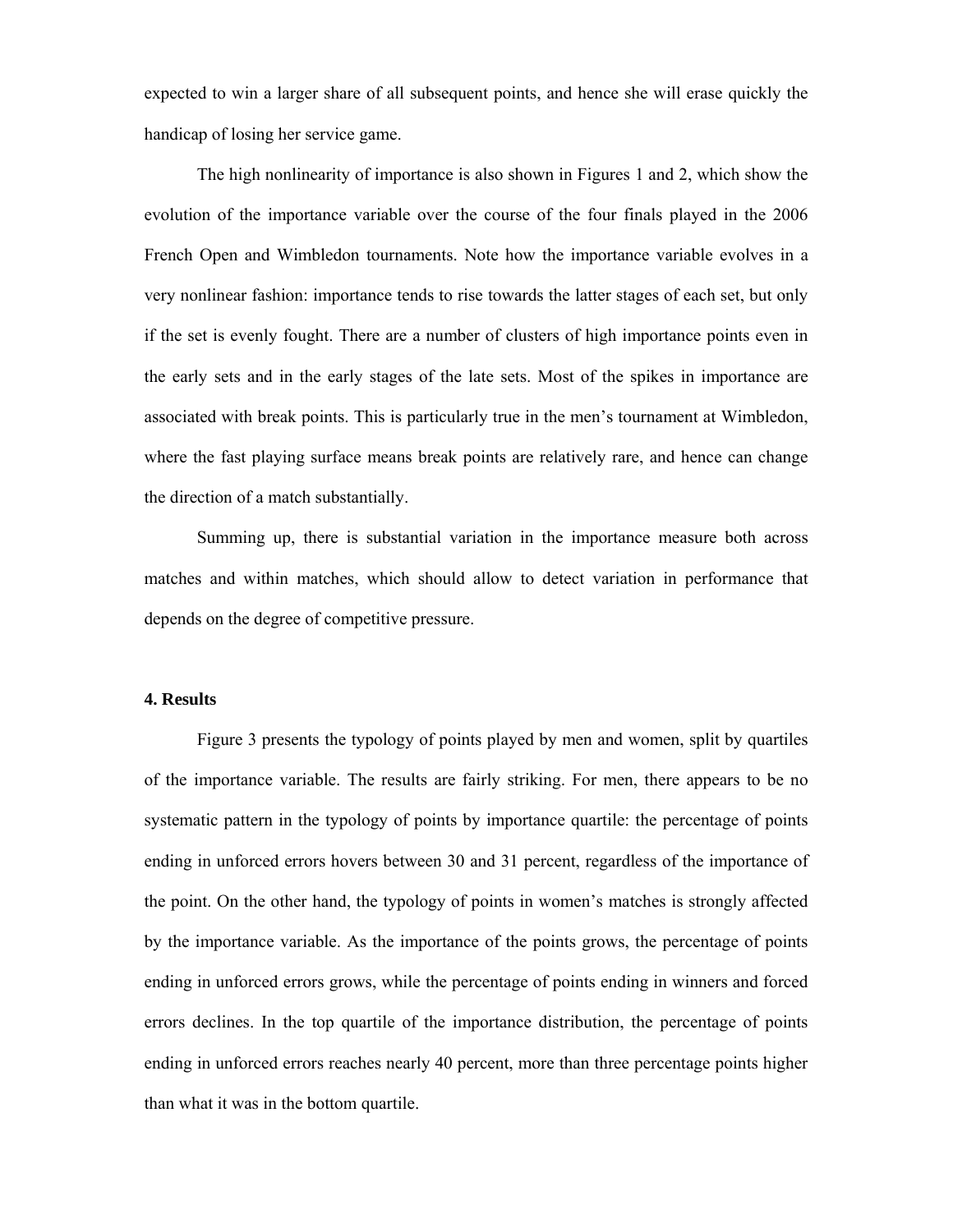expected to win a larger share of all subsequent points, and hence she will erase quickly the handicap of losing her service game.

The high nonlinearity of importance is also shown in Figures 1 and 2, which show the evolution of the importance variable over the course of the four finals played in the 2006 French Open and Wimbledon tournaments. Note how the importance variable evolves in a very nonlinear fashion: importance tends to rise towards the latter stages of each set, but only if the set is evenly fought. There are a number of clusters of high importance points even in the early sets and in the early stages of the late sets. Most of the spikes in importance are associated with break points. This is particularly true in the men's tournament at Wimbledon, where the fast playing surface means break points are relatively rare, and hence can change the direction of a match substantially.

Summing up, there is substantial variation in the importance measure both across matches and within matches, which should allow to detect variation in performance that depends on the degree of competitive pressure.

## 4. Results

Figure 3 presents the typology of points played by men and women, split by quartiles of the importance variable. The results are fairly striking. For men, there appears to be no systematic pattern in the typology of points by importance quartile: the percentage of points ending in unforced errors hovers between 30 and 31 percent, regardless of the importance of the point. On the other hand, the typology of points in women's matches is strongly affected by the importance variable. As the importance of the points grows, the percentage of points ending in unforced errors grows, while the percentage of points ending in winners and forced errors declines. In the top quartile of the importance distribution, the percentage of points ending in unforced errors reaches nearly 40 percent, more than three percentage points higher than what it was in the bottom quartile.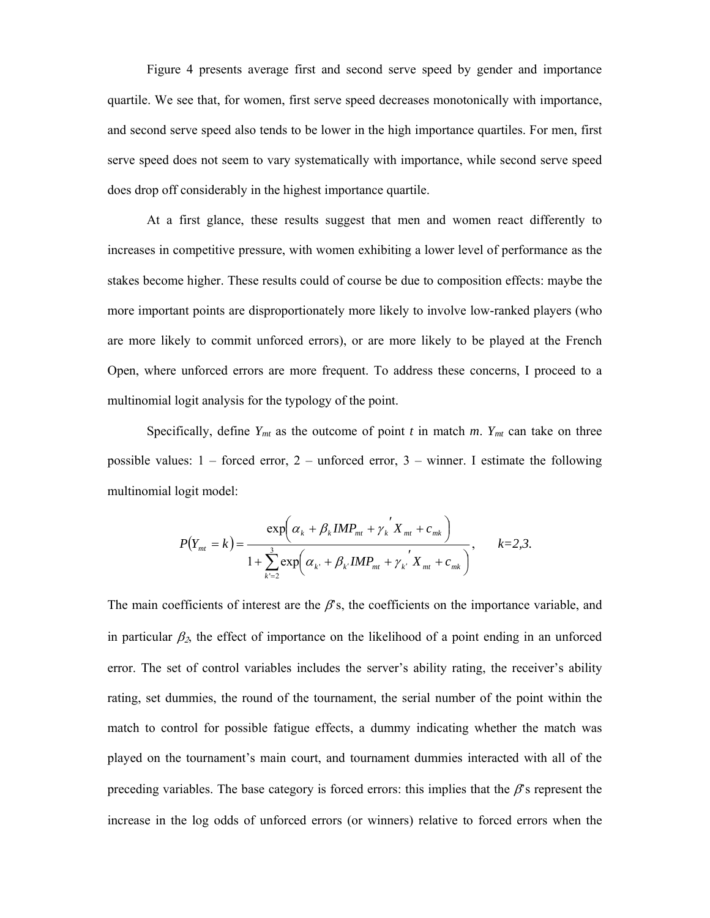Figure 4 presents average first and second serve speed by gender and importance quartile. We see that, for women, first serve speed decreases monotonically with importance, and second serve speed also tends to be lower in the high importance quartiles. For men, first serve speed does not seem to vary systematically with importance, while second serve speed does drop off considerably in the highest importance quartile.

At a first glance, these results suggest that men and women react differently to increases in competitive pressure, with women exhibiting a lower level of performance as the stakes become higher. These results could of course be due to composition effects: maybe the more important points are disproportionately more likely to involve low-ranked players (who are more likely to commit unforced errors), or are more likely to be played at the French Open, where unforced errors are more frequent. To address these concerns, I proceed to a multinomial logit analysis for the typology of the point.

Specifically, define $Y_{mt}$ as the outcome of point $t$ in match $m$. $Y_{mt}$ can take on three possible values: 1 – forced error, 2 – unforced error, 3 – winner. I estimate the following multinomial logit model:

$$P(Y_{mt} = k) = \frac{\exp\left(\alpha_k + \beta_k IMP_{mt} + \gamma_k' X_{mt} + c_{mk}\right)}{1 + \sum_{k'=2}^{3} \exp\left(\alpha_{k'} + \beta_{k'} IMP_{mt} + \gamma_{k'}' X_{mt} + c_{mk}\right)}, \qquad k=2,3.$$

The main coefficients of interest are the $\beta$'s, the coefficients on the importance variable, and in particular $\beta_2$, the effect of importance on the likelihood of a point ending in an unforced error. The set of control variables includes the server's ability rating, the receiver's ability rating, set dummies, the round of the tournament, the serial number of the point within the match to control for possible fatigue effects, a dummy indicating whether the match was played on the tournament's main court, and tournament dummies interacted with all of the preceding variables. The base category is forced errors: this implies that the $\beta$'s represent the increase in the log odds of unforced errors (or winners) relative to forced errors when the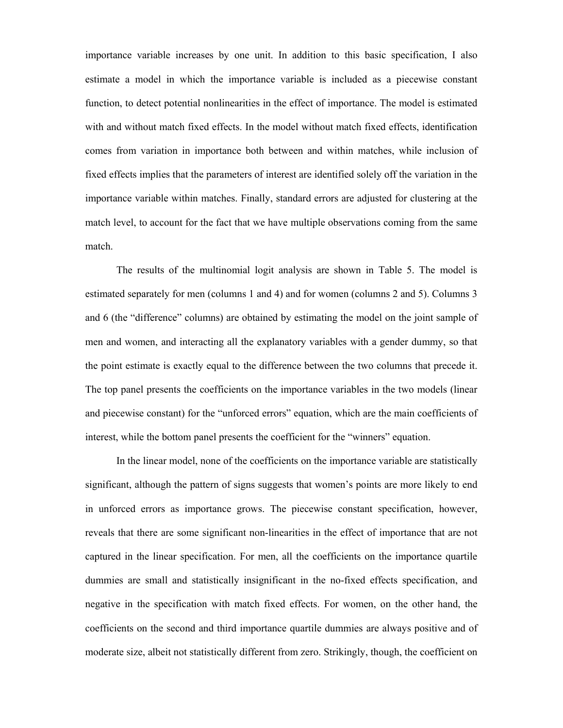importance variable increases by one unit. In addition to this basic specification, I also estimate a model in which the importance variable is included as a piecewise constant function, to detect potential nonlinearities in the effect of importance. The model is estimated with and without match fixed effects. In the model without match fixed effects, identification comes from variation in importance both between and within matches, while inclusion of fixed effects implies that the parameters of interest are identified solely off the variation in the importance variable within matches. Finally, standard errors are adjusted for clustering at the match level, to account for the fact that we have multiple observations coming from the same match.

The results of the multinomial logit analysis are shown in Table 5. The model is estimated separately for men (columns 1 and 4) and for women (columns 2 and 5). Columns 3 and 6 (the "difference" columns) are obtained by estimating the model on the joint sample of men and women, and interacting all the explanatory variables with a gender dummy, so that the point estimate is exactly equal to the difference between the two columns that precede it. The top panel presents the coefficients on the importance variables in the two models (linear and piecewise constant) for the "unforced errors" equation, which are the main coefficients of interest, while the bottom panel presents the coefficient for the "winners" equation.

In the linear model, none of the coefficients on the importance variable are statistically significant, although the pattern of signs suggests that women's points are more likely to end in unforced errors as importance grows. The piecewise constant specification, however, reveals that there are some significant non-linearities in the effect of importance that are not captured in the linear specification. For men, all the coefficients on the importance quartile dummies are small and statistically insignificant in the no-fixed effects specification, and negative in the specification with match fixed effects. For women, on the other hand, the coefficients on the second and third importance quartile dummies are always positive and of moderate size, albeit not statistically different from zero. Strikingly, though, the coefficient on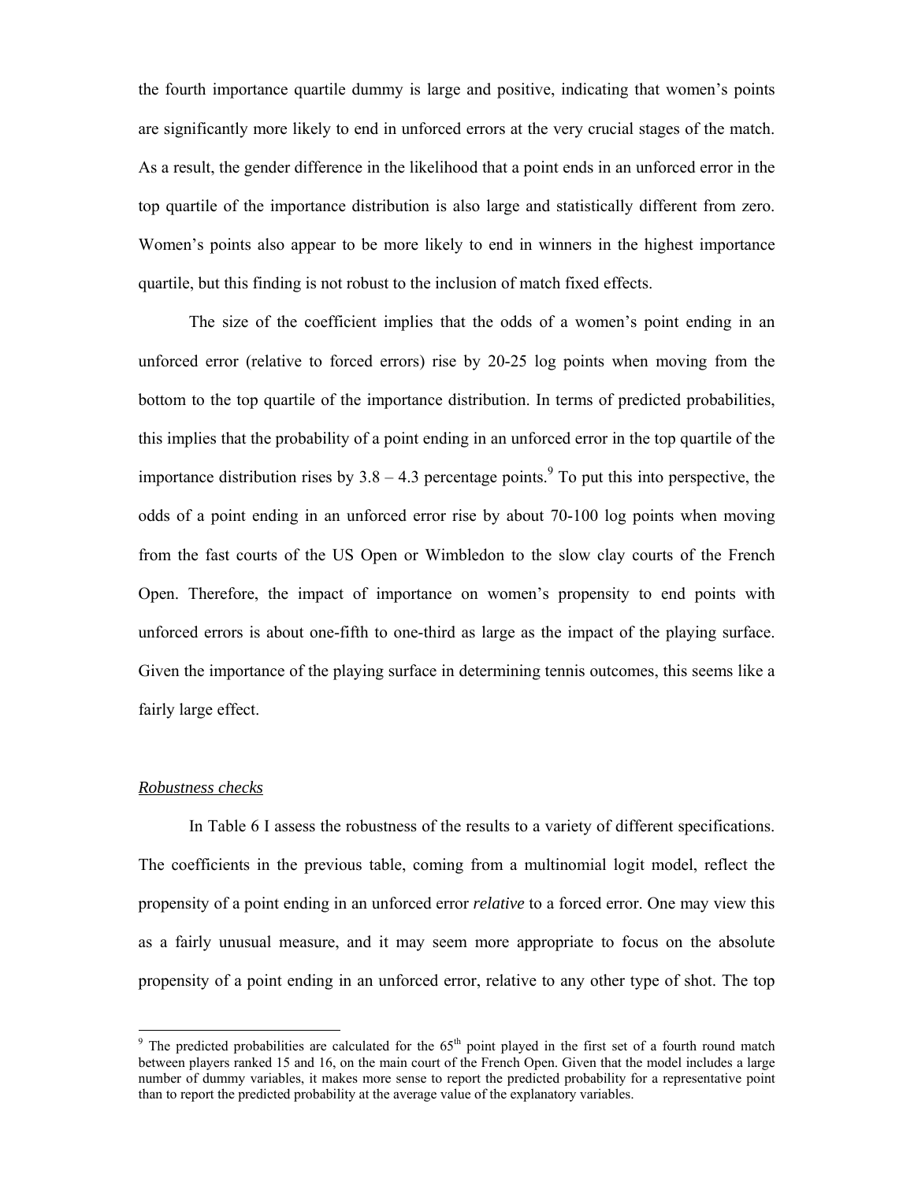the fourth importance quartile dummy is large and positive, indicating that women's points are significantly more likely to end in unforced errors at the very crucial stages of the match. As a result, the gender difference in the likelihood that a point ends in an unforced error in the top quartile of the importance distribution is also large and statistically different from zero. Women's points also appear to be more likely to end in winners in the highest importance quartile, but this finding is not robust to the inclusion of match fixed effects.

The size of the coefficient implies that the odds of a women's point ending in an unforced error (relative to forced errors) rise by 20-25 log points when moving from the bottom to the top quartile of the importance distribution. In terms of predicted probabilities, this implies that the probability of a point ending in an unforced error in the top quartile of the importance distribution rises by 3.8 – 4.3 percentage points.[9] To put this into perspective, the odds of a point ending in an unforced error rise by about 70-100 log points when moving from the fast courts of the US Open or Wimbledon to the slow clay courts of the French Open. Therefore, the impact of importance on women's propensity to end points with unforced errors is about one-fifth to one-third as large as the impact of the playing surface. Given the importance of the playing surface in determining tennis outcomes, this seems like a fairly large effect.

*Robustness checks*

In Table 6 I assess the robustness of the results to a variety of different specifications. The coefficients in the previous table, coming from a multinomial logit model, reflect the propensity of a point ending in an unforced error *relative* to a forced error. One may view this as a fairly unusual measure, and it may seem more appropriate to focus on the absolute propensity of a point ending in an unforced error, relative to any other type of shot. The top

---

[9] The predicted probabilities are calculated for the 65th point played in the first set of a fourth round match between players ranked 15 and 16, on the main court of the French Open. Given that the model includes a large number of dummy variables, it makes more sense to report the predicted probability for a representative point than to report the predicted probability at the average value of the explanatory variables.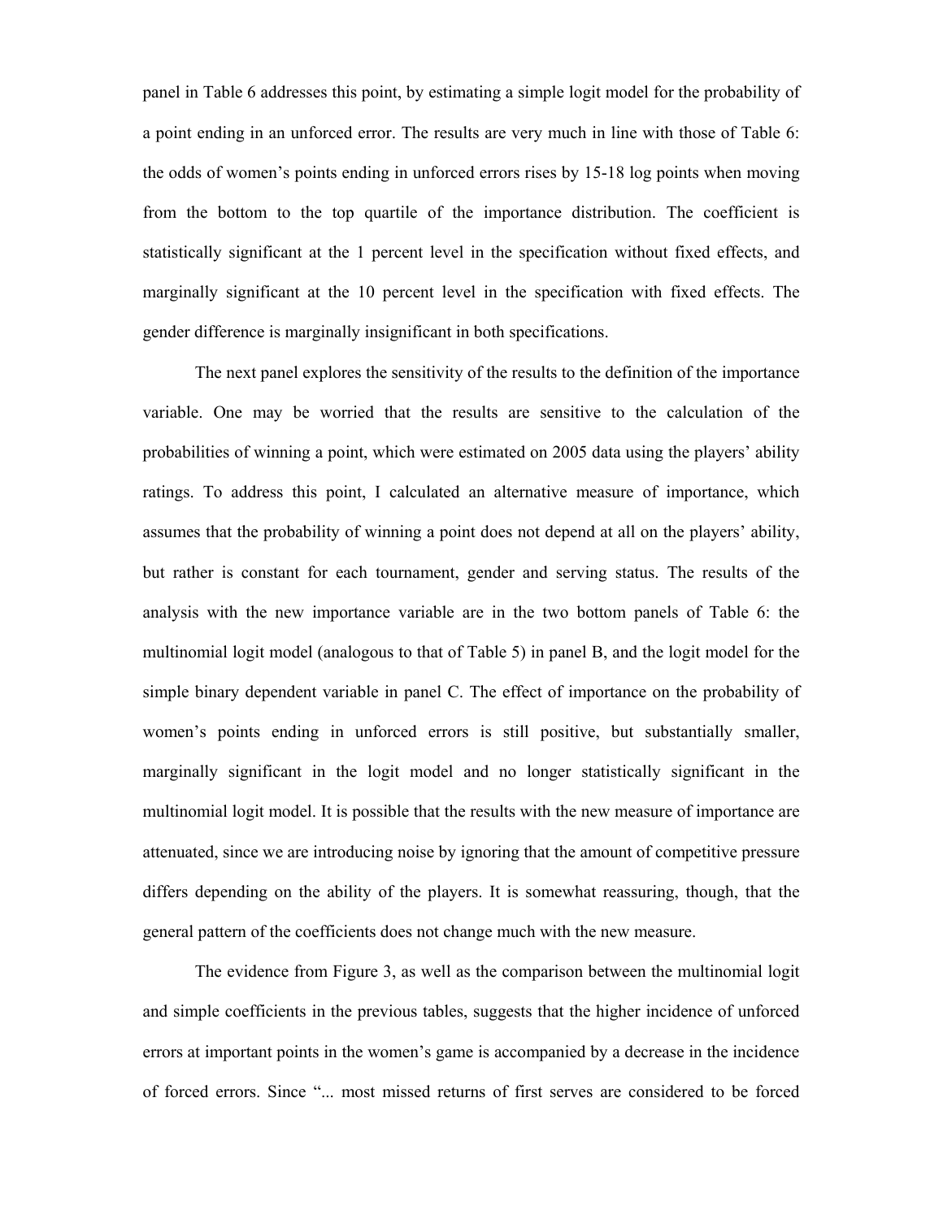panel in Table 6 addresses this point, by estimating a simple logit model for the probability of a point ending in an unforced error. The results are very much in line with those of Table 6: the odds of women's points ending in unforced errors rises by 15-18 log points when moving from the bottom to the top quartile of the importance distribution. The coefficient is statistically significant at the 1 percent level in the specification without fixed effects, and marginally significant at the 10 percent level in the specification with fixed effects. The gender difference is marginally insignificant in both specifications.

The next panel explores the sensitivity of the results to the definition of the importance variable. One may be worried that the results are sensitive to the calculation of the probabilities of winning a point, which were estimated on 2005 data using the players' ability ratings. To address this point, I calculated an alternative measure of importance, which assumes that the probability of winning a point does not depend at all on the players' ability, but rather is constant for each tournament, gender and serving status. The results of the analysis with the new importance variable are in the two bottom panels of Table 6: the multinomial logit model (analogous to that of Table 5) in panel B, and the logit model for the simple binary dependent variable in panel C. The effect of importance on the probability of women's points ending in unforced errors is still positive, but substantially smaller, marginally significant in the logit model and no longer statistically significant in the multinomial logit model. It is possible that the results with the new measure of importance are attenuated, since we are introducing noise by ignoring that the amount of competitive pressure differs depending on the ability of the players. It is somewhat reassuring, though, that the general pattern of the coefficients does not change much with the new measure.

The evidence from Figure 3, as well as the comparison between the multinomial logit and simple coefficients in the previous tables, suggests that the higher incidence of unforced errors at important points in the women's game is accompanied by a decrease in the incidence of forced errors. Since "... most missed returns of first serves are considered to be forced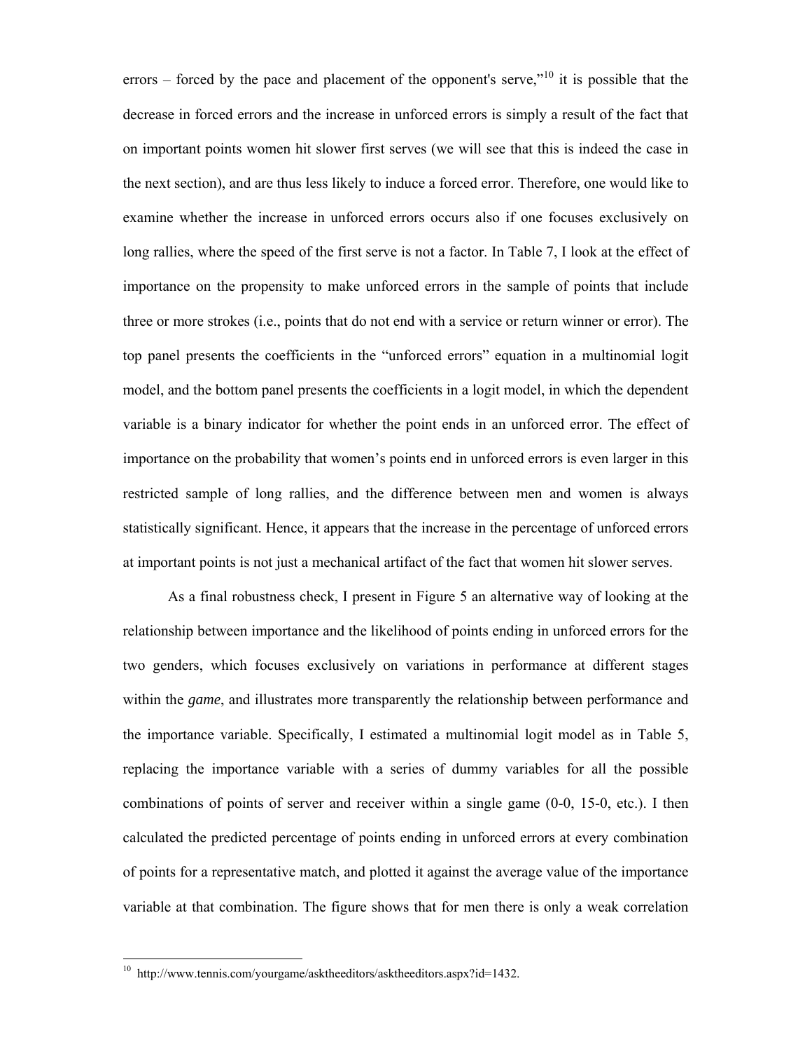errors – forced by the pace and placement of the opponent's serve,"[10] it is possible that the decrease in forced errors and the increase in unforced errors is simply a result of the fact that on important points women hit slower first serves (we will see that this is indeed the case in the next section), and are thus less likely to induce a forced error. Therefore, one would like to examine whether the increase in unforced errors occurs also if one focuses exclusively on long rallies, where the speed of the first serve is not a factor. In Table 7, I look at the effect of importance on the propensity to make unforced errors in the sample of points that include three or more strokes (i.e., points that do not end with a service or return winner or error). The top panel presents the coefficients in the "unforced errors" equation in a multinomial logit model, and the bottom panel presents the coefficients in a logit model, in which the dependent variable is a binary indicator for whether the point ends in an unforced error. The effect of importance on the probability that women's points end in unforced errors is even larger in this restricted sample of long rallies, and the difference between men and women is always statistically significant. Hence, it appears that the increase in the percentage of unforced errors at important points is not just a mechanical artifact of the fact that women hit slower serves.

As a final robustness check, I present in Figure 5 an alternative way of looking at the relationship between importance and the likelihood of points ending in unforced errors for the two genders, which focuses exclusively on variations in performance at different stages within the *game*, and illustrates more transparently the relationship between performance and the importance variable. Specifically, I estimated a multinomial logit model as in Table 5, replacing the importance variable with a series of dummy variables for all the possible combinations of points of server and receiver within a single game (0-0, 15-0, etc.). I then calculated the predicted percentage of points ending in unforced errors at every combination of points for a representative match, and plotted it against the average value of the importance variable at that combination. The figure shows that for men there is only a weak correlation

---

[10] http://www.tennis.com/yourgame/asktheeditors/asktheeditors.aspx?id=1432.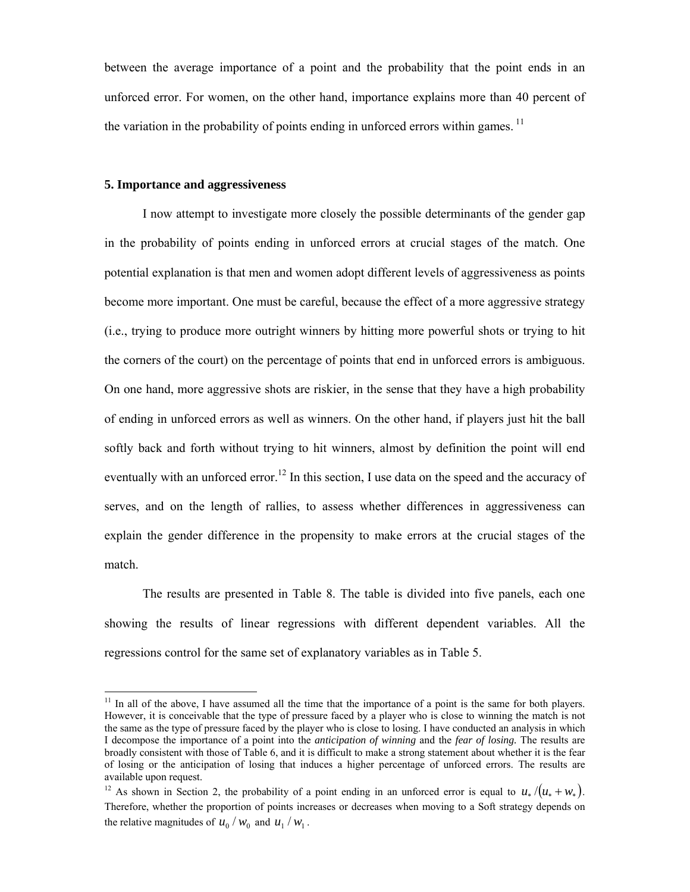between the average importance of a point and the probability that the point ends in an unforced error. For women, on the other hand, importance explains more than 40 percent of the variation in the probability of points ending in unforced errors within games.[11]

## 5. Importance and aggressiveness

I now attempt to investigate more closely the possible determinants of the gender gap in the probability of points ending in unforced errors at crucial stages of the match. One potential explanation is that men and women adopt different levels of aggressiveness as points become more important. One must be careful, because the effect of a more aggressive strategy (i.e., trying to produce more outright winners by hitting more powerful shots or trying to hit the corners of the court) on the percentage of points that end in unforced errors is ambiguous. On one hand, more aggressive shots are riskier, in the sense that they have a high probability of ending in unforced errors as well as winners. On the other hand, if players just hit the ball softly back and forth without trying to hit winners, almost by definition the point will end eventually with an unforced error.[12] In this section, I use data on the speed and the accuracy of serves, and on the length of rallies, to assess whether differences in aggressiveness can explain the gender difference in the propensity to make errors at the crucial stages of the match.

The results are presented in Table 8. The table is divided into five panels, each one showing the results of linear regressions with different dependent variables. All the regressions control for the same set of explanatory variables as in Table 5.

---

[11] In all of the above, I have assumed all the time that the importance of a point is the same for both players. However, it is conceivable that the type of pressure faced by a player who is close to winning the match is not the same as the type of pressure faced by the player who is close to losing. I have conducted an analysis in which I decompose the importance of a point into the *anticipation of winning* and the *fear of losing.* The results are broadly consistent with those of Table 6, and it is difficult to make a strong statement about whether it is the fear of losing or the anticipation of losing that induces a higher percentage of unforced errors. The results are available upon request.

[12] As shown in Section 2, the probability of a point ending in an unforced error is equal to $u_* / (u_* + w_*)$. Therefore, whether the proportion of points increases or decreases when moving to a Soft strategy depends on the relative magnitudes of $u_0 / w_0$ and $u_1 / w_1$.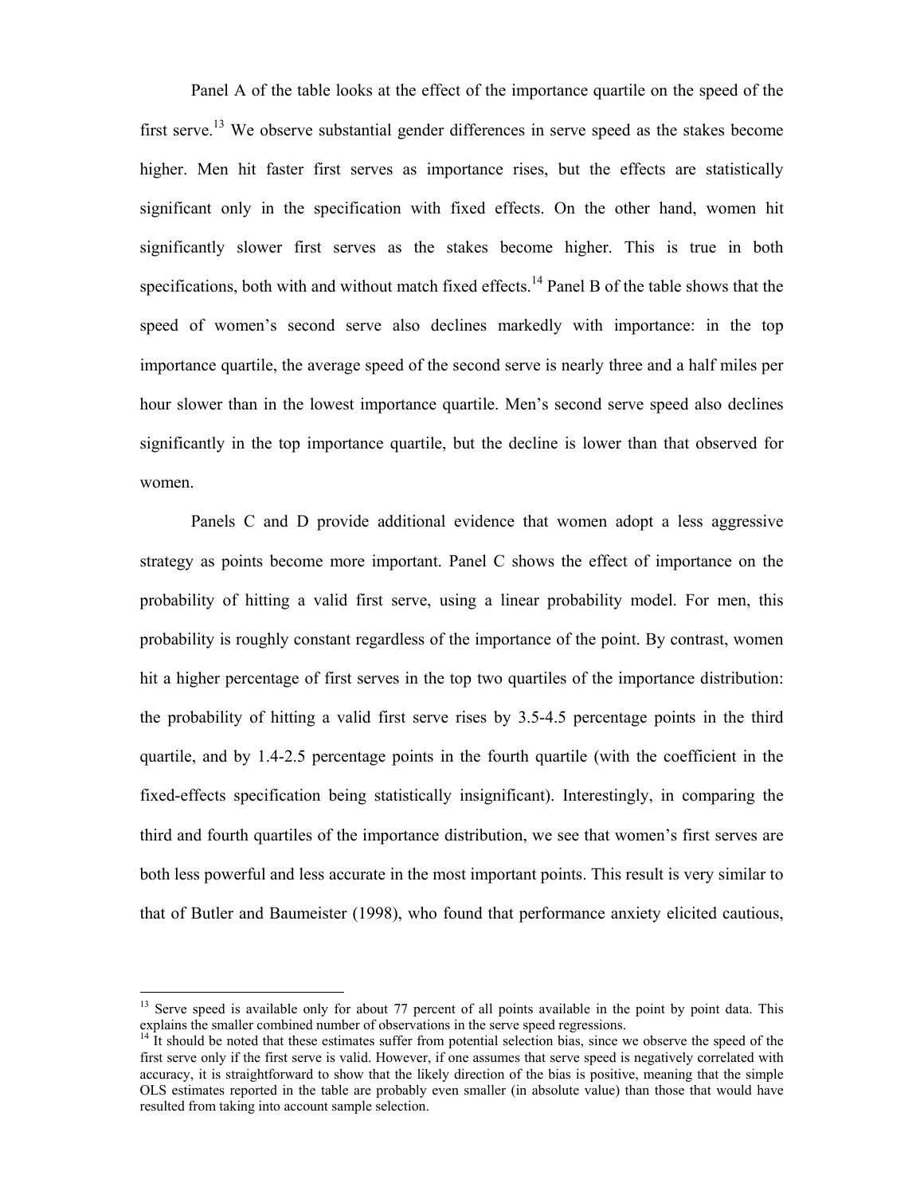Panel A of the table looks at the effect of the importance quartile on the speed of the first serve.[13] We observe substantial gender differences in serve speed as the stakes become higher. Men hit faster first serves as importance rises, but the effects are statistically significant only in the specification with fixed effects. On the other hand, women hit significantly slower first serves as the stakes become higher. This is true in both specifications, both with and without match fixed effects.[14] Panel B of the table shows that the speed of women's second serve also declines markedly with importance: in the top importance quartile, the average speed of the second serve is nearly three and a half miles per hour slower than in the lowest importance quartile. Men's second serve speed also declines significantly in the top importance quartile, but the decline is lower than that observed for women.

Panels C and D provide additional evidence that women adopt a less aggressive strategy as points become more important. Panel C shows the effect of importance on the probability of hitting a valid first serve, using a linear probability model. For men, this probability is roughly constant regardless of the importance of the point. By contrast, women hit a higher percentage of first serves in the top two quartiles of the importance distribution: the probability of hitting a valid first serve rises by 3.5-4.5 percentage points in the third quartile, and by 1.4-2.5 percentage points in the fourth quartile (with the coefficient in the fixed-effects specification being statistically insignificant). Interestingly, in comparing the third and fourth quartiles of the importance distribution, we see that women's first serves are both less powerful and less accurate in the most important points. This result is very similar to that of Butler and Baumeister (1998), who found that performance anxiety elicited cautious,

---

[13] Serve speed is available only for about 77 percent of all points available in the point by point data. This explains the smaller combined number of observations in the serve speed regressions.

[14] It should be noted that these estimates suffer from potential selection bias, since we observe the speed of the first serve only if the first serve is valid. However, if one assumes that serve speed is negatively correlated with accuracy, it is straightforward to show that the likely direction of the bias is positive, meaning that the simple OLS estimates reported in the table are probably even smaller (in absolute value) than those that would have resulted from taking into account sample selection.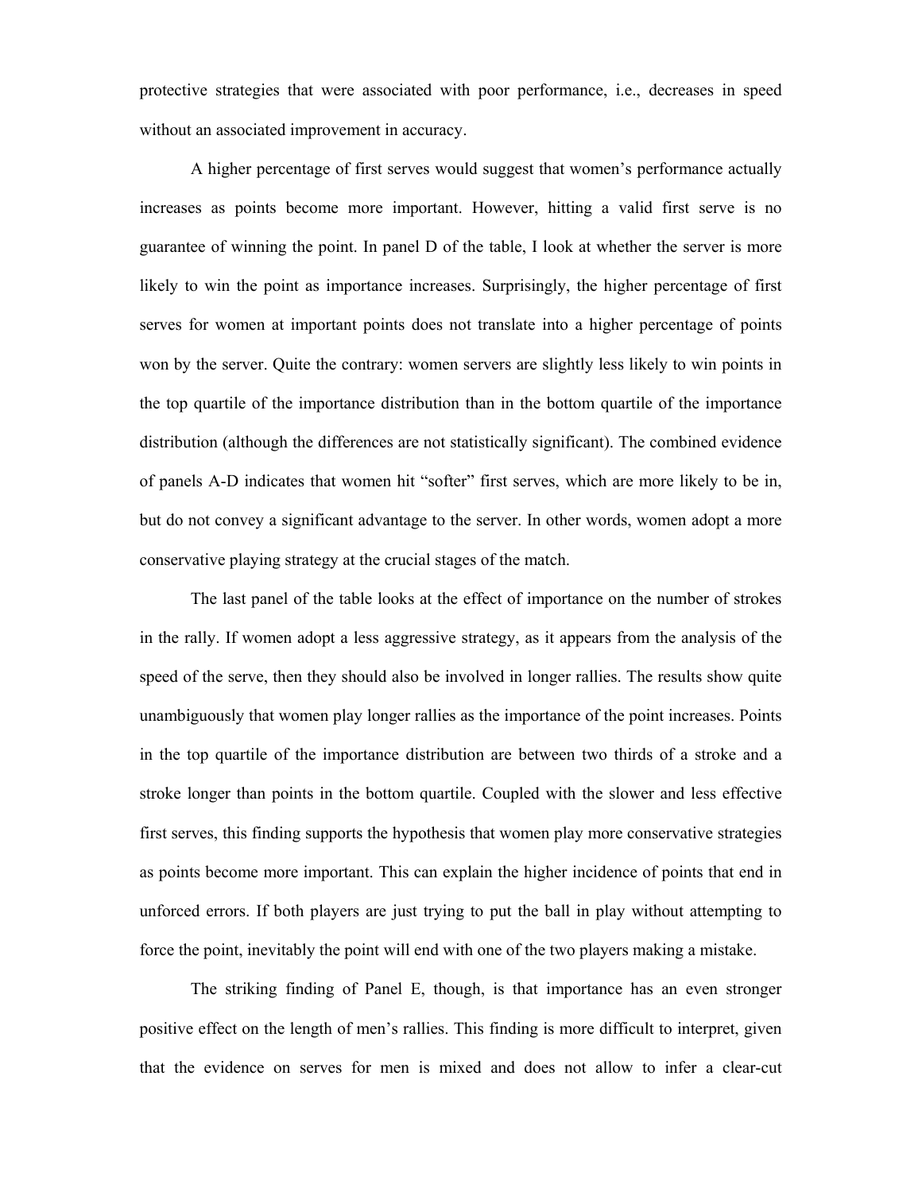protective strategies that were associated with poor performance, i.e., decreases in speed without an associated improvement in accuracy.

A higher percentage of first serves would suggest that women's performance actually increases as points become more important. However, hitting a valid first serve is no guarantee of winning the point. In panel D of the table, I look at whether the server is more likely to win the point as importance increases. Surprisingly, the higher percentage of first serves for women at important points does not translate into a higher percentage of points won by the server. Quite the contrary: women servers are slightly less likely to win points in the top quartile of the importance distribution than in the bottom quartile of the importance distribution (although the differences are not statistically significant). The combined evidence of panels A-D indicates that women hit "softer" first serves, which are more likely to be in, but do not convey a significant advantage to the server. In other words, women adopt a more conservative playing strategy at the crucial stages of the match.

The last panel of the table looks at the effect of importance on the number of strokes in the rally. If women adopt a less aggressive strategy, as it appears from the analysis of the speed of the serve, then they should also be involved in longer rallies. The results show quite unambiguously that women play longer rallies as the importance of the point increases. Points in the top quartile of the importance distribution are between two thirds of a stroke and a stroke longer than points in the bottom quartile. Coupled with the slower and less effective first serves, this finding supports the hypothesis that women play more conservative strategies as points become more important. This can explain the higher incidence of points that end in unforced errors. If both players are just trying to put the ball in play without attempting to force the point, inevitably the point will end with one of the two players making a mistake.

The striking finding of Panel E, though, is that importance has an even stronger positive effect on the length of men's rallies. This finding is more difficult to interpret, given that the evidence on serves for men is mixed and does not allow to infer a clear-cut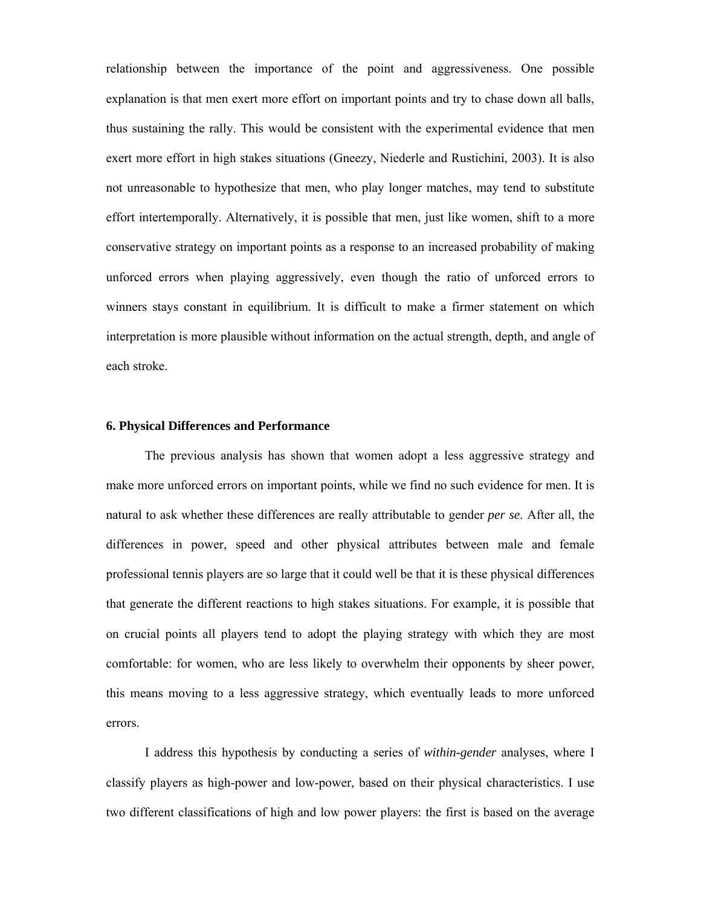relationship between the importance of the point and aggressiveness. One possible explanation is that men exert more effort on important points and try to chase down all balls, thus sustaining the rally. This would be consistent with the experimental evidence that men exert more effort in high stakes situations (Gneezy, Niederle and Rustichini, 2003). It is also not unreasonable to hypothesize that men, who play longer matches, may tend to substitute effort intertemporally. Alternatively, it is possible that men, just like women, shift to a more conservative strategy on important points as a response to an increased probability of making unforced errors when playing aggressively, even though the ratio of unforced errors to winners stays constant in equilibrium. It is difficult to make a firmer statement on which interpretation is more plausible without information on the actual strength, depth, and angle of each stroke.

### 6. Physical Differences and Performance

The previous analysis has shown that women adopt a less aggressive strategy and make more unforced errors on important points, while we find no such evidence for men. It is natural to ask whether these differences are really attributable to gender *per se*. After all, the differences in power, speed and other physical attributes between male and female professional tennis players are so large that it could well be that it is these physical differences that generate the different reactions to high stakes situations. For example, it is possible that on crucial points all players tend to adopt the playing strategy with which they are most comfortable: for women, who are less likely to overwhelm their opponents by sheer power, this means moving to a less aggressive strategy, which eventually leads to more unforced errors.

I address this hypothesis by conducting a series of *within-gender* analyses, where I classify players as high-power and low-power, based on their physical characteristics. I use two different classifications of high and low power players: the first is based on the average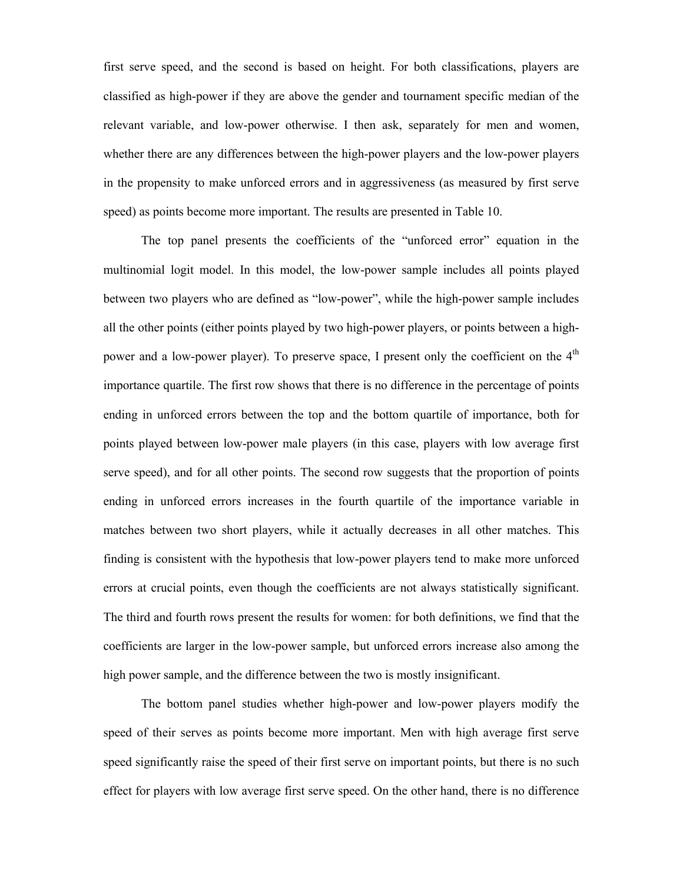first serve speed, and the second is based on height. For both classifications, players are classified as high-power if they are above the gender and tournament specific median of the relevant variable, and low-power otherwise. I then ask, separately for men and women, whether there are any differences between the high-power players and the low-power players in the propensity to make unforced errors and in aggressiveness (as measured by first serve speed) as points become more important. The results are presented in Table 10.

The top panel presents the coefficients of the "unforced error" equation in the multinomial logit model. In this model, the low-power sample includes all points played between two players who are defined as "low-power", while the high-power sample includes all the other points (either points played by two high-power players, or points between a high-power and a low-power player). To preserve space, I present only the coefficient on the 4th importance quartile. The first row shows that there is no difference in the percentage of points ending in unforced errors between the top and the bottom quartile of importance, both for points played between low-power male players (in this case, players with low average first serve speed), and for all other points. The second row suggests that the proportion of points ending in unforced errors increases in the fourth quartile of the importance variable in matches between two short players, while it actually decreases in all other matches. This finding is consistent with the hypothesis that low-power players tend to make more unforced errors at crucial points, even though the coefficients are not always statistically significant. The third and fourth rows present the results for women: for both definitions, we find that the coefficients are larger in the low-power sample, but unforced errors increase also among the high power sample, and the difference between the two is mostly insignificant.

The bottom panel studies whether high-power and low-power players modify the speed of their serves as points become more important. Men with high average first serve speed significantly raise the speed of their first serve on important points, but there is no such effect for players with low average first serve speed. On the other hand, there is no difference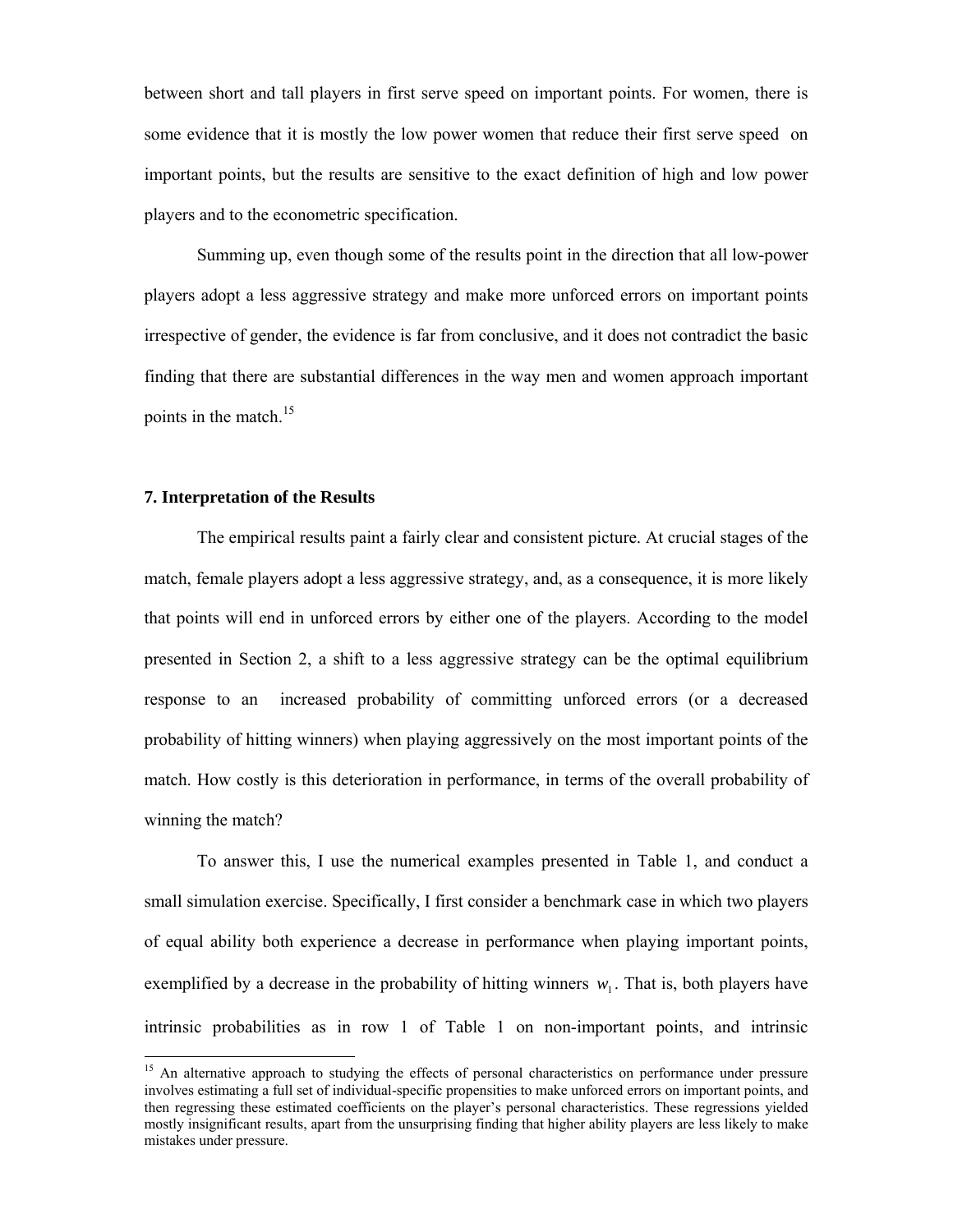between short and tall players in first serve speed on important points. For women, there is some evidence that it is mostly the low power women that reduce their first serve speed on important points, but the results are sensitive to the exact definition of high and low power players and to the econometric specification.

Summing up, even though some of the results point in the direction that all low-power players adopt a less aggressive strategy and make more unforced errors on important points irrespective of gender, the evidence is far from conclusive, and it does not contradict the basic finding that there are substantial differences in the way men and women approach important points in the match.[15]

### 7. Interpretation of the Results

The empirical results paint a fairly clear and consistent picture. At crucial stages of the match, female players adopt a less aggressive strategy, and, as a consequence, it is more likely that points will end in unforced errors by either one of the players. According to the model presented in Section 2, a shift to a less aggressive strategy can be the optimal equilibrium response to an increased probability of committing unforced errors (or a decreased probability of hitting winners) when playing aggressively on the most important points of the match. How costly is this deterioration in performance, in terms of the overall probability of winning the match?

To answer this, I use the numerical examples presented in Table 1, and conduct a small simulation exercise. Specifically, I first consider a benchmark case in which two players of equal ability both experience a decrease in performance when playing important points, exemplified by a decrease in the probability of hitting winners $w_1$. That is, both players have intrinsic probabilities as in row 1 of Table 1 on non-important points, and intrinsic

[15] An alternative approach to studying the effects of personal characteristics on performance under pressure involves estimating a full set of individual-specific propensities to make unforced errors on important points, and then regressing these estimated coefficients on the player's personal characteristics. These regressions yielded mostly insignificant results, apart from the unsurprising finding that higher ability players are less likely to make mistakes under pressure.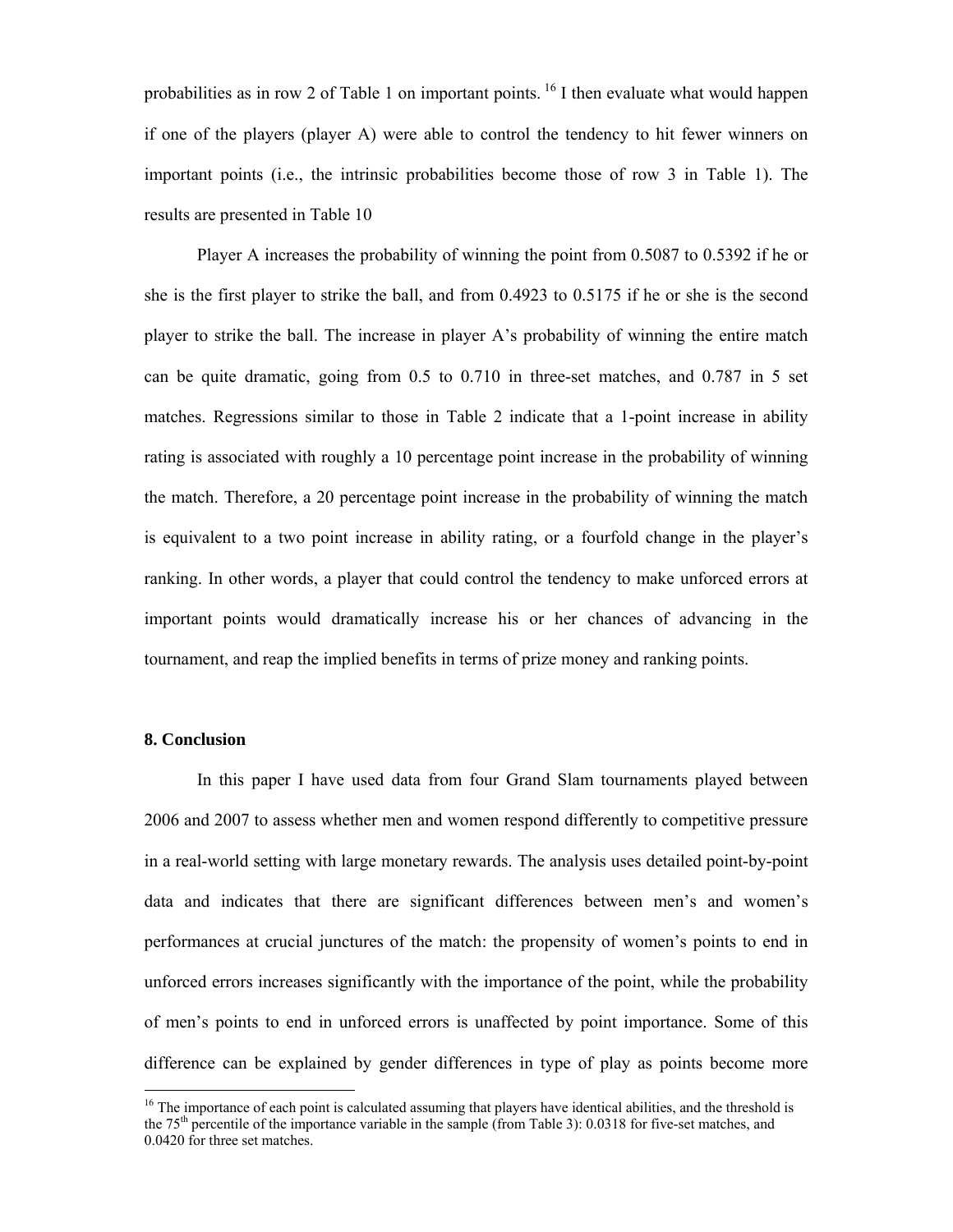probabilities as in row 2 of Table 1 on important points. [16] I then evaluate what would happen if one of the players (player A) were able to control the tendency to hit fewer winners on important points (i.e., the intrinsic probabilities become those of row 3 in Table 1). The results are presented in Table 10

Player A increases the probability of winning the point from 0.5087 to 0.5392 if he or she is the first player to strike the ball, and from 0.4923 to 0.5175 if he or she is the second player to strike the ball. The increase in player A's probability of winning the entire match can be quite dramatic, going from 0.5 to 0.710 in three-set matches, and 0.787 in 5 set matches. Regressions similar to those in Table 2 indicate that a 1-point increase in ability rating is associated with roughly a 10 percentage point increase in the probability of winning the match. Therefore, a 20 percentage point increase in the probability of winning the match is equivalent to a two point increase in ability rating, or a fourfold change in the player's ranking. In other words, a player that could control the tendency to make unforced errors at important points would dramatically increase his or her chances of advancing in the tournament, and reap the implied benefits in terms of prize money and ranking points.

## 8. Conclusion

In this paper I have used data from four Grand Slam tournaments played between 2006 and 2007 to assess whether men and women respond differently to competitive pressure in a real-world setting with large monetary rewards. The analysis uses detailed point-by-point data and indicates that there are significant differences between men's and women's performances at crucial junctures of the match: the propensity of women's points to end in unforced errors increases significantly with the importance of the point, while the probability of men's points to end in unforced errors is unaffected by point importance. Some of this difference can be explained by gender differences in type of play as points become more

[16] The importance of each point is calculated assuming that players have identical abilities, and the threshold is the 75th percentile of the importance variable in the sample (from Table 3): 0.0318 for five-set matches, and 0.0420 for three set matches.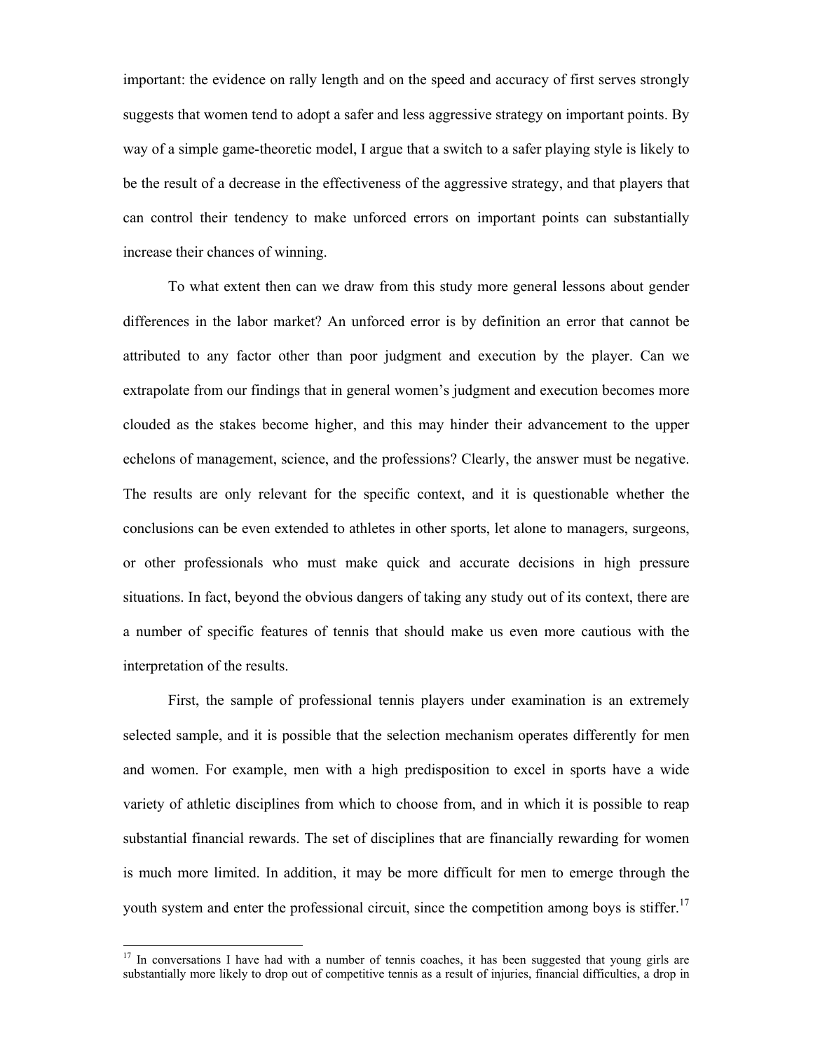important: the evidence on rally length and on the speed and accuracy of first serves strongly suggests that women tend to adopt a safer and less aggressive strategy on important points. By way of a simple game-theoretic model, I argue that a switch to a safer playing style is likely to be the result of a decrease in the effectiveness of the aggressive strategy, and that players that can control their tendency to make unforced errors on important points can substantially increase their chances of winning.

To what extent then can we draw from this study more general lessons about gender differences in the labor market? An unforced error is by definition an error that cannot be attributed to any factor other than poor judgment and execution by the player. Can we extrapolate from our findings that in general women's judgment and execution becomes more clouded as the stakes become higher, and this may hinder their advancement to the upper echelons of management, science, and the professions? Clearly, the answer must be negative. The results are only relevant for the specific context, and it is questionable whether the conclusions can be even extended to athletes in other sports, let alone to managers, surgeons, or other professionals who must make quick and accurate decisions in high pressure situations. In fact, beyond the obvious dangers of taking any study out of its context, there are a number of specific features of tennis that should make us even more cautious with the interpretation of the results.

First, the sample of professional tennis players under examination is an extremely selected sample, and it is possible that the selection mechanism operates differently for men and women. For example, men with a high predisposition to excel in sports have a wide variety of athletic disciplines from which to choose from, and in which it is possible to reap substantial financial rewards. The set of disciplines that are financially rewarding for women is much more limited. In addition, it may be more difficult for men to emerge through the youth system and enter the professional circuit, since the competition among boys is stiffer.[17]

[17] In conversations I have had with a number of tennis coaches, it has been suggested that young girls are substantially more likely to drop out of competitive tennis as a result of injuries, financial difficulties, a drop in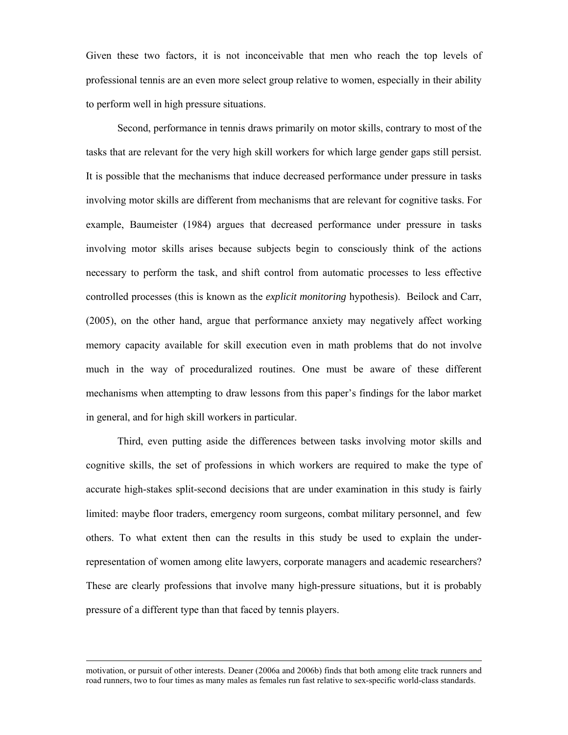Given these two factors, it is not inconceivable that men who reach the top levels of professional tennis are an even more select group relative to women, especially in their ability to perform well in high pressure situations.

Second, performance in tennis draws primarily on motor skills, contrary to most of the tasks that are relevant for the very high skill workers for which large gender gaps still persist. It is possible that the mechanisms that induce decreased performance under pressure in tasks involving motor skills are different from mechanisms that are relevant for cognitive tasks. For example, Baumeister (1984) argues that decreased performance under pressure in tasks involving motor skills arises because subjects begin to consciously think of the actions necessary to perform the task, and shift control from automatic processes to less effective controlled processes (this is known as the *explicit monitoring* hypothesis). Beilock and Carr, (2005), on the other hand, argue that performance anxiety may negatively affect working memory capacity available for skill execution even in math problems that do not involve much in the way of proceduralized routines. One must be aware of these different mechanisms when attempting to draw lessons from this paper's findings for the labor market in general, and for high skill workers in particular.

Third, even putting aside the differences between tasks involving motor skills and cognitive skills, the set of professions in which workers are required to make the type of accurate high-stakes split-second decisions that are under examination in this study is fairly limited: maybe floor traders, emergency room surgeons, combat military personnel, and few others. To what extent then can the results in this study be used to explain the under-representation of women among elite lawyers, corporate managers and academic researchers? These are clearly professions that involve many high-pressure situations, but it is probably pressure of a different type than that faced by tennis players.

---

motivation, or pursuit of other interests. Deaner (2006a and 2006b) finds that both among elite track runners and road runners, two to four times as many males as females run fast relative to sex-specific world-class standards.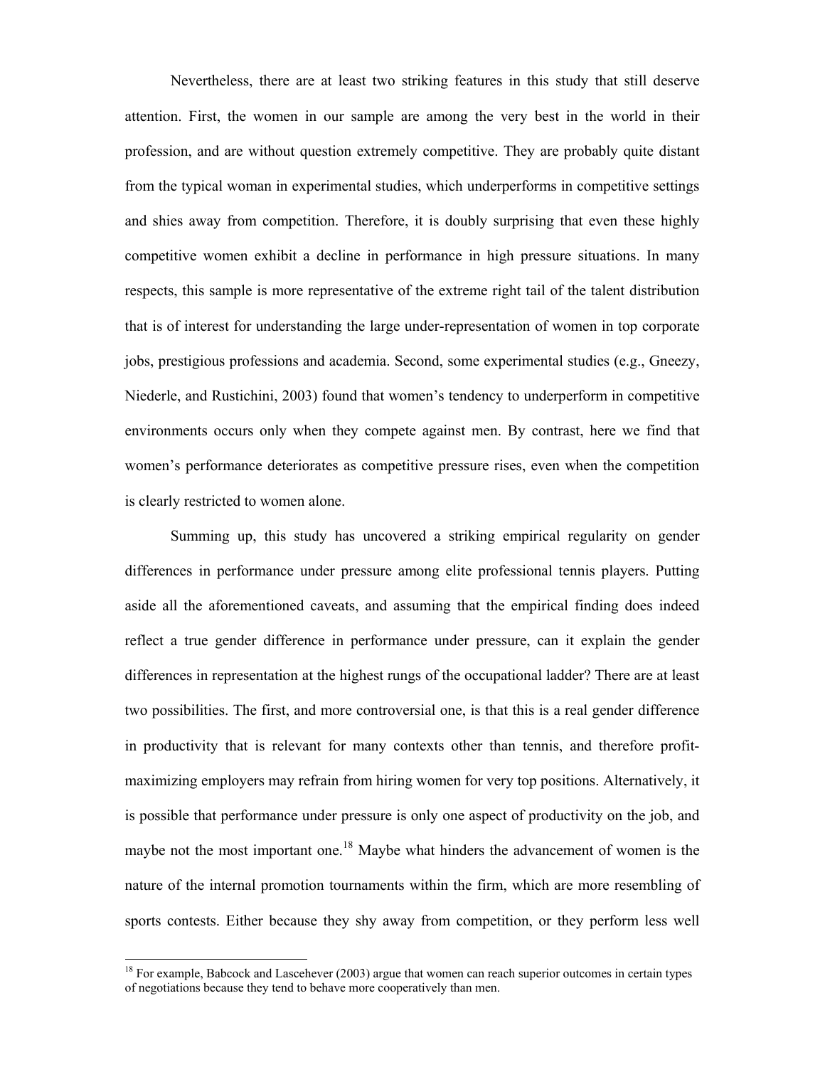Nevertheless, there are at least two striking features in this study that still deserve attention. First, the women in our sample are among the very best in the world in their profession, and are without question extremely competitive. They are probably quite distant from the typical woman in experimental studies, which underperforms in competitive settings and shies away from competition. Therefore, it is doubly surprising that even these highly competitive women exhibit a decline in performance in high pressure situations. In many respects, this sample is more representative of the extreme right tail of the talent distribution that is of interest for understanding the large under-representation of women in top corporate jobs, prestigious professions and academia. Second, some experimental studies (e.g., Gneezy, Niederle, and Rustichini, 2003) found that women's tendency to underperform in competitive environments occurs only when they compete against men. By contrast, here we find that women's performance deteriorates as competitive pressure rises, even when the competition is clearly restricted to women alone.

Summing up, this study has uncovered a striking empirical regularity on gender differences in performance under pressure among elite professional tennis players. Putting aside all the aforementioned caveats, and assuming that the empirical finding does indeed reflect a true gender difference in performance under pressure, can it explain the gender differences in representation at the highest rungs of the occupational ladder? There are at least two possibilities. The first, and more controversial one, is that this is a real gender difference in productivity that is relevant for many contexts other than tennis, and therefore profit-maximizing employers may refrain from hiring women for very top positions. Alternatively, it is possible that performance under pressure is only one aspect of productivity on the job, and maybe not the most important one.[18] Maybe what hinders the advancement of women is the nature of the internal promotion tournaments within the firm, which are more resembling of sports contests. Either because they shy away from competition, or they perform less well

[18] For example, Babcock and Lascehever (2003) argue that women can reach superior outcomes in certain types of negotiations because they tend to behave more cooperatively than men.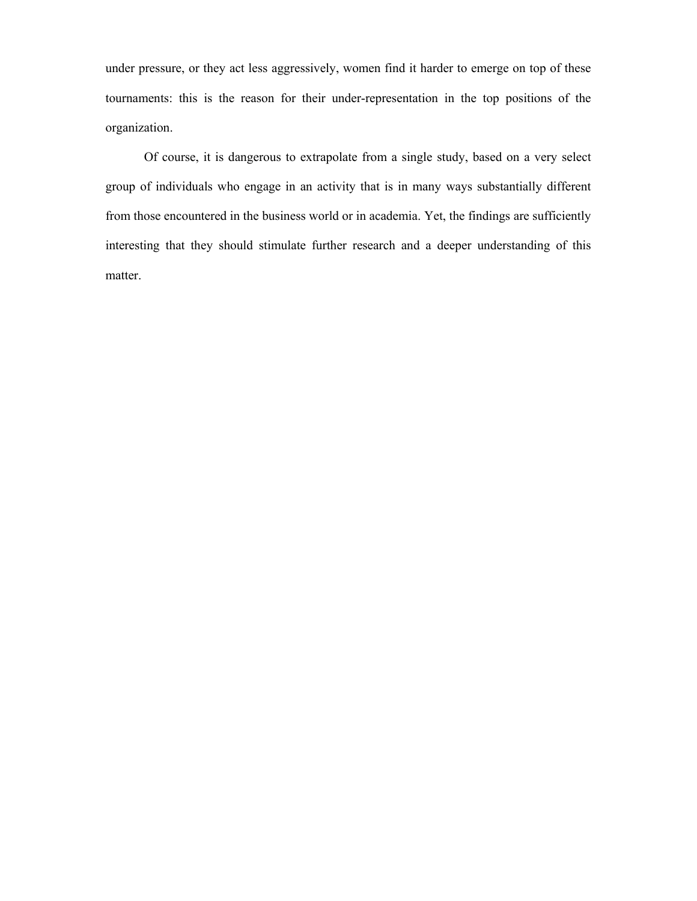under pressure, or they act less aggressively, women find it harder to emerge on top of these tournaments: this is the reason for their under-representation in the top positions of the organization.

Of course, it is dangerous to extrapolate from a single study, based on a very select group of individuals who engage in an activity that is in many ways substantially different from those encountered in the business world or in academia. Yet, the findings are sufficiently interesting that they should stimulate further research and a deeper understanding of this matter.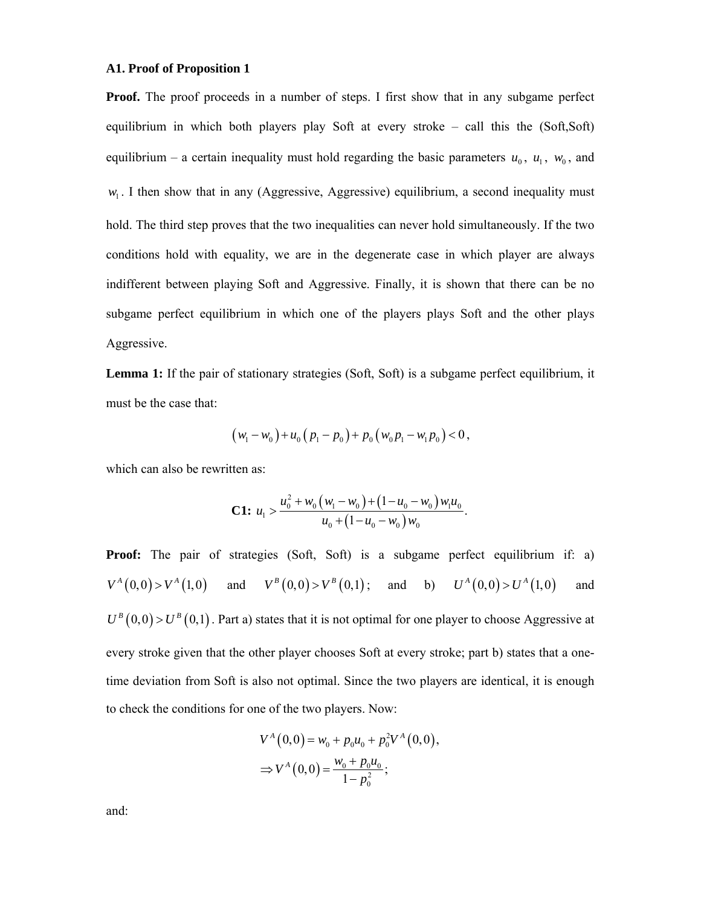**A1. Proof of Proposition 1**

**Proof.** The proof proceeds in a number of steps. I first show that in any subgame perfect equilibrium in which both players play Soft at every stroke – call this the (Soft,Soft) equilibrium – a certain inequality must hold regarding the basic parameters $u_0$, $u_1$, $w_0$, and $w_1$. I then show that in any (Aggressive, Aggressive) equilibrium, a second inequality must hold. The third step proves that the two inequalities can never hold simultaneously. If the two conditions hold with equality, we are in the degenerate case in which player are always indifferent between playing Soft and Aggressive. Finally, it is shown that there can be no subgame perfect equilibrium in which one of the players plays Soft and the other plays Aggressive.

**Lemma 1:** If the pair of stationary strategies (Soft, Soft) is a subgame perfect equilibrium, it must be the case that:

$$(w_1 - w_0) + u_0(p_1 - p_0) + p_0(w_0 p_1 - w_1 p_0) < 0,$$

which can also be rewritten as:

$$\textbf{C1: } u_1 > \frac{u_0^2 + w_0(w_1 - w_0) + (1 - u_0 - w_0) w_1 u_0}{u_0 + (1 - u_0 - w_0) w_0}.$$

**Proof:** The pair of strategies (Soft, Soft) is a subgame perfect equilibrium if: a) $V^A(0,0) > V^A(1,0)$ and $V^B(0,0) > V^B(0,1)$; and b) $U^A(0,0) > U^A(1,0)$ and $U^B(0,0) > U^B(0,1)$. Part a) states that it is not optimal for one player to choose Aggressive at every stroke given that the other player chooses Soft at every stroke; part b) states that a one-time deviation from Soft is also not optimal. Since the two players are identical, it is enough to check the conditions for one of the two players. Now:

$$V^A(0,0) = w_0 + p_0 u_0 + p_0^2 V^A(0,0),$$
$$\Rightarrow V^A(0,0) = \frac{w_0 + p_0 u_0}{1 - p_0^2};$$

and: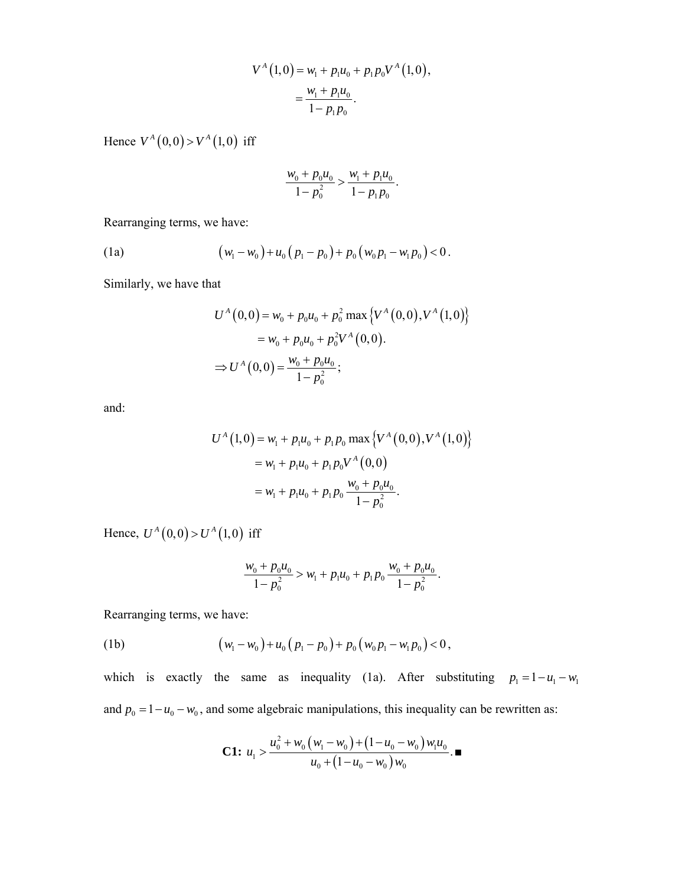$$V^A(1,0) = w_1 + p_1 u_0 + p_1 p_0 V^A(1,0),$$
$$= \frac{w_1 + p_1 u_0}{1 - p_1 p_0}.$$

Hence $V^A(0,0) > V^A(1,0)$ iff

$$\frac{w_0 + p_0 u_0}{1 - p_0^2} > \frac{w_1 + p_1 u_0}{1 - p_1 p_0}.$$

Rearranging terms, we have:

(1a) $$(w_1 - w_0) + u_0(p_1 - p_0) + p_0(w_0 p_1 - w_1 p_0) < 0.$$

Similarly, we have that

$$U^A(0,0) = w_0 + p_0 u_0 + p_0^2 \max\{V^A(0,0), V^A(1,0)\}$$
$$= w_0 + p_0 u_0 + p_0^2 V^A(0,0).$$
$$\Rightarrow U^A(0,0) = \frac{w_0 + p_0 u_0}{1 - p_0^2};$$

and:

$$U^A(1,0) = w_1 + p_1 u_0 + p_1 p_0 \max\{V^A(0,0), V^A(1,0)\}$$
$$= w_1 + p_1 u_0 + p_1 p_0 V^A(0,0)$$
$$= w_1 + p_1 u_0 + p_1 p_0 \frac{w_0 + p_0 u_0}{1 - p_0^2}.$$

Hence, $U^A(0,0) > U^A(1,0)$ iff

$$\frac{w_0 + p_0 u_0}{1 - p_0^2} > w_1 + p_1 u_0 + p_1 p_0 \frac{w_0 + p_0 u_0}{1 - p_0^2}.$$

Rearranging terms, we have:

(1b) $$(w_1 - w_0) + u_0(p_1 - p_0) + p_0(w_0 p_1 - w_1 p_0) < 0,$$

which is exactly the same as inequality (1a). After substituting $p_1 = 1 - u_1 - w_1$ and $p_0 = 1 - u_0 - w_0$, and some algebraic manipulations, this inequality can be rewritten as:

$$\textbf{C1: } u_1 > \frac{u_0^2 + w_0(w_1 - w_0) + (1 - u_0 - w_0) w_1 u_0}{u_0 + (1 - u_0 - w_0) w_0}. \blacksquare$$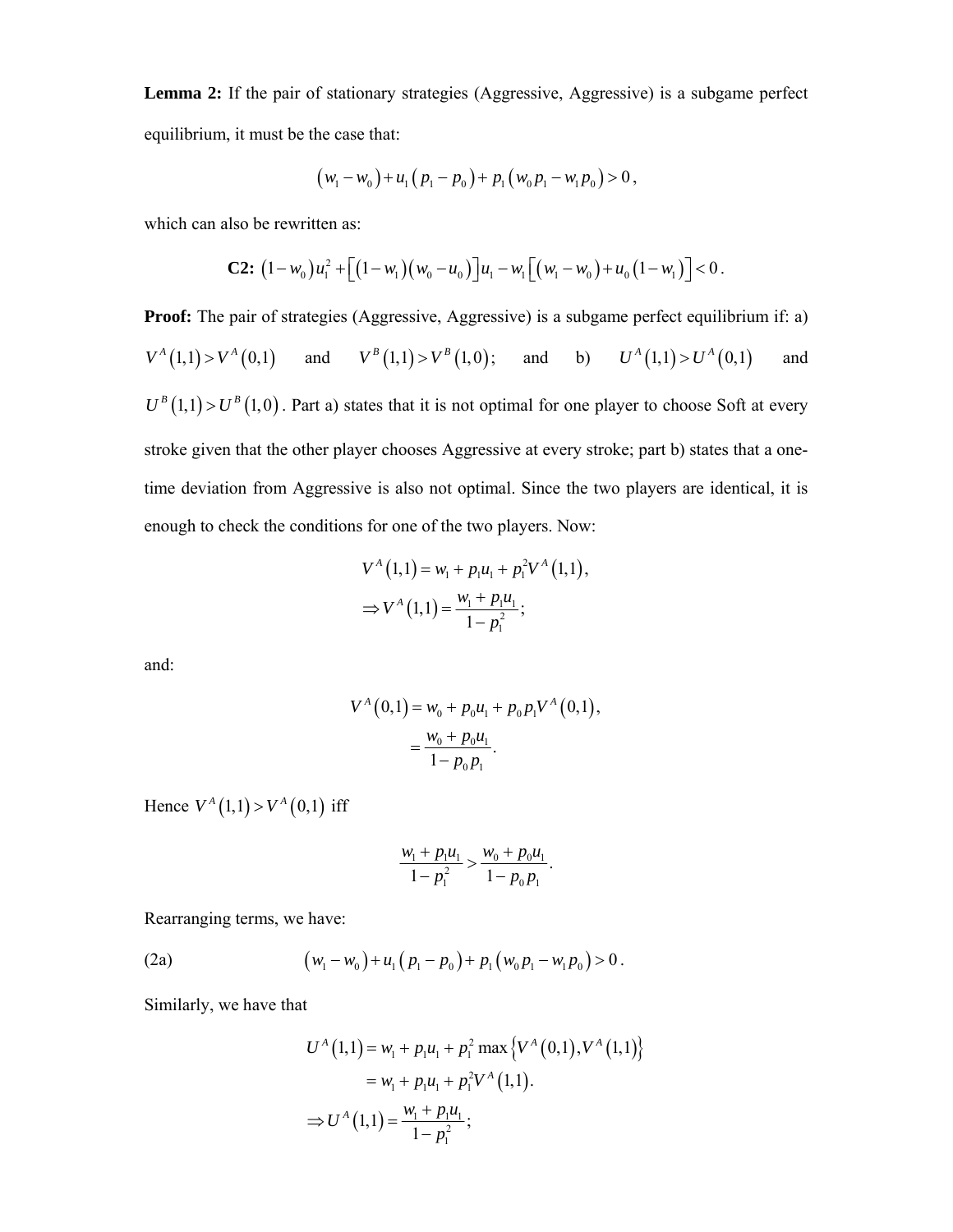**Lemma 2:** If the pair of stationary strategies (Aggressive, Aggressive) is a subgame perfect equilibrium, it must be the case that:

$$(w_1 - w_0) + u_1(p_1 - p_0) + p_1(w_0 p_1 - w_1 p_0) > 0,$$

which can also be rewritten as:

$$\textbf{C2: } (1-w_0)u_1^2 + \left[(1-w_1)(w_0 - u_0)\right]u_1 - w_1\left[(w_1 - w_0) + u_0(1-w_1)\right] < 0.$$

**Proof:** The pair of strategies (Aggressive, Aggressive) is a subgame perfect equilibrium if: a) $V^A(1,1) > V^A(0,1)$ and $V^B(1,1) > V^B(1,0)$; and b) $U^A(1,1) > U^A(0,1)$ and $U^B(1,1) > U^B(1,0)$. Part a) states that it is not optimal for one player to choose Soft at every stroke given that the other player chooses Aggressive at every stroke; part b) states that a one-time deviation from Aggressive is also not optimal. Since the two players are identical, it is enough to check the conditions for one of the two players. Now:

$$V^A(1,1) = w_1 + p_1 u_1 + p_1^2 V^A(1,1),$$

$$\Rightarrow V^A(1,1) = \frac{w_1 + p_1 u_1}{1 - p_1^2};$$

and:

$$V^A(0,1) = w_0 + p_0 u_1 + p_0 p_1 V^A(0,1),$$

$$= \frac{w_0 + p_0 u_1}{1 - p_0 p_1}.$$

Hence $V^A(1,1) > V^A(0,1)$ iff

$$\frac{w_1 + p_1 u_1}{1 - p_1^2} > \frac{w_0 + p_0 u_1}{1 - p_0 p_1}.$$

Rearranging terms, we have:

$$\text{(2a)} \qquad (w_1 - w_0) + u_1(p_1 - p_0) + p_1(w_0 p_1 - w_1 p_0) > 0.$$

Similarly, we have that

$$U^A(1,1) = w_1 + p_1 u_1 + p_1^2 \max\left\{V^A(0,1), V^A(1,1)\right\}$$

$$= w_1 + p_1 u_1 + p_1^2 V^A(1,1).$$

$$\Rightarrow U^A(1,1) = \frac{w_1 + p_1 u_1}{1 - p_1^2};$$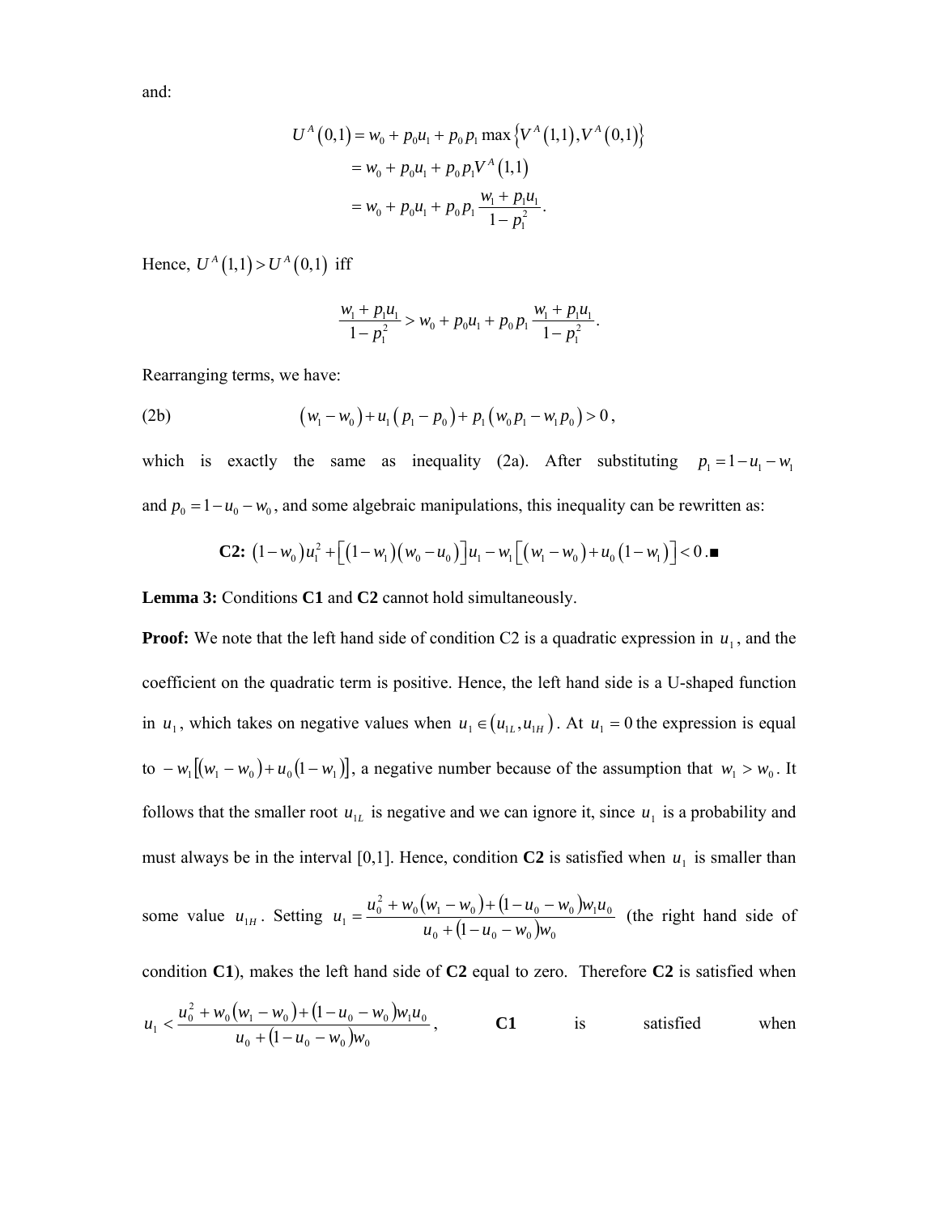and:

$$
\begin{aligned}
U^A(0,1) &= w_0 + p_0 u_1 + p_0 p_1 \max\left\{V^A(1,1), V^A(0,1)\right\} \\
&= w_0 + p_0 u_1 + p_0 p_1 V^A(1,1) \\
&= w_0 + p_0 u_1 + p_0 p_1 \frac{w_1 + p_1 u_1}{1 - p_1^2}.
\end{aligned}
$$

Hence, $U^A(1,1) > U^A(0,1)$ iff

$$
\frac{w_1 + p_1 u_1}{1 - p_1^2} > w_0 + p_0 u_1 + p_0 p_1 \frac{w_1 + p_1 u_1}{1 - p_1^2}.
$$

Rearranging terms, we have:

(2b) $$(w_1 - w_0) + u_1(p_1 - p_0) + p_1(w_0 p_1 - w_1 p_0) > 0,$$

which is exactly the same as inequality (2a). After substituting $p_1 = 1 - u_1 - w_1$ and $p_0 = 1 - u_0 - w_0$, and some algebraic manipulations, this inequality can be rewritten as:

$$
\textbf{C2: } (1 - w_0)u_1^2 + \left[(1 - w_1)(w_0 - u_0)\right]u_1 - w_1\left[(w_1 - w_0) + u_0(1 - w_1)\right] < 0. \blacksquare
$$

**Lemma 3:** Conditions **C1** and **C2** cannot hold simultaneously.

**Proof:** We note that the left hand side of condition C2 is a quadratic expression in $u_1$, and the coefficient on the quadratic term is positive. Hence, the left hand side is a U-shaped function in $u_1$, which takes on negative values when $u_1 \in (u_{1L}, u_{1H})$. At $u_1 = 0$ the expression is equal to $-w_1[(w_1 - w_0) + u_0(1 - w_1)]$, a negative number because of the assumption that $w_1 > w_0$. It follows that the smaller root $u_{1L}$ is negative and we can ignore it, since $u_1$ is a probability and must always be in the interval [0,1]. Hence, condition **C2** is satisfied when $u_1$ is smaller than some value $u_{1H}$. Setting $u_1 = \dfrac{u_0^2 + w_0(w_1 - w_0) + (1 - u_0 - w_0)w_1 u_0}{u_0 + (1 - u_0 - w_0)w_0}$ (the right hand side of condition **C1**), makes the left hand side of **C2** equal to zero. Therefore **C2** is satisfied when $u_1 < \dfrac{u_0^2 + w_0(w_1 - w_0) + (1 - u_0 - w_0)w_1 u_0}{u_0 + (1 - u_0 - w_0)w_0}$, **C1** is satisfied when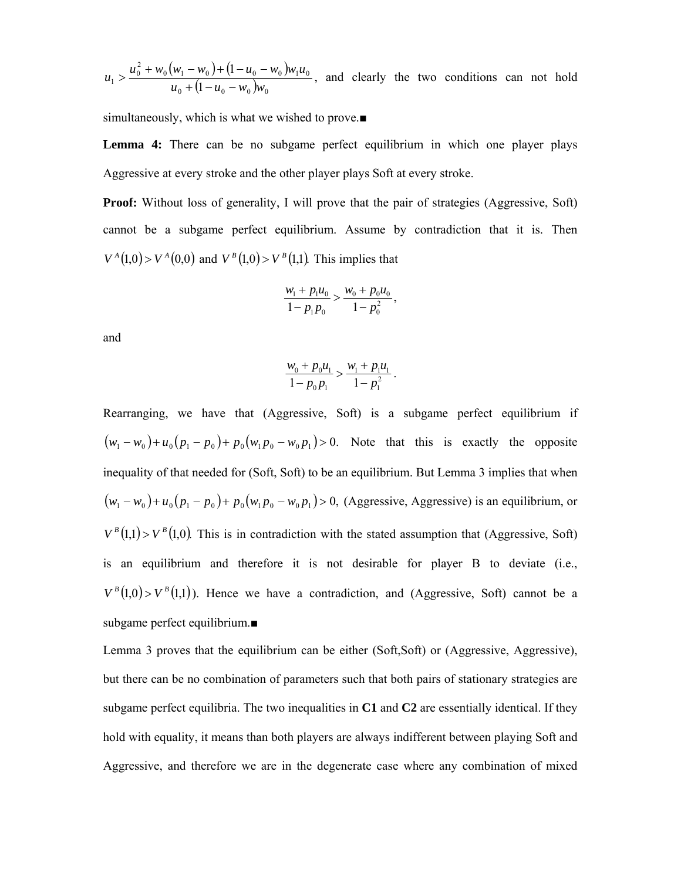$u_1 > \dfrac{u_0^2 + w_0(w_1 - w_0) + (1 - u_0 - w_0)w_1 u_0}{u_0 + (1 - u_0 - w_0)w_0}$, and clearly the two conditions can not hold simultaneously, which is what we wished to prove.■

**Lemma 4:** There can be no subgame perfect equilibrium in which one player plays Aggressive at every stroke and the other player plays Soft at every stroke.

**Proof:** Without loss of generality, I will prove that the pair of strategies (Aggressive, Soft) cannot be a subgame perfect equilibrium. Assume by contradiction that it is. Then $V^A(1,0) > V^A(0,0)$ and $V^B(1,0) > V^B(1,1)$. This implies that

$$\frac{w_1 + p_1 u_0}{1 - p_1 p_0} > \frac{w_0 + p_0 u_0}{1 - p_0^2},$$

and

$$\frac{w_0 + p_0 u_1}{1 - p_0 p_1} > \frac{w_1 + p_1 u_1}{1 - p_1^2}.$$

Rearranging, we have that (Aggressive, Soft) is a subgame perfect equilibrium if $(w_1 - w_0) + u_0(p_1 - p_0) + p_0(w_1 p_0 - w_0 p_1) > 0$. Note that this is exactly the opposite inequality of that needed for (Soft, Soft) to be an equilibrium. But Lemma 3 implies that when $(w_1 - w_0) + u_0(p_1 - p_0) + p_0(w_1 p_0 - w_0 p_1) > 0$, (Aggressive, Aggressive) is an equilibrium, or $V^B(1,1) > V^B(1,0)$. This is in contradiction with the stated assumption that (Aggressive, Soft) is an equilibrium and therefore it is not desirable for player B to deviate (i.e., $V^B(1,0) > V^B(1,1)$). Hence we have a contradiction, and (Aggressive, Soft) cannot be a subgame perfect equilibrium.■

Lemma 3 proves that the equilibrium can be either (Soft,Soft) or (Aggressive, Aggressive), but there can be no combination of parameters such that both pairs of stationary strategies are subgame perfect equilibria. The two inequalities in **C1** and **C2** are essentially identical. If they hold with equality, it means than both players are always indifferent between playing Soft and Aggressive, and therefore we are in the degenerate case where any combination of mixed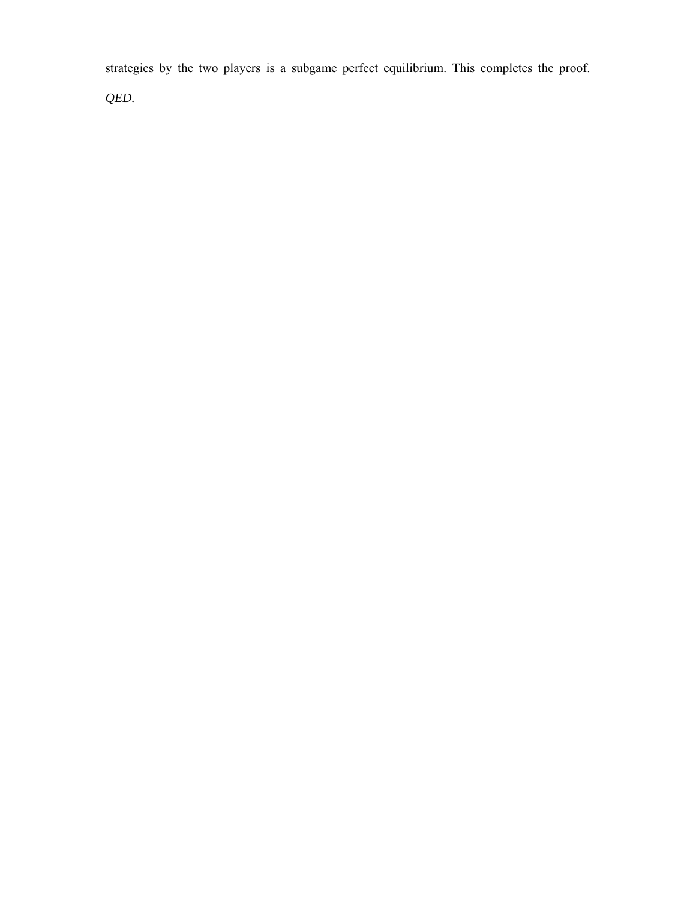strategies by the two players is a subgame perfect equilibrium. This completes the proof. *QED.*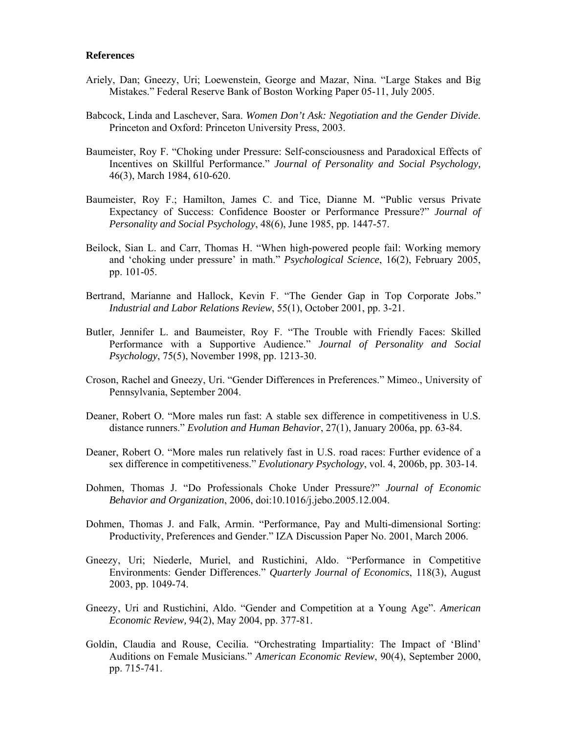**References**

Ariely, Dan; Gneezy, Uri; Loewenstein, George and Mazar, Nina. "Large Stakes and Big Mistakes." Federal Reserve Bank of Boston Working Paper 05-11, July 2005.

Babcock, Linda and Laschever, Sara. *Women Don't Ask: Negotiation and the Gender Divide*. Princeton and Oxford: Princeton University Press, 2003.

Baumeister, Roy F. "Choking under Pressure: Self-consciousness and Paradoxical Effects of Incentives on Skillful Performance." *Journal of Personality and Social Psychology,* 46(3), March 1984, 610-620.

Baumeister, Roy F.; Hamilton, James C. and Tice, Dianne M. "Public versus Private Expectancy of Success: Confidence Booster or Performance Pressure?" *Journal of Personality and Social Psychology*, 48(6), June 1985, pp. 1447-57.

Beilock, Sian L. and Carr, Thomas H. "When high-powered people fail: Working memory and 'choking under pressure' in math." *Psychological Science*, 16(2), February 2005, pp. 101-05.

Bertrand, Marianne and Hallock, Kevin F. "The Gender Gap in Top Corporate Jobs." *Industrial and Labor Relations Review*, 55(1), October 2001, pp. 3-21.

Butler, Jennifer L. and Baumeister, Roy F. "The Trouble with Friendly Faces: Skilled Performance with a Supportive Audience." *Journal of Personality and Social Psychology*, 75(5), November 1998, pp. 1213-30.

Croson, Rachel and Gneezy, Uri. "Gender Differences in Preferences." Mimeo., University of Pennsylvania, September 2004.

Deaner, Robert O. "More males run fast: A stable sex difference in competitiveness in U.S. distance runners." *Evolution and Human Behavior*, 27(1), January 2006a, pp. 63-84.

Deaner, Robert O. "More males run relatively fast in U.S. road races: Further evidence of a sex difference in competitiveness." *Evolutionary Psychology*, vol. 4, 2006b, pp. 303-14.

Dohmen, Thomas J. "Do Professionals Choke Under Pressure?" *Journal of Economic Behavior and Organization*, 2006, doi:10.1016/j.jebo.2005.12.004.

Dohmen, Thomas J. and Falk, Armin. "Performance, Pay and Multi-dimensional Sorting: Productivity, Preferences and Gender." IZA Discussion Paper No. 2001, March 2006.

Gneezy, Uri; Niederle, Muriel, and Rustichini, Aldo. "Performance in Competitive Environments: Gender Differences." *Quarterly Journal of Economics*, 118(3), August 2003, pp. 1049-74.

Gneezy, Uri and Rustichini, Aldo. "Gender and Competition at a Young Age". *American Economic Review,* 94(2), May 2004, pp. 377-81.

Goldin, Claudia and Rouse, Cecilia. "Orchestrating Impartiality: The Impact of 'Blind' Auditions on Female Musicians." *American Economic Review*, 90(4), September 2000, pp. 715-741.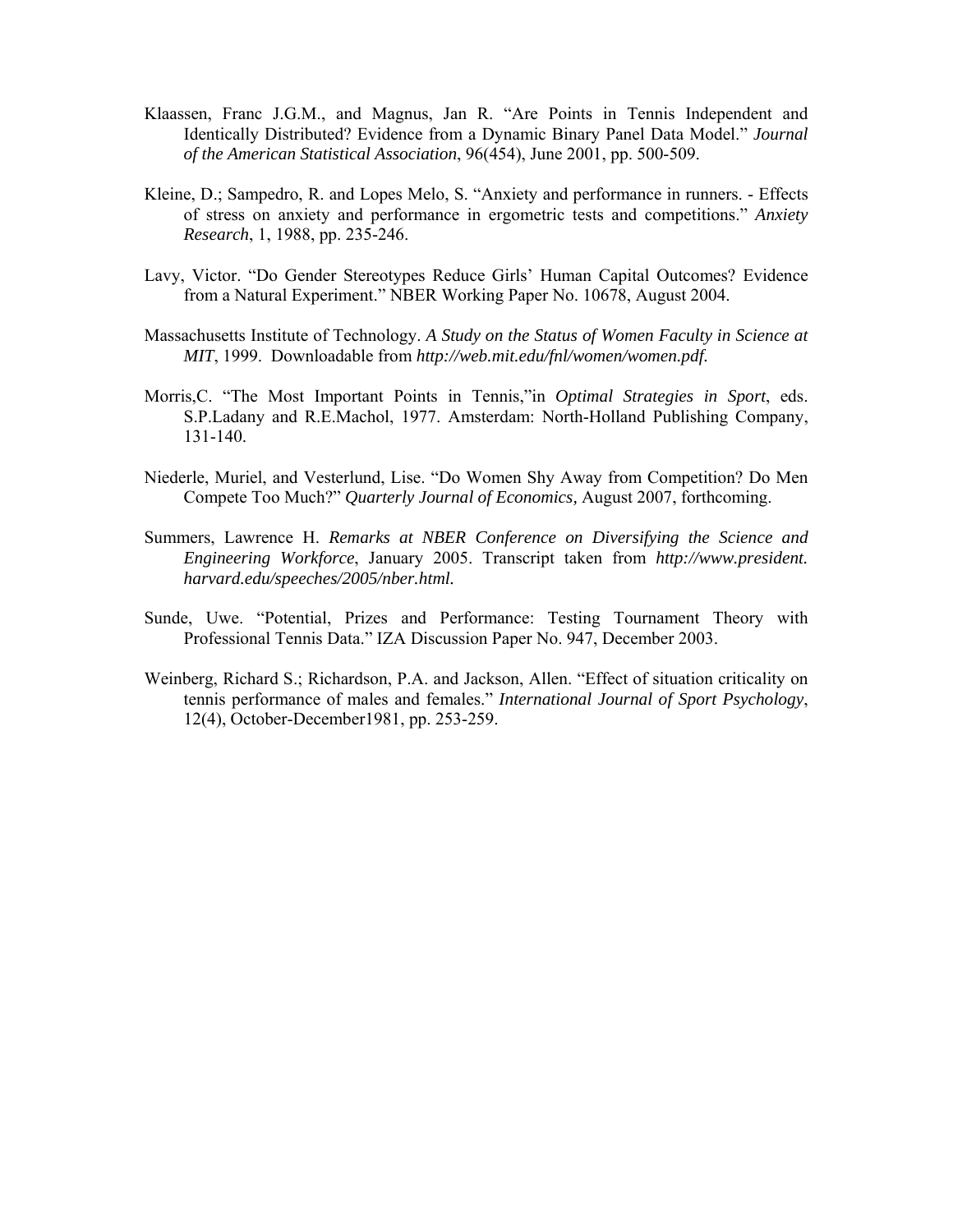Klaassen, Franc J.G.M., and Magnus, Jan R. "Are Points in Tennis Independent and Identically Distributed? Evidence from a Dynamic Binary Panel Data Model." *Journal of the American Statistical Association*, 96(454), June 2001, pp. 500-509.

Kleine, D.; Sampedro, R. and Lopes Melo, S. "Anxiety and performance in runners. - Effects of stress on anxiety and performance in ergometric tests and competitions." *Anxiety Research*, 1, 1988, pp. 235-246.

Lavy, Victor. "Do Gender Stereotypes Reduce Girls' Human Capital Outcomes? Evidence from a Natural Experiment." NBER Working Paper No. 10678, August 2004.

Massachusetts Institute of Technology. *A Study on the Status of Women Faculty in Science at MIT*, 1999. Downloadable from *http://web.mit.edu/fnl/women/women.pdf.*

Morris,C. "The Most Important Points in Tennis,"in *Optimal Strategies in Sport*, eds. S.P.Ladany and R.E.Machol, 1977. Amsterdam: North-Holland Publishing Company, 131-140.

Niederle, Muriel, and Vesterlund, Lise. "Do Women Shy Away from Competition? Do Men Compete Too Much?" *Quarterly Journal of Economics,* August 2007, forthcoming.

Summers, Lawrence H. *Remarks at NBER Conference on Diversifying the Science and Engineering Workforce*, January 2005. Transcript taken from *http://www.president.harvard.edu/speeches/2005/nber.html.*

Sunde, Uwe. "Potential, Prizes and Performance: Testing Tournament Theory with Professional Tennis Data." IZA Discussion Paper No. 947, December 2003.

Weinberg, Richard S.; Richardson, P.A. and Jackson, Allen. "Effect of situation criticality on tennis performance of males and females." *International Journal of Sport Psychology*, 12(4), October-December1981, pp. 253-259.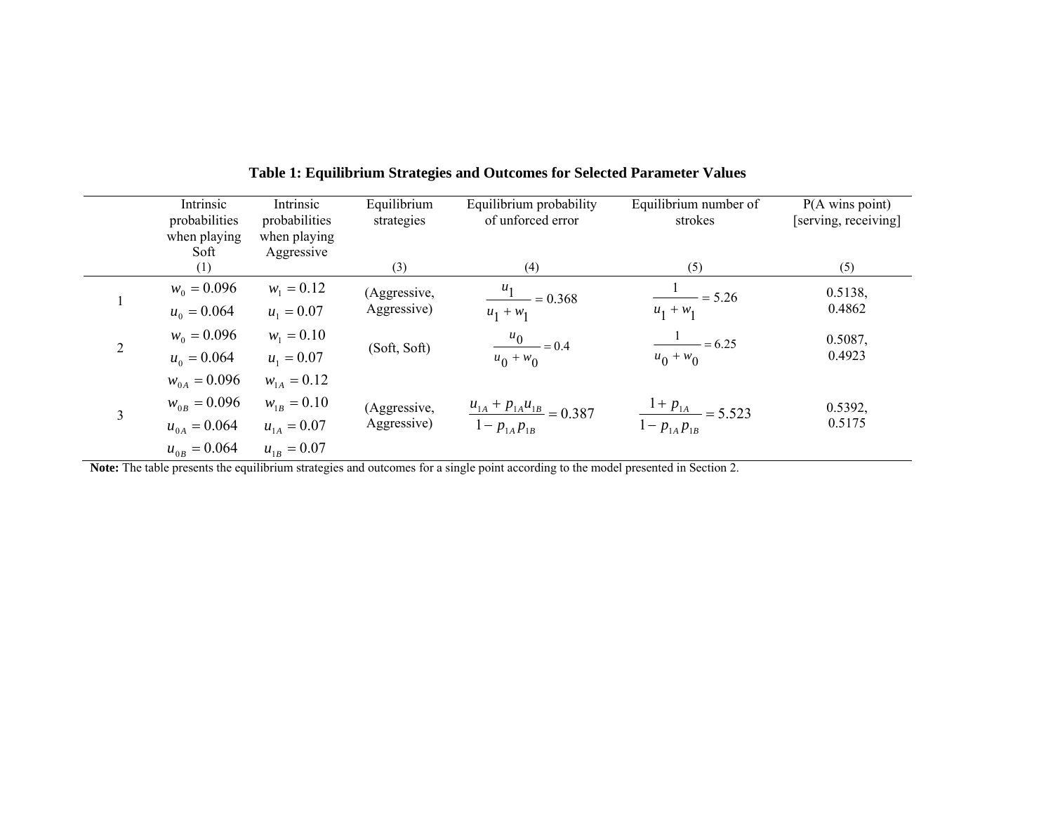**Table 1: Equilibrium Strategies and Outcomes for Selected Parameter Values**

| | Intrinsic probabilities when playing Soft | Intrinsic probabilities when playing Aggressive | Equilibrium strategies | Equilibrium probability of unforced error | Equilibrium number of strokes | P(A wins point) [serving, receiving] |
|---|---|---|---|---|---|---|
| | (1) | | (3) | (4) | (5) | (5) |
| 1 | $w_0 = 0.096$<br>$u_0 = 0.064$ | $w_1 = 0.12$<br>$u_1 = 0.07$ | (Aggressive, Aggressive) | $\dfrac{u_1}{u_1 + w_1} = 0.368$ | $\dfrac{1}{u_1 + w_1} = 5.26$ | 0.5138, 0.4862 |
| 2 | $w_0 = 0.096$<br>$u_0 = 0.064$ | $w_1 = 0.10$<br>$u_1 = 0.07$ | (Soft, Soft) | $\dfrac{u_0}{u_0 + w_0} = 0.4$ | $\dfrac{1}{u_0 + w_0} = 6.25$ | 0.5087, 0.4923 |
| 3 | $w_{0A} = 0.096$<br>$w_{0B} = 0.096$<br>$u_{0A} = 0.064$<br>$u_{0B} = 0.064$ | $w_{1A} = 0.12$<br>$w_{1B} = 0.10$<br>$u_{1A} = 0.07$<br>$u_{1B} = 0.07$ | (Aggressive, Aggressive) | $\dfrac{u_{1A} + p_{1A}u_{1B}}{1 - p_{1A}p_{1B}} = 0.387$ | $\dfrac{1 + p_{1A}}{1 - p_{1A}p_{1B}} = 5.523$ | 0.5392, 0.5175 |

**Note:** The table presents the equilibrium strategies and outcomes for a single point according to the model presented in Section 2.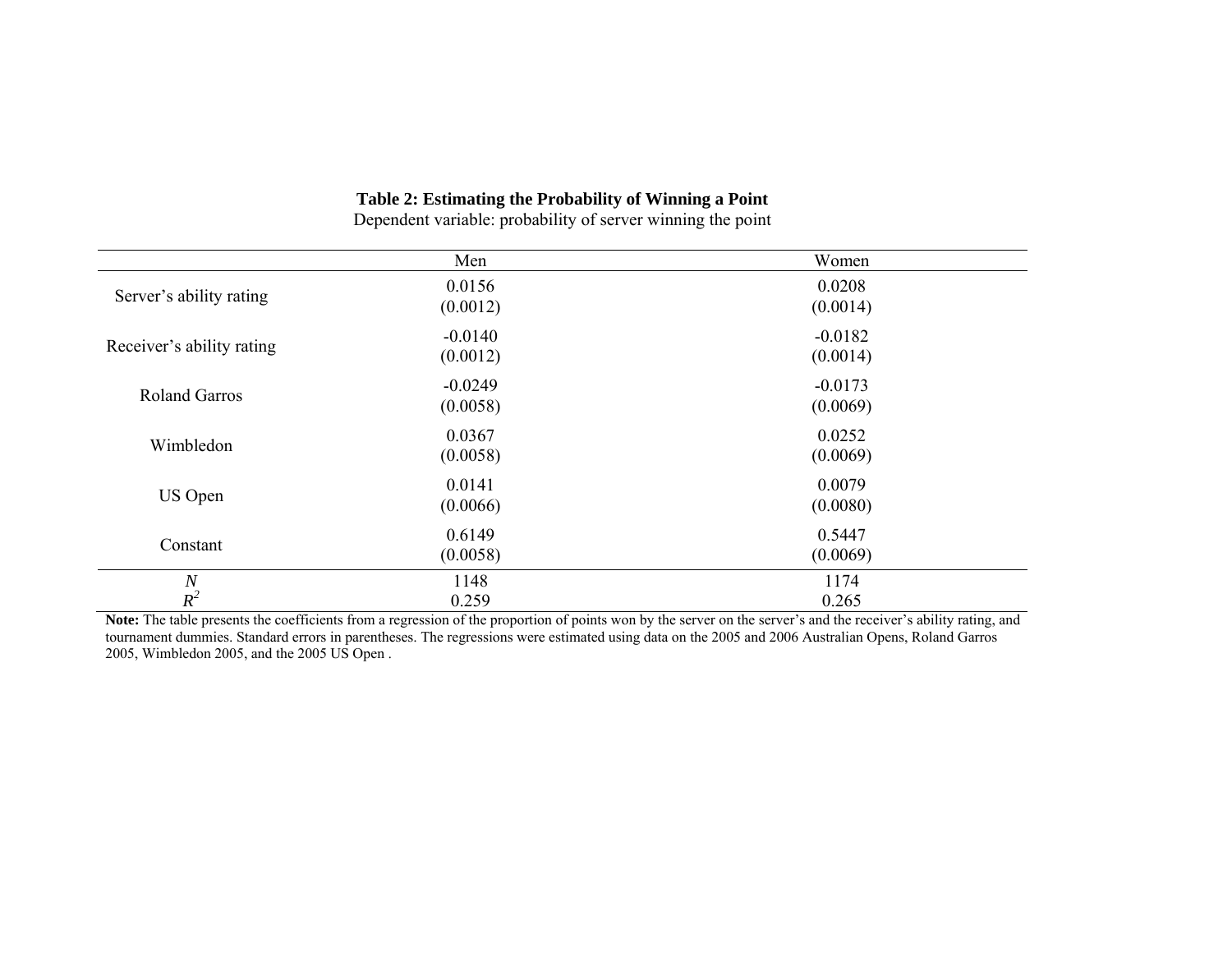**Table 2: Estimating the Probability of Winning a Point**

Dependent variable: probability of server winning the point

| | Men | Women |
|---|---|---|
| Server's ability rating | 0.0156 | 0.0208 |
| | (0.0012) | (0.0014) |
| Receiver's ability rating | -0.0140 | -0.0182 |
| | (0.0012) | (0.0014) |
| Roland Garros | -0.0249 | -0.0173 |
| | (0.0058) | (0.0069) |
| Wimbledon | 0.0367 | 0.0252 |
| | (0.0058) | (0.0069) |
| US Open | 0.0141 | 0.0079 |
| | (0.0066) | (0.0080) |
| Constant | 0.6149 | 0.5447 |
| | (0.0058) | (0.0069) |
| $N$ | 1148 | 1174 |
| $R^2$ | 0.259 | 0.265 |

**Note:** The table presents the coefficients from a regression of the proportion of points won by the server on the server's and the receiver's ability rating, and tournament dummies. Standard errors in parentheses. The regressions were estimated using data on the 2005 and 2006 Australian Opens, Roland Garros 2005, Wimbledon 2005, and the 2005 US Open .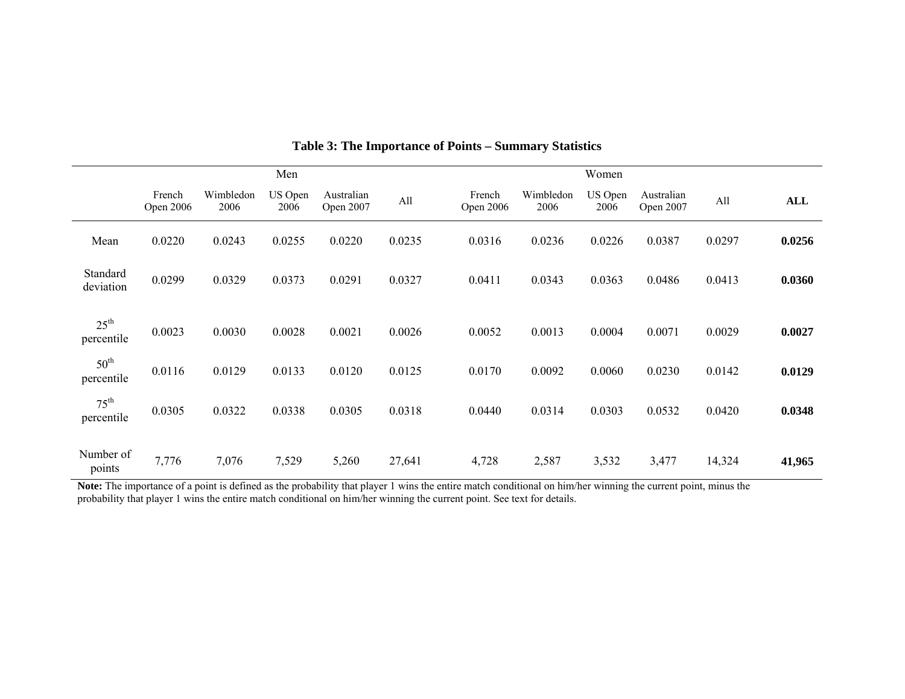**Table 3: The Importance of Points – Summary Statistics**

| | Men | | | | | Women | | | | | |
|---|---|---|---|---|---|---|---|---|---|---|---|
| | French Open 2006 | Wimbledon 2006 | US Open 2006 | Australian Open 2007 | All | French Open 2006 | Wimbledon 2006 | US Open 2006 | Australian Open 2007 | All | **ALL** |
| Mean | 0.0220 | 0.0243 | 0.0255 | 0.0220 | 0.0235 | 0.0316 | 0.0236 | 0.0226 | 0.0387 | 0.0297 | **0.0256** |
| Standard deviation | 0.0299 | 0.0329 | 0.0373 | 0.0291 | 0.0327 | 0.0411 | 0.0343 | 0.0363 | 0.0486 | 0.0413 | **0.0360** |
| $25^{th}$ percentile | 0.0023 | 0.0030 | 0.0028 | 0.0021 | 0.0026 | 0.0052 | 0.0013 | 0.0004 | 0.0071 | 0.0029 | **0.0027** |
| $50^{th}$ percentile | 0.0116 | 0.0129 | 0.0133 | 0.0120 | 0.0125 | 0.0170 | 0.0092 | 0.0060 | 0.0230 | 0.0142 | **0.0129** |
| $75^{th}$ percentile | 0.0305 | 0.0322 | 0.0338 | 0.0305 | 0.0318 | 0.0440 | 0.0314 | 0.0303 | 0.0532 | 0.0420 | **0.0348** |
| Number of points | 7,776 | 7,076 | 7,529 | 5,260 | 27,641 | 4,728 | 2,587 | 3,532 | 3,477 | 14,324 | **41,965** |

**Note:** The importance of a point is defined as the probability that player 1 wins the entire match conditional on him/her winning the current point, minus the probability that player 1 wins the entire match conditional on him/her winning the current point. See text for details.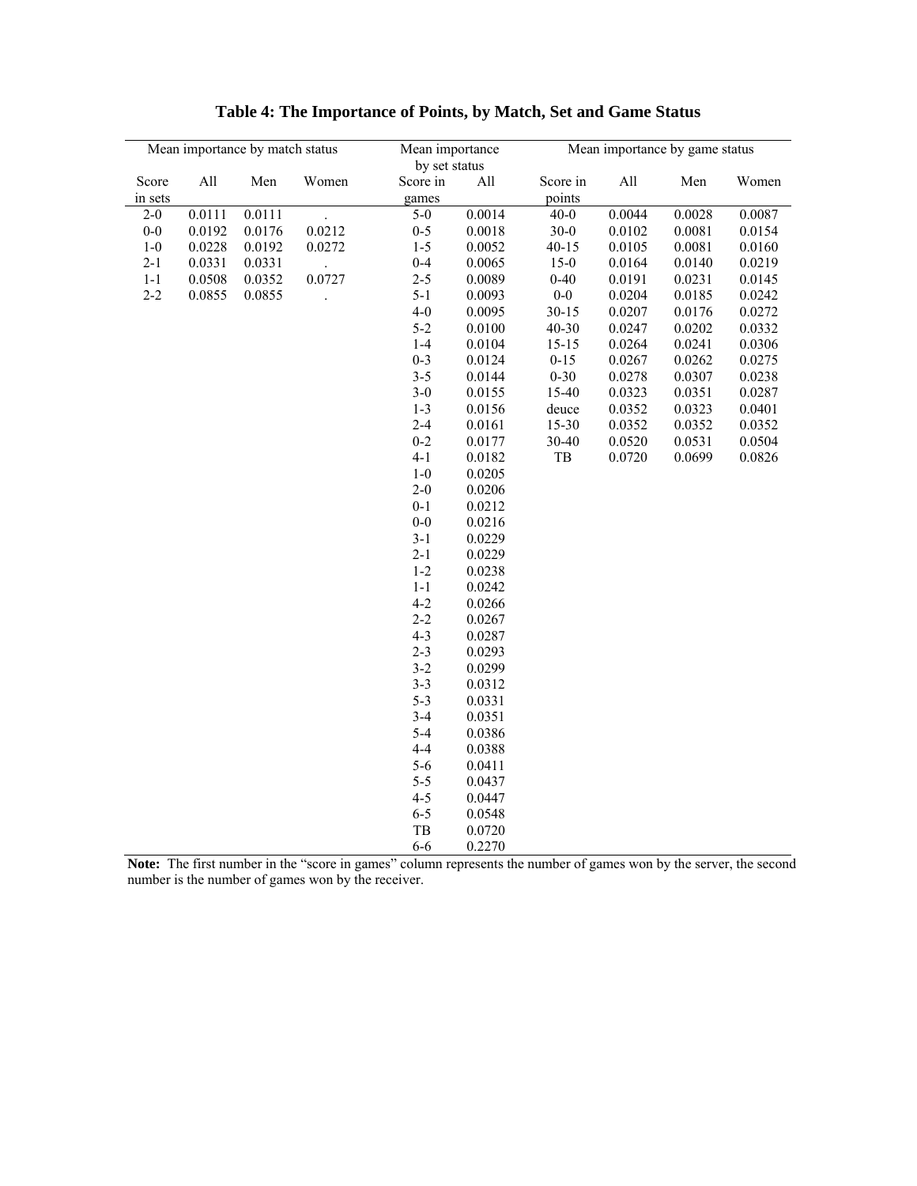**Table 4: The Importance of Points, by Match, Set and Game Status**

| Mean importance by match status | | | | Mean importance by set status | | Mean importance by game status | | | |
|---|---|---|---|---|---|---|---|---|---|
| Score in sets | All | Men | Women | Score in games | All | Score in points | All | Men | Women |
| 2-0 | 0.0111 | 0.0111 | . | 5-0 | 0.0014 | 40-0 | 0.0044 | 0.0028 | 0.0087 |
| 0-0 | 0.0192 | 0.0176 | 0.0212 | 0-5 | 0.0018 | 30-0 | 0.0102 | 0.0081 | 0.0154 |
| 1-0 | 0.0228 | 0.0192 | 0.0272 | 1-5 | 0.0052 | 40-15 | 0.0105 | 0.0081 | 0.0160 |
| 2-1 | 0.0331 | 0.0331 | . | 0-4 | 0.0065 | 15-0 | 0.0164 | 0.0140 | 0.0219 |
| 1-1 | 0.0508 | 0.0352 | 0.0727 | 2-5 | 0.0089 | 0-40 | 0.0191 | 0.0231 | 0.0145 |
| 2-2 | 0.0855 | 0.0855 | . | 5-1 | 0.0093 | 0-0 | 0.0204 | 0.0185 | 0.0242 |
| | | | | 4-0 | 0.0095 | 30-15 | 0.0207 | 0.0176 | 0.0272 |
| | | | | 5-2 | 0.0100 | 40-30 | 0.0247 | 0.0202 | 0.0332 |
| | | | | 1-4 | 0.0104 | 15-15 | 0.0264 | 0.0241 | 0.0306 |
| | | | | 0-3 | 0.0124 | 0-15 | 0.0267 | 0.0262 | 0.0275 |
| | | | | 3-5 | 0.0144 | 0-30 | 0.0278 | 0.0307 | 0.0238 |
| | | | | 3-0 | 0.0155 | 15-40 | 0.0323 | 0.0351 | 0.0287 |
| | | | | 1-3 | 0.0156 | deuce | 0.0352 | 0.0323 | 0.0401 |
| | | | | 2-4 | 0.0161 | 15-30 | 0.0352 | 0.0352 | 0.0352 |
| | | | | 0-2 | 0.0177 | 30-40 | 0.0520 | 0.0531 | 0.0504 |
| | | | | 4-1 | 0.0182 | TB | 0.0720 | 0.0699 | 0.0826 |
| | | | | 1-0 | 0.0205 | | | | |
| | | | | 2-0 | 0.0206 | | | | |
| | | | | 0-1 | 0.0212 | | | | |
| | | | | 0-0 | 0.0216 | | | | |
| | | | | 3-1 | 0.0229 | | | | |
| | | | | 2-1 | 0.0229 | | | | |
| | | | | 1-2 | 0.0238 | | | | |
| | | | | 1-1 | 0.0242 | | | | |
| | | | | 4-2 | 0.0266 | | | | |
| | | | | 2-2 | 0.0267 | | | | |
| | | | | 4-3 | 0.0287 | | | | |
| | | | | 2-3 | 0.0293 | | | | |
| | | | | 3-2 | 0.0299 | | | | |
| | | | | 3-3 | 0.0312 | | | | |
| | | | | 5-3 | 0.0331 | | | | |
| | | | | 3-4 | 0.0351 | | | | |
| | | | | 5-4 | 0.0386 | | | | |
| | | | | 4-4 | 0.0388 | | | | |
| | | | | 5-6 | 0.0411 | | | | |
| | | | | 5-5 | 0.0437 | | | | |
| | | | | 4-5 | 0.0447 | | | | |
| | | | | 6-5 | 0.0548 | | | | |
| | | | | TB | 0.0720 | | | | |
| | | | | 6-6 | 0.2270 | | | | |

**Note:** The first number in the "score in games" column represents the number of games won by the server, the second number is the number of games won by the receiver.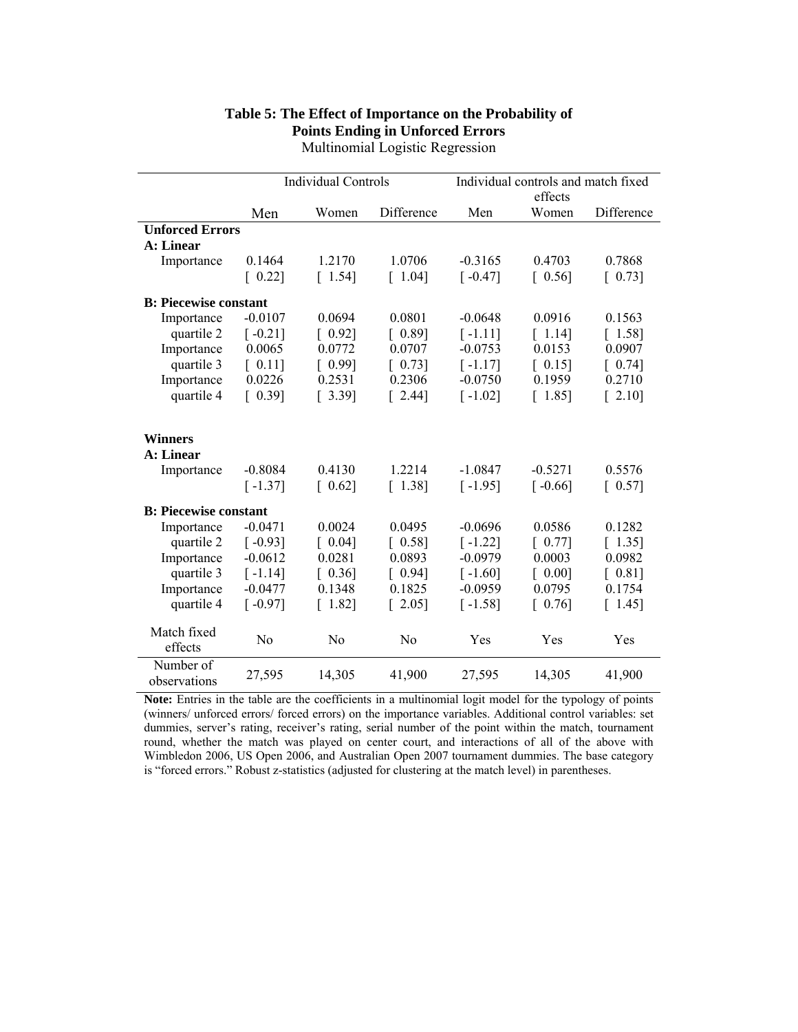**Table 5: The Effect of Importance on the Probability of Points Ending in Unforced Errors**

Multinomial Logistic Regression

| | Individual Controls | | | Individual controls and match fixed effects | | |
|---|---|---|---|---|---|---|
| | Men | Women | Difference | Men | Women | Difference |
| **Unforced Errors** | | | | | | |
| **A: Linear** | | | | | | |
| Importance | 0.1464 | 1.2170 | 1.0706 | -0.3165 | 0.4703 | 0.7868 |
| | [ 0.22] | [ 1.54] | [ 1.04] | [ -0.47] | [ 0.56] | [ 0.73] |
| **B: Piecewise constant** | | | | | | |
| Importance quartile 2 | -0.0107 | 0.0694 | 0.0801 | -0.0648 | 0.0916 | 0.1563 |
| | [ -0.21] | [ 0.92] | [ 0.89] | [ -1.11] | [ 1.14] | [ 1.58] |
| Importance quartile 3 | 0.0065 | 0.0772 | 0.0707 | -0.0753 | 0.0153 | 0.0907 |
| | [ 0.11] | [ 0.99] | [ 0.73] | [ -1.17] | [ 0.15] | [ 0.74] |
| Importance quartile 4 | 0.0226 | 0.2531 | 0.2306 | -0.0750 | 0.1959 | 0.2710 |
| | [ 0.39] | [ 3.39] | [ 2.44] | [ -1.02] | [ 1.85] | [ 2.10] |
| **Winners** | | | | | | |
| **A: Linear** | | | | | | |
| Importance | -0.8084 | 0.4130 | 1.2214 | -1.0847 | -0.5271 | 0.5576 |
| | [ -1.37] | [ 0.62] | [ 1.38] | [ -1.95] | [ -0.66] | [ 0.57] |
| **B: Piecewise constant** | | | | | | |
| Importance quartile 2 | -0.0471 | 0.0024 | 0.0495 | -0.0696 | 0.0586 | 0.1282 |
| | [ -0.93] | [ 0.04] | [ 0.58] | [ -1.22] | [ 0.77] | [ 1.35] |
| Importance quartile 3 | -0.0612 | 0.0281 | 0.0893 | -0.0979 | 0.0003 | 0.0982 |
| | [ -1.14] | [ 0.36] | [ 0.94] | [ -1.60] | [ 0.00] | [ 0.81] |
| Importance quartile 4 | -0.0477 | 0.1348 | 0.1825 | -0.0959 | 0.0795 | 0.1754 |
| | [ -0.97] | [ 1.82] | [ 2.05] | [ -1.58] | [ 0.76] | [ 1.45] |
| Match fixed effects | No | No | No | Yes | Yes | Yes |
| Number of observations | 27,595 | 14,305 | 41,900 | 27,595 | 14,305 | 41,900 |

**Note:** Entries in the table are the coefficients in a multinomial logit model for the typology of points (winners/ unforced errors/ forced errors) on the importance variables. Additional control variables: set dummies, server's rating, receiver's rating, serial number of the point within the match, tournament round, whether the match was played on center court, and interactions of all of the above with Wimbledon 2006, US Open 2006, and Australian Open 2007 tournament dummies. The base category is "forced errors." Robust z-statistics (adjusted for clustering at the match level) in parentheses.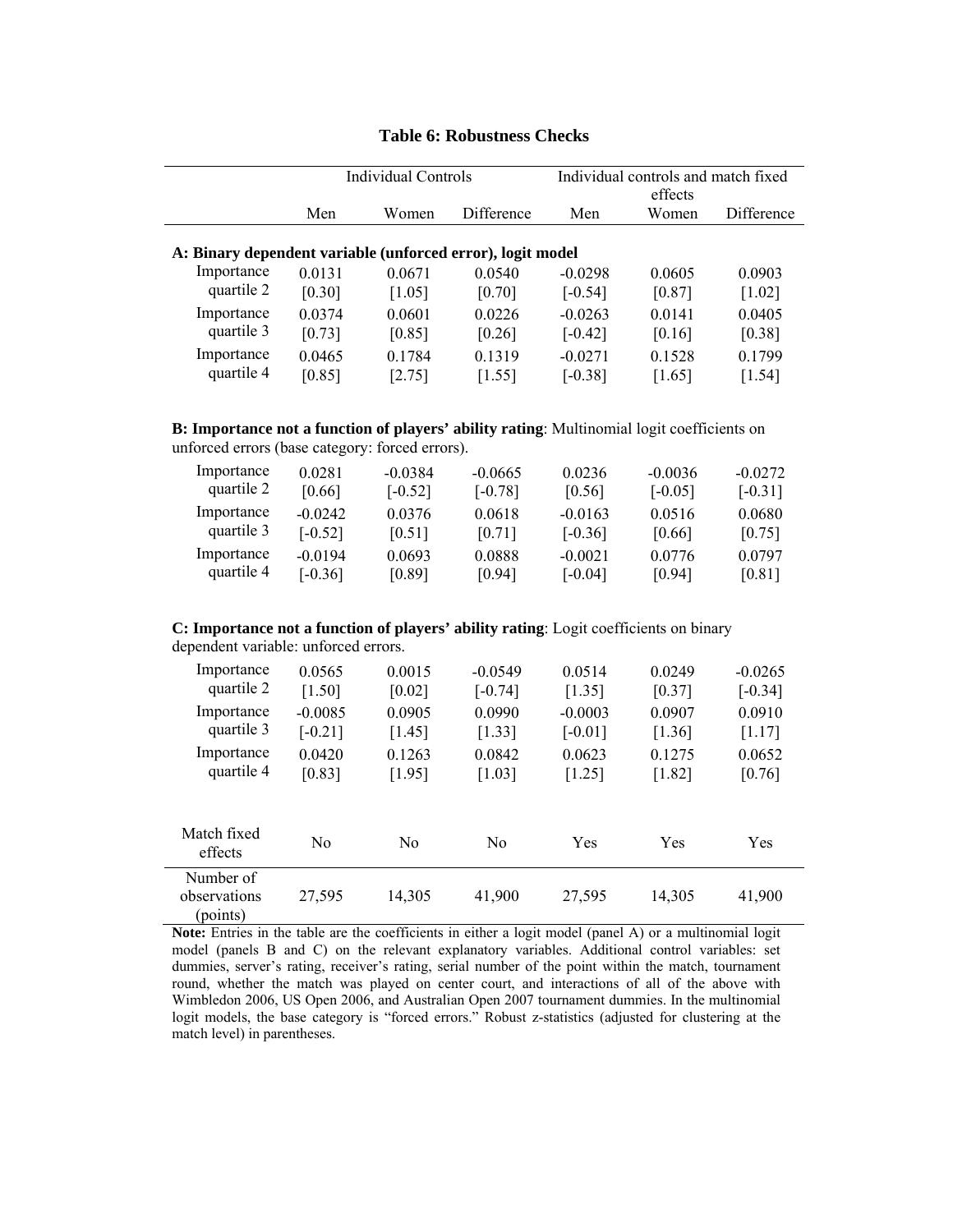**Table 6: Robustness Checks**

| | Individual Controls | | | Individual controls and match fixed effects | | |
|---|---|---|---|---|---|---|
| | Men | Women | Difference | Men | Women | Difference |
| **A: Binary dependent variable (unforced error), logit model** | | | | | | |
| Importance quartile 2 | 0.0131 | 0.0671 | 0.0540 | -0.0298 | 0.0605 | 0.0903 |
| | [0.30] | [1.05] | [0.70] | [-0.54] | [0.87] | [1.02] |
| Importance quartile 3 | 0.0374 | 0.0601 | 0.0226 | -0.0263 | 0.0141 | 0.0405 |
| | [0.73] | [0.85] | [0.26] | [-0.42] | [0.16] | [0.38] |
| Importance quartile 4 | 0.0465 | 0.1784 | 0.1319 | -0.0271 | 0.1528 | 0.1799 |
| | [0.85] | [2.75] | [1.55] | [-0.38] | [1.65] | [1.54] |
| **B: Importance not a function of players' ability rating**: Multinomial logit coefficients on unforced errors (base category: forced errors). | | | | | | |
| Importance quartile 2 | 0.0281 | -0.0384 | -0.0665 | 0.0236 | -0.0036 | -0.0272 |
| | [0.66] | [-0.52] | [-0.78] | [0.56] | [-0.05] | [-0.31] |
| Importance quartile 3 | -0.0242 | 0.0376 | 0.0618 | -0.0163 | 0.0516 | 0.0680 |
| | [-0.52] | [0.51] | [0.71] | [-0.36] | [0.66] | [0.75] |
| Importance quartile 4 | -0.0194 | 0.0693 | 0.0888 | -0.0021 | 0.0776 | 0.0797 |
| | [-0.36] | [0.89] | [0.94] | [-0.04] | [0.94] | [0.81] |
| **C: Importance not a function of players' ability rating**: Logit coefficients on binary dependent variable: unforced errors. | | | | | | |
| Importance quartile 2 | 0.0565 | 0.0015 | -0.0549 | 0.0514 | 0.0249 | -0.0265 |
| | [1.50] | [0.02] | [-0.74] | [1.35] | [0.37] | [-0.34] |
| Importance quartile 3 | -0.0085 | 0.0905 | 0.0990 | -0.0003 | 0.0907 | 0.0910 |
| | [-0.21] | [1.45] | [1.33] | [-0.01] | [1.36] | [1.17] |
| Importance quartile 4 | 0.0420 | 0.1263 | 0.0842 | 0.0623 | 0.1275 | 0.0652 |
| | [0.83] | [1.95] | [1.03] | [1.25] | [1.82] | [0.76] |
| Match fixed effects | No | No | No | Yes | Yes | Yes |
| Number of observations (points) | 27,595 | 14,305 | 41,900 | 27,595 | 14,305 | 41,900 |

**Note:** Entries in the table are the coefficients in either a logit model (panel A) or a multinomial logit model (panels B and C) on the relevant explanatory variables. Additional control variables: set dummies, server's rating, receiver's rating, serial number of the point within the match, tournament round, whether the match was played on center court, and interactions of all of the above with Wimbledon 2006, US Open 2006, and Australian Open 2007 tournament dummies. In the multinomial logit models, the base category is "forced errors." Robust z-statistics (adjusted for clustering at the match level) in parentheses.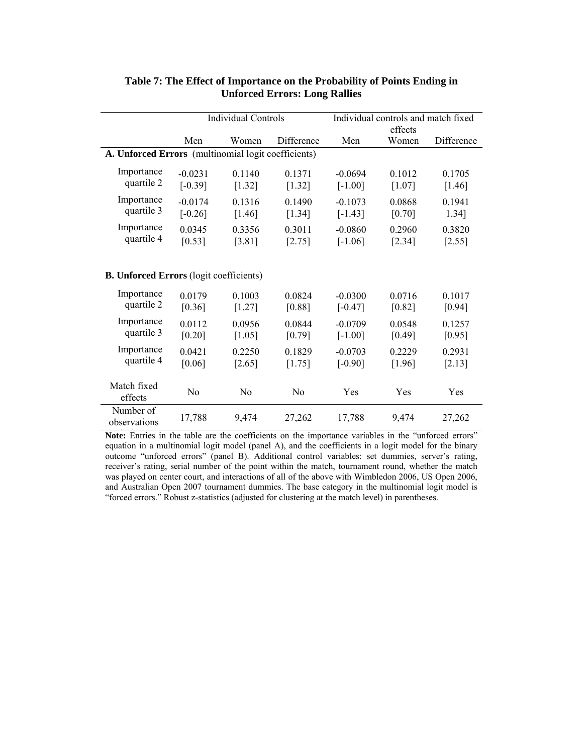**Table 7: The Effect of Importance on the Probability of Points Ending in Unforced Errors: Long Rallies**

| | Individual Controls | | | Individual controls and match fixed effects | | |
|---|---|---|---|---|---|---|
| | Men | Women | Difference | Men | Women | Difference |
| **A. Unforced Errors** (multinomial logit coefficients) | | | | | | |
| Importance quartile 2 | -0.0231<br>[-0.39] | 0.1140<br>[1.32] | 0.1371<br>[1.32] | -0.0694<br>[-1.00] | 0.1012<br>[1.07] | 0.1705<br>[1.46] |
| Importance quartile 3 | -0.0174<br>[-0.26] | 0.1316<br>[1.46] | 0.1490<br>[1.34] | -0.1073<br>[-1.43] | 0.0868<br>[0.70] | 0.1941<br>1.34] |
| Importance quartile 4 | 0.0345<br>[0.53] | 0.3356<br>[3.81] | 0.3011<br>[2.75] | -0.0860<br>[-1.06] | 0.2960<br>[2.34] | 0.3820<br>[2.55] |
| **B. Unforced Errors** (logit coefficients) | | | | | | |
| Importance quartile 2 | 0.0179<br>[0.36] | 0.1003<br>[1.27] | 0.0824<br>[0.88] | -0.0300<br>[-0.47] | 0.0716<br>[0.82] | 0.1017<br>[0.94] |
| Importance quartile 3 | 0.0112<br>[0.20] | 0.0956<br>[1.05] | 0.0844<br>[0.79] | -0.0709<br>[-1.00] | 0.0548<br>[0.49] | 0.1257<br>[0.95] |
| Importance quartile 4 | 0.0421<br>[0.06] | 0.2250<br>[2.65] | 0.1829<br>[1.75] | -0.0703<br>[-0.90] | 0.2229<br>[1.96] | 0.2931<br>[2.13] |
| Match fixed effects | No | No | No | Yes | Yes | Yes |
| Number of observations | 17,788 | 9,474 | 27,262 | 17,788 | 9,474 | 27,262 |

**Note:** Entries in the table are the coefficients on the importance variables in the "unforced errors" equation in a multinomial logit model (panel A), and the coefficients in a logit model for the binary outcome "unforced errors" (panel B). Additional control variables: set dummies, server's rating, receiver's rating, serial number of the point within the match, tournament round, whether the match was played on center court, and interactions of all of the above with Wimbledon 2006, US Open 2006, and Australian Open 2007 tournament dummies. The base category in the multinomial logit model is "forced errors." Robust z-statistics (adjusted for clustering at the match level) in parentheses.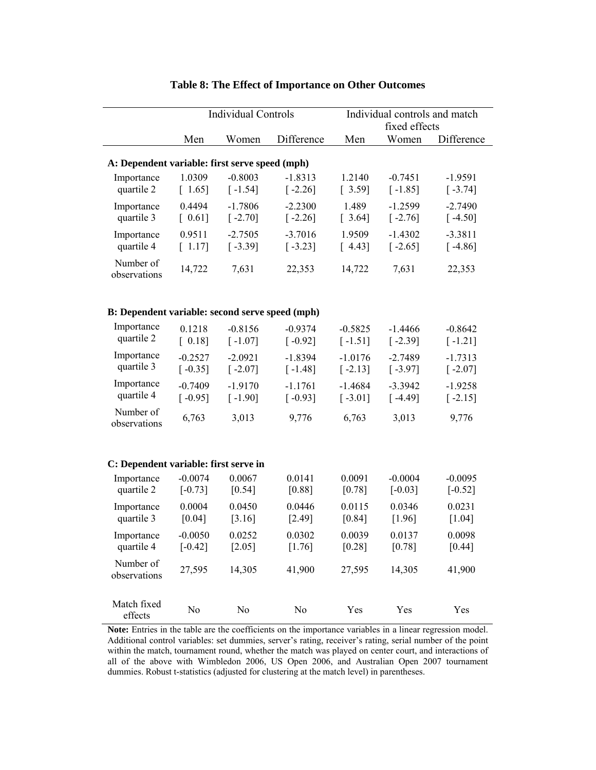**Table 8: The Effect of Importance on Other Outcomes**

| | Individual Controls | | | Individual controls and match fixed effects | | |
|---|---|---|---|---|---|---|
| | Men | Women | Difference | Men | Women | Difference |
| **A: Dependent variable: first serve speed (mph)** | | | | | | |
| Importance quartile 2 | 1.0309<br>[ 1.65] | -0.8003<br>[ -1.54] | -1.8313<br>[ -2.26] | 1.2140<br>[ 3.59] | -0.7451<br>[ -1.85] | -1.9591<br>[ -3.74] |
| Importance quartile 3 | 0.4494<br>[ 0.61] | -1.7806<br>[ -2.70] | -2.2300<br>[ -2.26] | 1.489<br>[ 3.64] | -1.2599<br>[ -2.76] | -2.7490<br>[ -4.50] |
| Importance quartile 4 | 0.9511<br>[ 1.17] | -2.7505<br>[ -3.39] | -3.7016<br>[ -3.23] | 1.9509<br>[ 4.43] | -1.4302<br>[ -2.65] | -3.3811<br>[ -4.86] |
| Number of observations | 14,722 | 7,631 | 22,353 | 14,722 | 7,631 | 22,353 |
| **B: Dependent variable: second serve speed (mph)** | | | | | | |
| Importance quartile 2 | 0.1218<br>[ 0.18] | -0.8156<br>[ -1.07] | -0.9374<br>[ -0.92] | -0.5825<br>[ -1.51] | -1.4466<br>[ -2.39] | -0.8642<br>[ -1.21] |
| Importance quartile 3 | -0.2527<br>[ -0.35] | -2.0921<br>[ -2.07] | -1.8394<br>[ -1.48] | -1.0176<br>[ -2.13] | -2.7489<br>[ -3.97] | -1.7313<br>[ -2.07] |
| Importance quartile 4 | -0.7409<br>[ -0.95] | -1.9170<br>[ -1.90] | -1.1761<br>[ -0.93] | -1.4684<br>[ -3.01] | -3.3942<br>[ -4.49] | -1.9258<br>[ -2.15] |
| Number of observations | 6,763 | 3,013 | 9,776 | 6,763 | 3,013 | 9,776 |
| **C: Dependent variable: first serve in** | | | | | | |
| Importance quartile 2 | -0.0074<br>[-0.73] | 0.0067<br>[0.54] | 0.0141<br>[0.88] | 0.0091<br>[0.78] | -0.0004<br>[-0.03] | -0.0095<br>[-0.52] |
| Importance quartile 3 | 0.0004<br>[0.04] | 0.0450<br>[3.16] | 0.0446<br>[2.49] | 0.0115<br>[0.84] | 0.0346<br>[1.96] | 0.0231<br>[1.04] |
| Importance quartile 4 | -0.0050<br>[-0.42] | 0.0252<br>[2.05] | 0.0302<br>[1.76] | 0.0039<br>[0.28] | 0.0137<br>[0.78] | 0.0098<br>[0.44] |
| Number of observations | 27,595 | 14,305 | 41,900 | 27,595 | 14,305 | 41,900 |
| Match fixed effects | No | No | No | Yes | Yes | Yes |

**Note:** Entries in the table are the coefficients on the importance variables in a linear regression model. Additional control variables: set dummies, server's rating, receiver's rating, serial number of the point within the match, tournament round, whether the match was played on center court, and interactions of all of the above with Wimbledon 2006, US Open 2006, and Australian Open 2007 tournament dummies. Robust t-statistics (adjusted for clustering at the match level) in parentheses.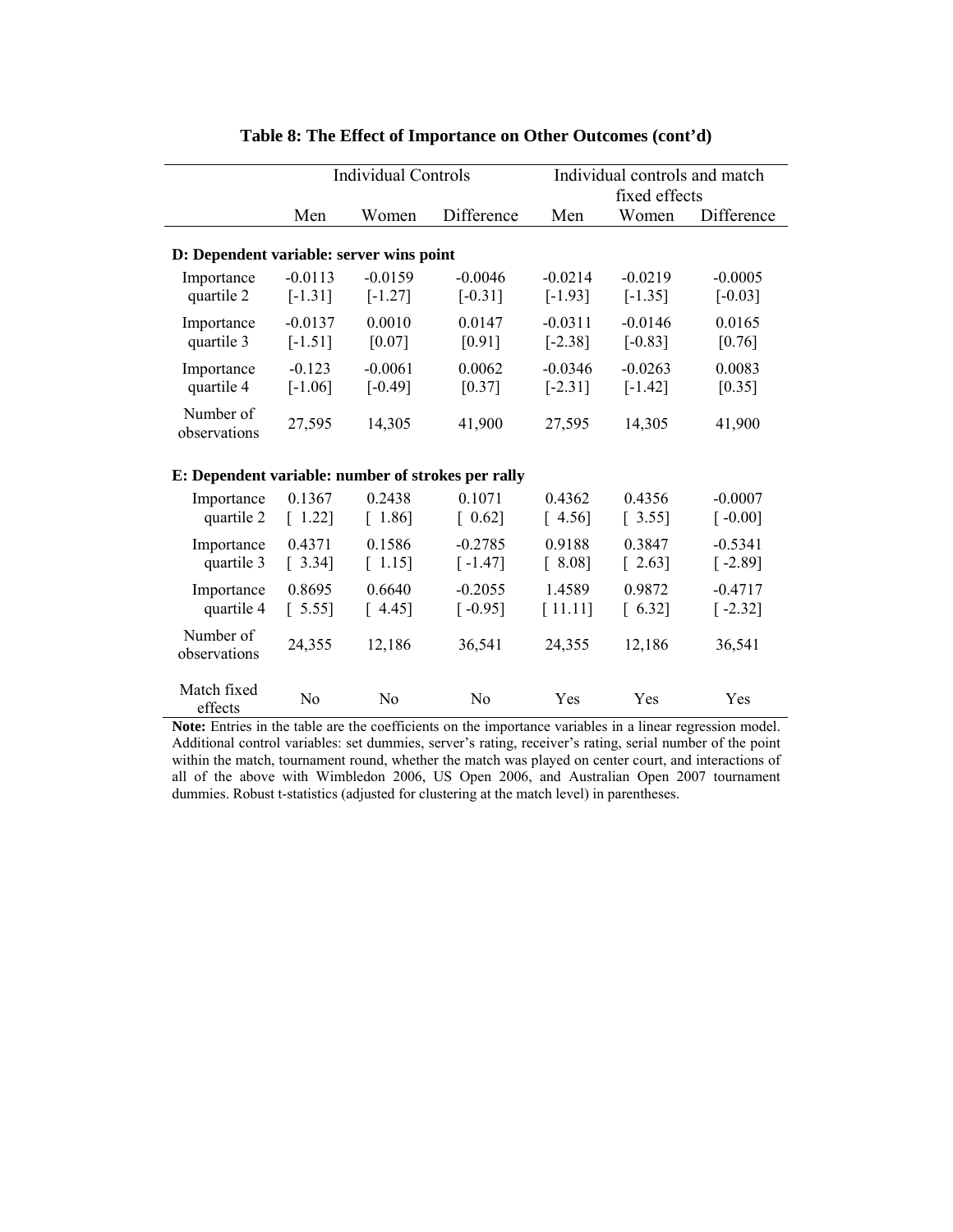**Table 8: The Effect of Importance on Other Outcomes (cont'd)**

| | Individual Controls | | | Individual controls and match fixed effects | | |
|---|---|---|---|---|---|---|
| | Men | Women | Difference | Men | Women | Difference |
| **D: Dependent variable: server wins point** | | | | | | |
| Importance quartile 2 | -0.0113<br>[-1.31] | -0.0159<br>[-1.27] | -0.0046<br>[-0.31] | -0.0214<br>[-1.93] | -0.0219<br>[-1.35] | -0.0005<br>[-0.03] |
| Importance quartile 3 | -0.0137<br>[-1.51] | 0.0010<br>[0.07] | 0.0147<br>[0.91] | -0.0311<br>[-2.38] | -0.0146<br>[-0.83] | 0.0165<br>[0.76] |
| Importance quartile 4 | -0.123<br>[-1.06] | -0.0061<br>[-0.49] | 0.0062<br>[0.37] | -0.0346<br>[-2.31] | -0.0263<br>[-1.42] | 0.0083<br>[0.35] |
| Number of observations | 27,595 | 14,305 | 41,900 | 27,595 | 14,305 | 41,900 |
| **E: Dependent variable: number of strokes per rally** | | | | | | |
| Importance quartile 2 | 0.1367<br>[ 1.22] | 0.2438<br>[ 1.86] | 0.1071<br>[ 0.62] | 0.4362<br>[ 4.56] | 0.4356<br>[ 3.55] | -0.0007<br>[ -0.00] |
| Importance quartile 3 | 0.4371<br>[ 3.34] | 0.1586<br>[ 1.15] | -0.2785<br>[ -1.47] | 0.9188<br>[ 8.08] | 0.3847<br>[ 2.63] | -0.5341<br>[ -2.89] |
| Importance quartile 4 | 0.8695<br>[ 5.55] | 0.6640<br>[ 4.45] | -0.2055<br>[ -0.95] | 1.4589<br>[ 11.11] | 0.9872<br>[ 6.32] | -0.4717<br>[ -2.32] |
| Number of observations | 24,355 | 12,186 | 36,541 | 24,355 | 12,186 | 36,541 |
| Match fixed effects | No | No | No | Yes | Yes | Yes |

**Note:** Entries in the table are the coefficients on the importance variables in a linear regression model. Additional control variables: set dummies, server's rating, receiver's rating, serial number of the point within the match, tournament round, whether the match was played on center court, and interactions of all of the above with Wimbledon 2006, US Open 2006, and Australian Open 2007 tournament dummies. Robust t-statistics (adjusted for clustering at the match level) in parentheses.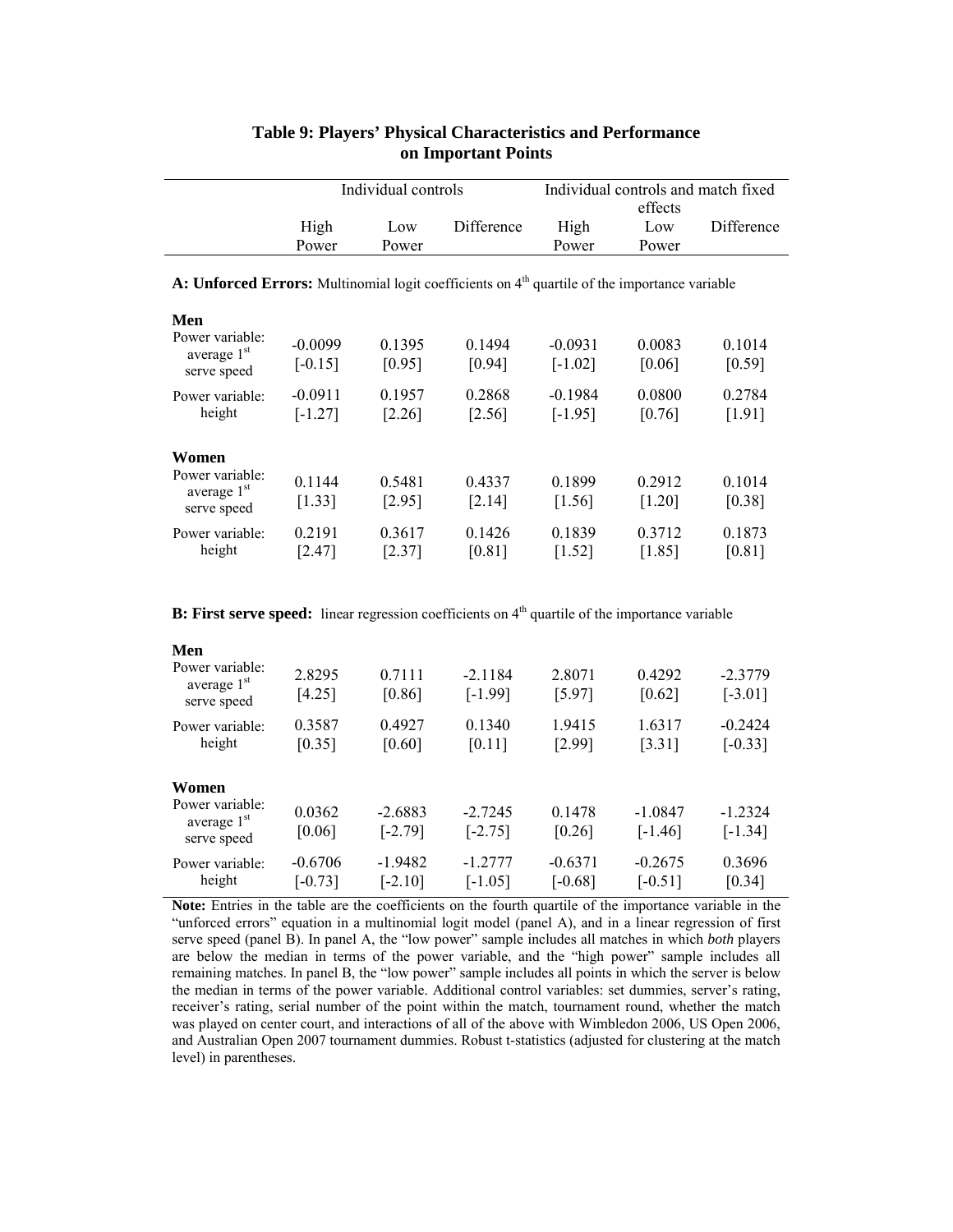# Table 9: Players' Physical Characteristics and Performance on Important Points

| | Individual controls | | | Individual controls and match fixed effects | | |
|---|---|---|---|---|---|---|
| | High Power | Low Power | Difference | High Power | Low Power | Difference |
| **A: Unforced Errors:** Multinomial logit coefficients on 4th quartile of the importance variable | | | | | | |
| **Men** | | | | | | |
| Power variable: average 1st serve speed | -0.0099 | 0.1395 | 0.1494 | -0.0931 | 0.0083 | 0.1014 |
| | [-0.15] | [0.95] | [0.94] | [-1.02] | [0.06] | [0.59] |
| Power variable: height | -0.0911 | 0.1957 | 0.2868 | -0.1984 | 0.0800 | 0.2784 |
| | [-1.27] | [2.26] | [2.56] | [-1.95] | [0.76] | [1.91] |
| **Women** | | | | | | |
| Power variable: average 1st serve speed | 0.1144 | 0.5481 | 0.4337 | 0.1899 | 0.2912 | 0.1014 |
| | [1.33] | [2.95] | [2.14] | [1.56] | [1.20] | [0.38] |
| Power variable: height | 0.2191 | 0.3617 | 0.1426 | 0.1839 | 0.3712 | 0.1873 |
| | [2.47] | [2.37] | [0.81] | [1.52] | [1.85] | [0.81] |
| **B: First serve speed:** linear regression coefficients on 4th quartile of the importance variable | | | | | | |
| **Men** | | | | | | |
| Power variable: average 1st serve speed | 2.8295 | 0.7111 | -2.1184 | 2.8071 | 0.4292 | -2.3779 |
| | [4.25] | [0.86] | [-1.99] | [5.97] | [0.62] | [-3.01] |
| Power variable: height | 0.3587 | 0.4927 | 0.1340 | 1.9415 | 1.6317 | -0.2424 |
| | [0.35] | [0.60] | [0.11] | [2.99] | [3.31] | [-0.33] |
| **Women** | | | | | | |
| Power variable: average 1st serve speed | 0.0362 | -2.6883 | -2.7245 | 0.1478 | -1.0847 | -1.2324 |
| | [0.06] | [-2.79] | [-2.75] | [0.26] | [-1.46] | [-1.34] |
| Power variable: height | -0.6706 | -1.9482 | -1.2777 | -0.6371 | -0.2675 | 0.3696 |
| | [-0.73] | [-2.10] | [-1.05] | [-0.68] | [-0.51] | [0.34] |

**Note:** Entries in the table are the coefficients on the fourth quartile of the importance variable in the "unforced errors" equation in a multinomial logit model (panel A), and in a linear regression of first serve speed (panel B). In panel A, the "low power" sample includes all matches in which *both* players are below the median in terms of the power variable, and the "high power" sample includes all remaining matches. In panel B, the "low power" sample includes all points in which the server is below the median in terms of the power variable. Additional control variables: set dummies, server's rating, receiver's rating, serial number of the point within the match, tournament round, whether the match was played on center court, and interactions of all of the above with Wimbledon 2006, US Open 2006, and Australian Open 2007 tournament dummies. Robust t-statistics (adjusted for clustering at the match level) in parentheses.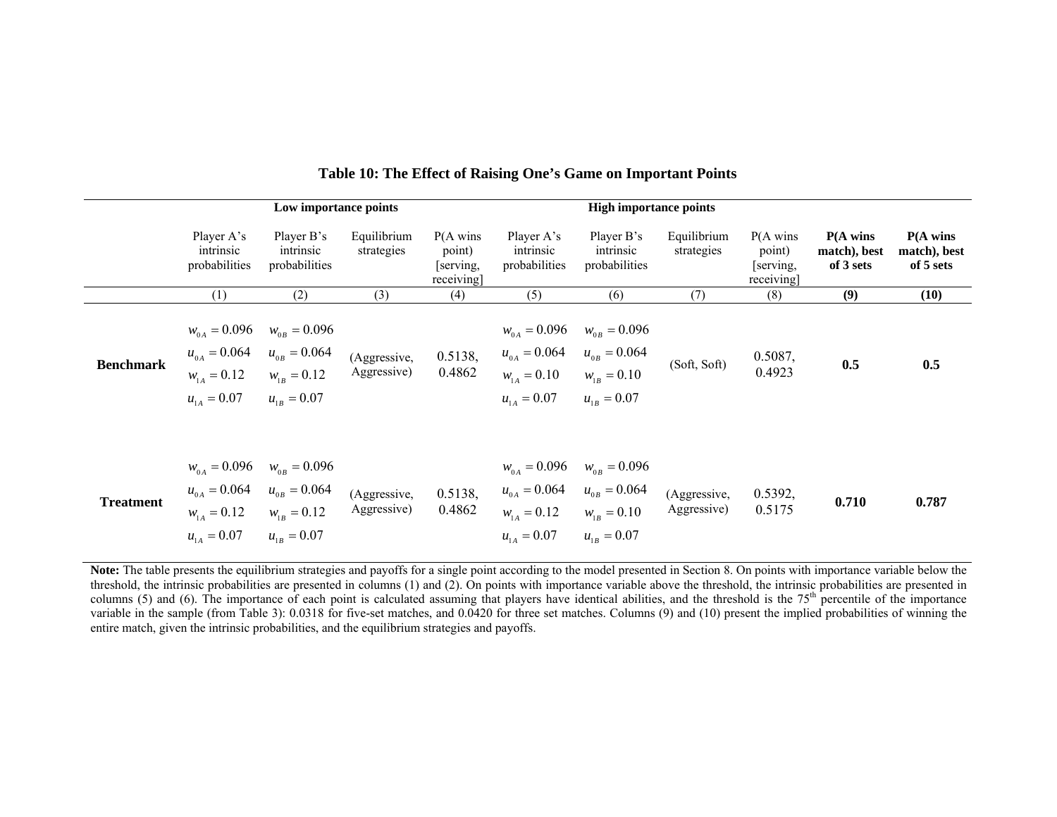### Table 10: The Effect of Raising One's Game on Important Points

| | Low importance points | | | | High importance points | | | | | |
|---|---|---|---|---|---|---|---|---|---|---|
| | Player A's intrinsic probabilities | Player B's intrinsic probabilities | Equilibrium strategies | P(A wins point) [serving, receiving] | Player A's intrinsic probabilities | Player B's intrinsic probabilities | Equilibrium strategies | P(A wins point) [serving, receiving] | **P(A wins match), best of 3 sets** | **P(A wins match), best of 5 sets** |
| | (1) | (2) | (3) | (4) | (5) | (6) | (7) | (8) | **(9)** | **(10)** |
| **Benchmark** | $w_{0A} = 0.096$ $u_{0A} = 0.064$ $w_{1A} = 0.12$ $u_{1A} = 0.07$ | $w_{0B} = 0.096$ $u_{0B} = 0.064$ $w_{1B} = 0.12$ $u_{1B} = 0.07$ | (Aggressive, Aggressive) | 0.5138, 0.4862 | $w_{0A} = 0.096$ $u_{0A} = 0.064$ $w_{1A} = 0.10$ $u_{1A} = 0.07$ | $w_{0B} = 0.096$ $u_{0B} = 0.064$ $w_{1B} = 0.10$ $u_{1B} = 0.07$ | (Soft, Soft) | 0.5087, 0.4923 | **0.5** | **0.5** |
| **Treatment** | $w_{0A} = 0.096$ $u_{0A} = 0.064$ $w_{1A} = 0.12$ $u_{1A} = 0.07$ | $w_{0B} = 0.096$ $u_{0B} = 0.064$ $w_{1B} = 0.12$ $u_{1B} = 0.07$ | (Aggressive, Aggressive) | 0.5138, 0.4862 | $w_{0A} = 0.096$ $u_{0A} = 0.064$ $w_{1A} = 0.12$ $u_{1A} = 0.07$ | $w_{0B} = 0.096$ $u_{0B} = 0.064$ $w_{1B} = 0.10$ $u_{1B} = 0.07$ | (Aggressive, Aggressive) | 0.5392, 0.5175 | **0.710** | **0.787** |

**Note:** The table presents the equilibrium strategies and payoffs for a single point according to the model presented in Section 8. On points with importance variable below the threshold, the intrinsic probabilities are presented in columns (1) and (2). On points with importance variable above the threshold, the intrinsic probabilities are presented in columns (5) and (6). The importance of each point is calculated assuming that players have identical abilities, and the threshold is the 75th percentile of the importance variable in the sample (from Table 3): 0.0318 for five-set matches, and 0.0420 for three set matches. Columns (9) and (10) present the implied probabilities of winning the entire match, given the intrinsic probabilities, and the equilibrium strategies and payoffs.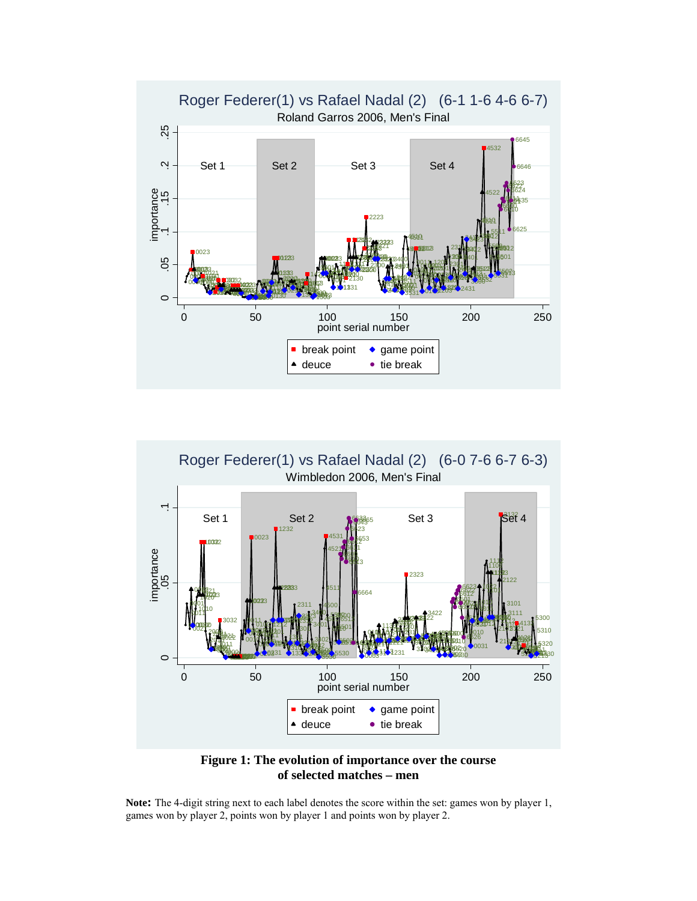Roger Federer(1) vs Rafael Nadal (2)   (6-1 1-6 4-6 6-7)

Roland Garros 2006, Men's Final

Set 1

Set 2

Set 3

Set 4

importance

point serial number

break point

game point

deuce

tie break

Roger Federer(1) vs Rafael Nadal (2)   (6-0 7-6 6-7 6-3)

Wimbledon 2006, Men's Final

Set 1

Set 2

Set 3

Set 4

importance

point serial number

break point

game point

deuce

tie break

**Figure 1: The evolution of importance over the course of selected matches – men**

**Note:** The 4-digit string next to each label denotes the score within the set: games won by player 1, games won by player 2, points won by player 1 and points won by player 2.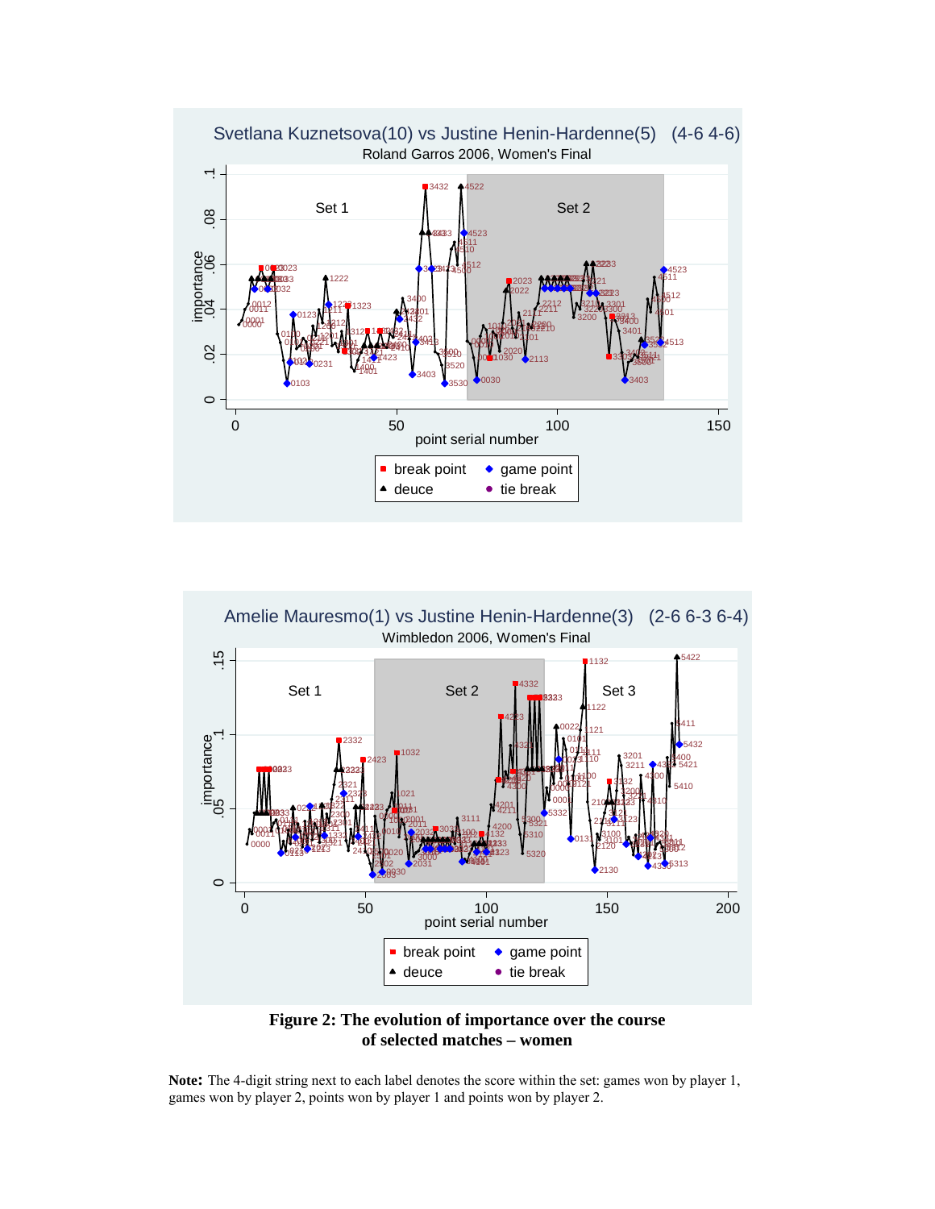Svetlana Kuznetsova(10) vs Justine Henin-Hardenne(5) (4-6 4-6)

Roland Garros 2006, Women's Final

importance

point serial number

Set 1

Set 2

0

.02

.04

.06

.08

.1

0

50

100

150

break point

game point

deuce

tie break

Amelie Mauresmo(1) vs Justine Henin-Hardenne(3) (2-6 6-3 6-4)

Wimbledon 2006, Women's Final

importance

point serial number

Set 1

Set 2

Set 3

0

.05

.1

.15

0

50

100

150

200

break point

game point

deuce

tie break

**Figure 2: The evolution of importance over the course of selected matches – women**

**Note:** The 4-digit string next to each label denotes the score within the set: games won by player 1, games won by player 2, points won by player 1 and points won by player 2.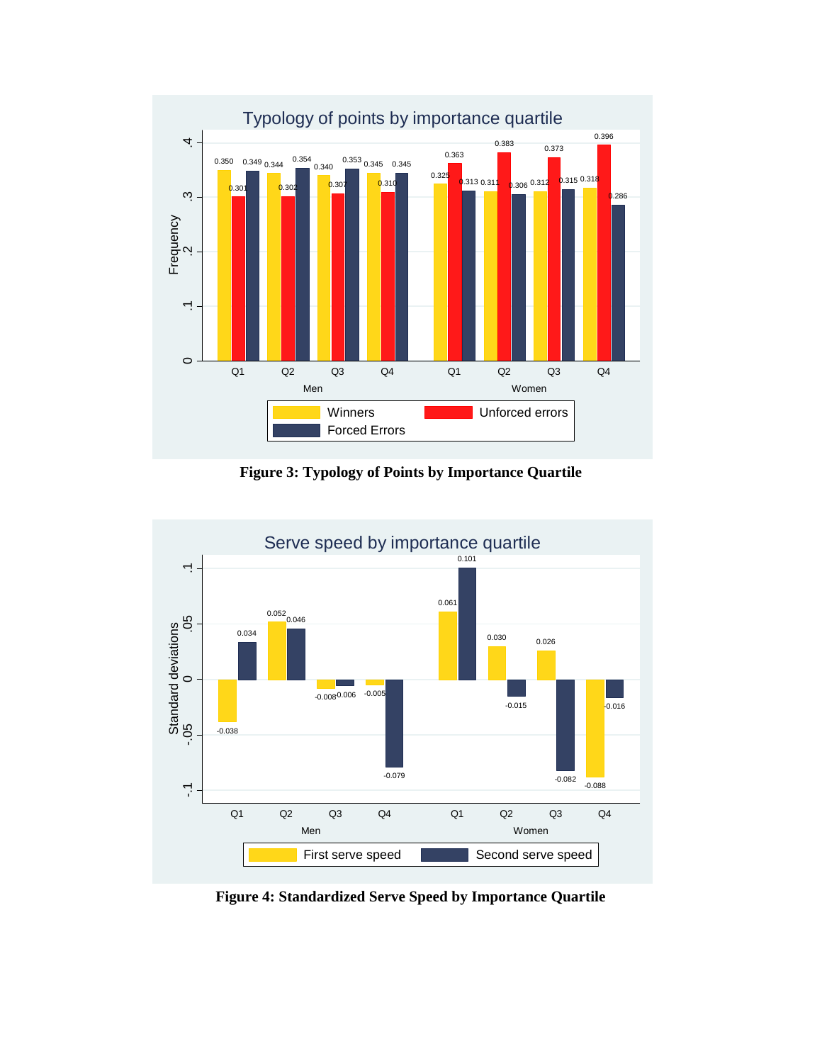Typology of points by importance quartile

Frequency

0 .1 .2 .3 .4

Men: Q1 0.350 0.301 0.349; Q2 0.344 0.302 0.354; Q3 0.340 0.307 0.353; Q4 0.345 0.310 0.345

Women: Q1 0.325 0.363 0.313; Q2 0.311 0.383 0.306; Q3 0.312 0.373 0.315; Q4 0.318 0.396 0.286

Winners · Unforced errors · Forced Errors

**Figure 3: Typology of Points by Importance Quartile**

Serve speed by importance quartile

Standard deviations

-.1 -.05 0 .05 .1

Men: Q1 -0.038 0.034; Q2 0.052 0.046; Q3 -0.008 -0.006; Q4 -0.005 -0.079

Women: Q1 0.061 0.101; Q2 0.030 -0.015; Q3 0.026 -0.082; Q4 -0.088 -0.016

First serve speed · Second serve speed

**Figure 4: Standardized Serve Speed by Importance Quartile**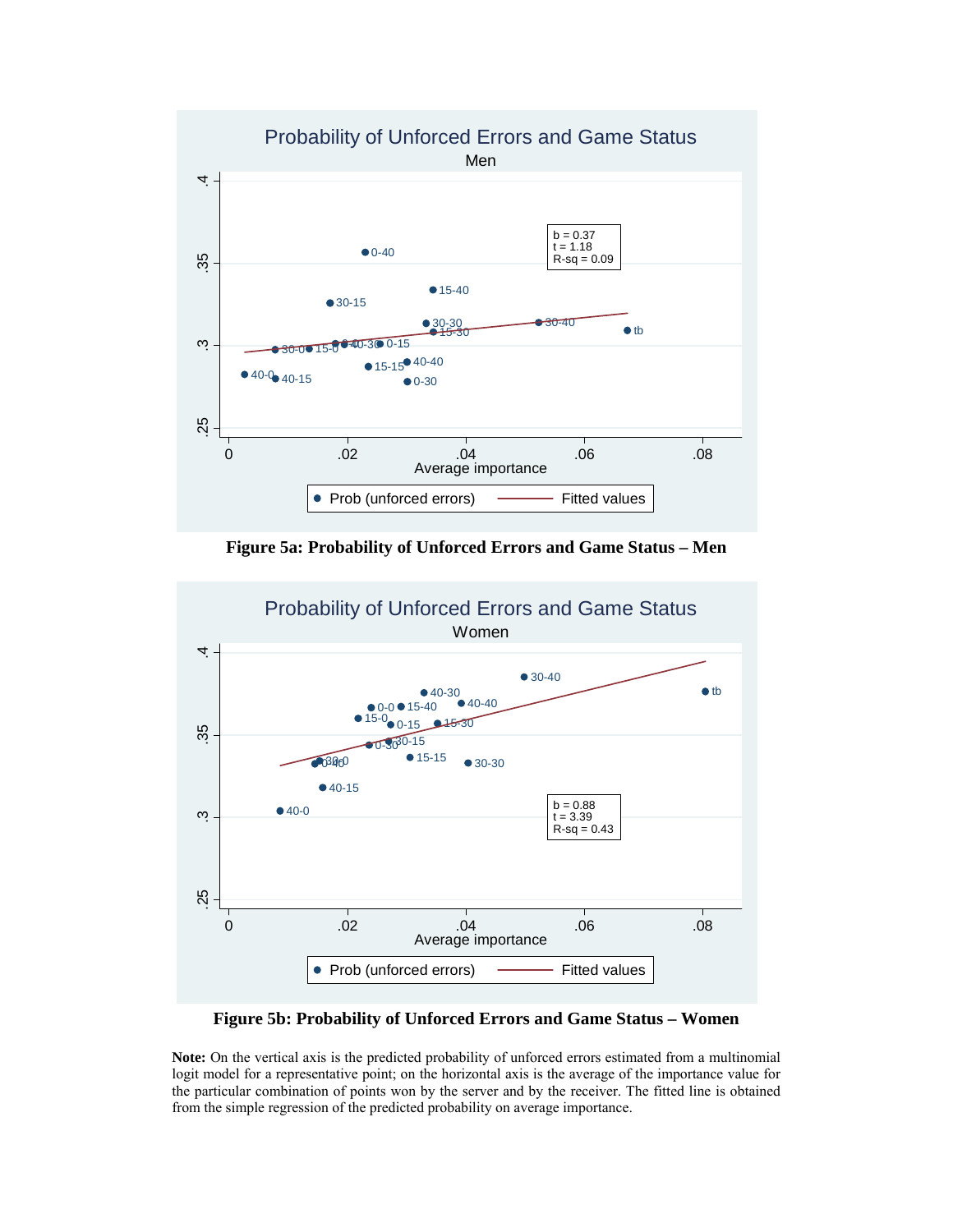Probability of Unforced Errors and Game Status

Men

b = 0.37
t = 1.18
R-sq = 0.09

Average importance

Prob (unforced errors)

Fitted values

**Figure 5a: Probability of Unforced Errors and Game Status – Men**

Probability of Unforced Errors and Game Status

Women

b = 0.88
t = 3.39
R-sq = 0.43

Average importance

Prob (unforced errors)

Fitted values

**Figure 5b: Probability of Unforced Errors and Game Status – Women**

**Note:** On the vertical axis is the predicted probability of unforced errors estimated from a multinomial logit model for a representative point; on the horizontal axis is the average of the importance value for the particular combination of points won by the server and by the receiver. The fitted line is obtained from the simple regression of the predicted probability on average importance.